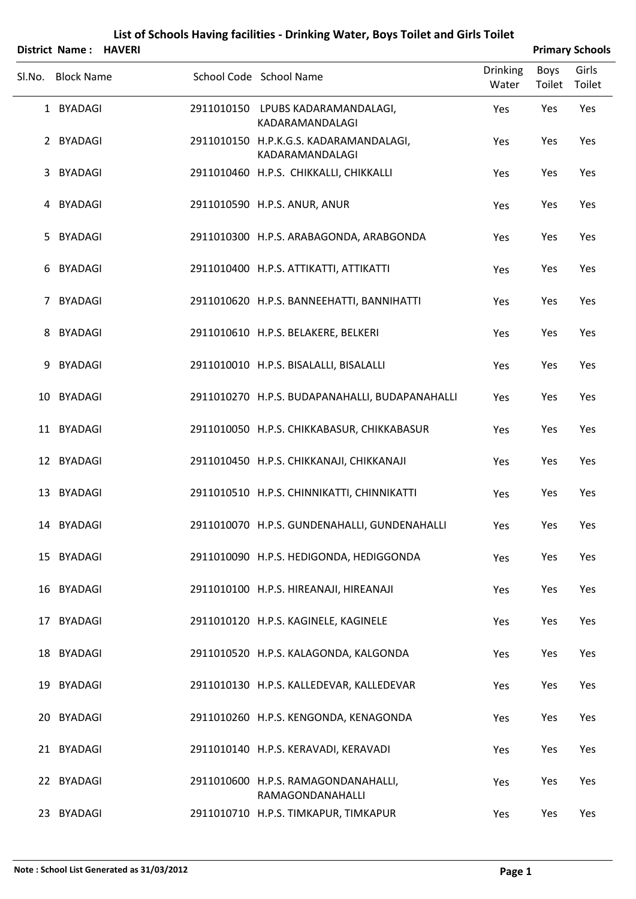# List of Schools Having facilities - Drinking Water, Boys Toilet and Girls Toilet

**District Name : HAVERI** **Primary Schools**

| Sl.No. | Block Name | School Code | School Name | Drinking Water | Boys Toilet | Girls Toilet |
|---|---|---|---|---|---|---|
| 1 | BYADAGI | 2911010150 | LPUBS KADARAMANDALAGI, KADARAMANDALAGI | Yes | Yes | Yes |
| 2 | BYADAGI | 2911010150 | H.P.K.G.S. KADARAMANDALAGI, KADARAMANDALAGI | Yes | Yes | Yes |
| 3 | BYADAGI | 2911010460 | H.P.S. CHIKKALLI, CHIKKALLI | Yes | Yes | Yes |
| 4 | BYADAGI | 2911010590 | H.P.S. ANUR, ANUR | Yes | Yes | Yes |
| 5 | BYADAGI | 2911010300 | H.P.S. ARABAGONDA, ARABGONDA | Yes | Yes | Yes |
| 6 | BYADAGI | 2911010400 | H.P.S. ATTIKATTI, ATTIKATTI | Yes | Yes | Yes |
| 7 | BYADAGI | 2911010620 | H.P.S. BANNEEHATTI, BANNIHATTI | Yes | Yes | Yes |
| 8 | BYADAGI | 2911010610 | H.P.S. BELAKERE, BELKERI | Yes | Yes | Yes |
| 9 | BYADAGI | 2911010010 | H.P.S. BISALALLI, BISALALLI | Yes | Yes | Yes |
| 10 | BYADAGI | 2911010270 | H.P.S. BUDAPANAHALLI, BUDAPANAHALLI | Yes | Yes | Yes |
| 11 | BYADAGI | 2911010050 | H.P.S. CHIKKABASUR, CHIKKABASUR | Yes | Yes | Yes |
| 12 | BYADAGI | 2911010450 | H.P.S. CHIKKANAJI, CHIKKANAJI | Yes | Yes | Yes |
| 13 | BYADAGI | 2911010510 | H.P.S. CHINNIKATTI, CHINNIKATTI | Yes | Yes | Yes |
| 14 | BYADAGI | 2911010070 | H.P.S. GUNDENAHALLI, GUNDENAHALLI | Yes | Yes | Yes |
| 15 | BYADAGI | 2911010090 | H.P.S. HEDIGONDA, HEDIGGONDA | Yes | Yes | Yes |
| 16 | BYADAGI | 2911010100 | H.P.S. HIREANAJI, HIREANAJI | Yes | Yes | Yes |
| 17 | BYADAGI | 2911010120 | H.P.S. KAGINELE, KAGINELE | Yes | Yes | Yes |
| 18 | BYADAGI | 2911010520 | H.P.S. KALAGONDA, KALGONDA | Yes | Yes | Yes |
| 19 | BYADAGI | 2911010130 | H.P.S. KALLEDEVAR, KALLEDEVAR | Yes | Yes | Yes |
| 20 | BYADAGI | 2911010260 | H.P.S. KENGONDA, KENAGONDA | Yes | Yes | Yes |
| 21 | BYADAGI | 2911010140 | H.P.S. KERAVADI, KERAVADI | Yes | Yes | Yes |
| 22 | BYADAGI | 2911010600 | H.P.S. RAMAGONDANAHALLI, RAMAGONDANAHALLI | Yes | Yes | Yes |
| 23 | BYADAGI | 2911010710 | H.P.S. TIMKAPUR, TIMKAPUR | Yes | Yes | Yes |

**Note : School List Generated as 31/03/2012**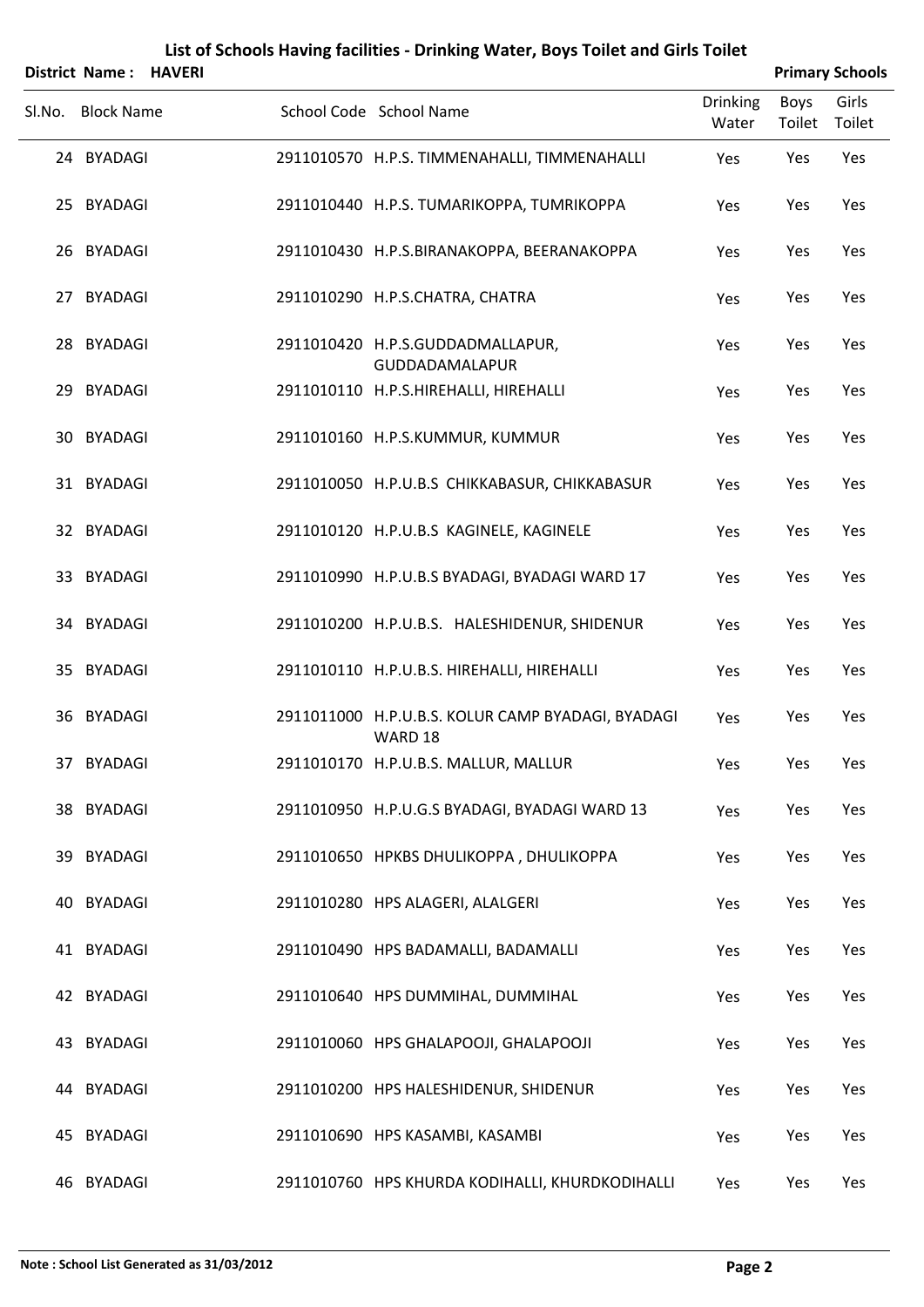## List of Schools Having facilities - Drinking Water, Boys Toilet and Girls Toilet

**District Name : HAVERI** **Primary Schools**

| Sl.No. | Block Name | School Code | School Name | Drinking Water | Boys Toilet | Girls Toilet |
|---|---|---|---|---|---|---|
| 24 | BYADAGI | 2911010570 | H.P.S. TIMMENAHALLI, TIMMENAHALLI | Yes | Yes | Yes |
| 25 | BYADAGI | 2911010440 | H.P.S. TUMARIKOPPA, TUMRIKOPPA | Yes | Yes | Yes |
| 26 | BYADAGI | 2911010430 | H.P.S.BIRANAKOPPA, BEERANAKOPPA | Yes | Yes | Yes |
| 27 | BYADAGI | 2911010290 | H.P.S.CHATRA, CHATRA | Yes | Yes | Yes |
| 28 | BYADAGI | 2911010420 | H.P.S.GUDDADMALLAPUR, GUDDADAMALAPUR | Yes | Yes | Yes |
| 29 | BYADAGI | 2911010110 | H.P.S.HIREHALLI, HIREHALLI | Yes | Yes | Yes |
| 30 | BYADAGI | 2911010160 | H.P.S.KUMMUR, KUMMUR | Yes | Yes | Yes |
| 31 | BYADAGI | 2911010050 | H.P.U.B.S CHIKKABASUR, CHIKKABASUR | Yes | Yes | Yes |
| 32 | BYADAGI | 2911010120 | H.P.U.B.S KAGINELE, KAGINELE | Yes | Yes | Yes |
| 33 | BYADAGI | 2911010990 | H.P.U.B.S BYADAGI, BYADAGI WARD 17 | Yes | Yes | Yes |
| 34 | BYADAGI | 2911010200 | H.P.U.B.S. HALESHIDENUR, SHIDENUR | Yes | Yes | Yes |
| 35 | BYADAGI | 2911010110 | H.P.U.B.S. HIREHALLI, HIREHALLI | Yes | Yes | Yes |
| 36 | BYADAGI | 2911011000 | H.P.U.B.S. KOLUR CAMP BYADAGI, BYADAGI WARD 18 | Yes | Yes | Yes |
| 37 | BYADAGI | 2911010170 | H.P.U.B.S. MALLUR, MALLUR | Yes | Yes | Yes |
| 38 | BYADAGI | 2911010950 | H.P.U.G.S BYADAGI, BYADAGI WARD 13 | Yes | Yes | Yes |
| 39 | BYADAGI | 2911010650 | HPKBS DHULIKOPPA , DHULIKOPPA | Yes | Yes | Yes |
| 40 | BYADAGI | 2911010280 | HPS ALAGERI, ALALGERI | Yes | Yes | Yes |
| 41 | BYADAGI | 2911010490 | HPS BADAMALLI, BADAMALLI | Yes | Yes | Yes |
| 42 | BYADAGI | 2911010640 | HPS DUMMIHAL, DUMMIHAL | Yes | Yes | Yes |
| 43 | BYADAGI | 2911010060 | HPS GHALAPOOJI, GHALAPOOJI | Yes | Yes | Yes |
| 44 | BYADAGI | 2911010200 | HPS HALESHIDENUR, SHIDENUR | Yes | Yes | Yes |
| 45 | BYADAGI | 2911010690 | HPS KASAMBI, KASAMBI | Yes | Yes | Yes |
| 46 | BYADAGI | 2911010760 | HPS KHURDA KODIHALLI, KHURDKODIHALLI | Yes | Yes | Yes |

**Note : School List Generated as 31/03/2012**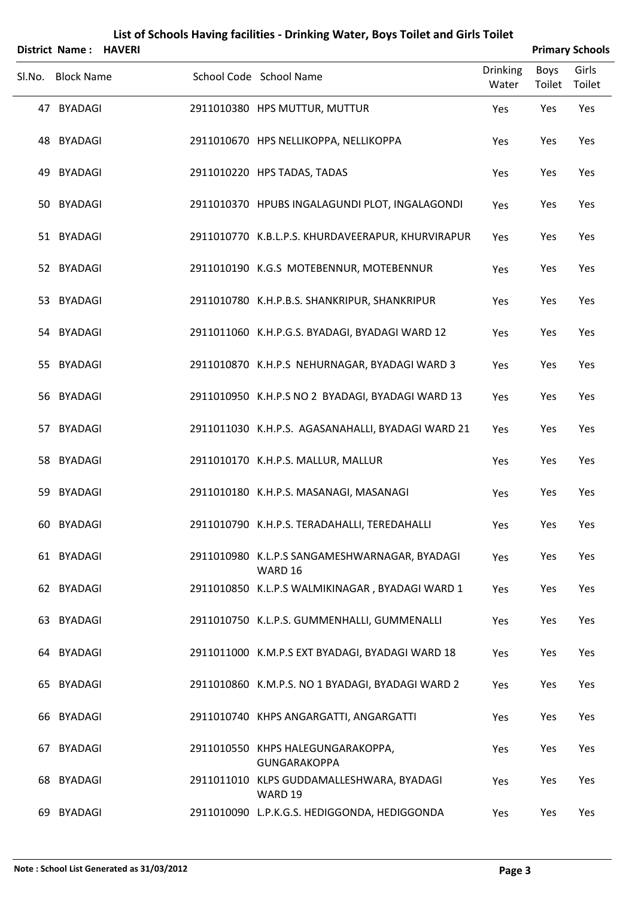# List of Schools Having facilities - Drinking Water, Boys Toilet and Girls Toilet

**District Name : HAVERI** **Primary Schools**

| Sl.No. | Block Name | School Code | School Name | Drinking Water | Boys Toilet | Girls Toilet |
|---|---|---|---|---|---|---|
| 47 | BYADAGI | 2911010380 | HPS MUTTUR, MUTTUR | Yes | Yes | Yes |
| 48 | BYADAGI | 2911010670 | HPS NELLIKOPPA, NELLIKOPPA | Yes | Yes | Yes |
| 49 | BYADAGI | 2911010220 | HPS TADAS, TADAS | Yes | Yes | Yes |
| 50 | BYADAGI | 2911010370 | HPUBS INGALAGUNDI PLOT, INGALAGONDI | Yes | Yes | Yes |
| 51 | BYADAGI | 2911010770 | K.B.L.P.S. KHURDAVEERAPUR, KHURVIRAPUR | Yes | Yes | Yes |
| 52 | BYADAGI | 2911010190 | K.G.S MOTEBENNUR, MOTEBENNUR | Yes | Yes | Yes |
| 53 | BYADAGI | 2911010780 | K.H.P.B.S. SHANKRIPUR, SHANKRIPUR | Yes | Yes | Yes |
| 54 | BYADAGI | 2911011060 | K.H.P.G.S. BYADAGI, BYADAGI WARD 12 | Yes | Yes | Yes |
| 55 | BYADAGI | 2911010870 | K.H.P.S NEHURNAGAR, BYADAGI WARD 3 | Yes | Yes | Yes |
| 56 | BYADAGI | 2911010950 | K.H.P.S NO 2 BYADAGI, BYADAGI WARD 13 | Yes | Yes | Yes |
| 57 | BYADAGI | 2911011030 | K.H.P.S. AGASANAHALLI, BYADAGI WARD 21 | Yes | Yes | Yes |
| 58 | BYADAGI | 2911010170 | K.H.P.S. MALLUR, MALLUR | Yes | Yes | Yes |
| 59 | BYADAGI | 2911010180 | K.H.P.S. MASANAGI, MASANAGI | Yes | Yes | Yes |
| 60 | BYADAGI | 2911010790 | K.H.P.S. TERADAHALLI, TEREDAHALLI | Yes | Yes | Yes |
| 61 | BYADAGI | 2911010980 | K.L.P.S SANGAMESHWARNAGAR, BYADAGI WARD 16 | Yes | Yes | Yes |
| 62 | BYADAGI | 2911010850 | K.L.P.S WALMIKINAGAR , BYADAGI WARD 1 | Yes | Yes | Yes |
| 63 | BYADAGI | 2911010750 | K.L.P.S. GUMMENHALLI, GUMMENALLI | Yes | Yes | Yes |
| 64 | BYADAGI | 2911011000 | K.M.P.S EXT BYADAGI, BYADAGI WARD 18 | Yes | Yes | Yes |
| 65 | BYADAGI | 2911010860 | K.M.P.S. NO 1 BYADAGI, BYADAGI WARD 2 | Yes | Yes | Yes |
| 66 | BYADAGI | 2911010740 | KHPS ANGARGATTI, ANGARGATTI | Yes | Yes | Yes |
| 67 | BYADAGI | 2911010550 | KHPS HALEGUNGARAKOPPA, GUNGARAKOPPA | Yes | Yes | Yes |
| 68 | BYADAGI | 2911011010 | KLPS GUDDAMALLESHWARA, BYADAGI WARD 19 | Yes | Yes | Yes |
| 69 | BYADAGI | 2911010090 | L.P.K.G.S. HEDIGGONDA, HEDIGGONDA | Yes | Yes | Yes |

**Note : School List Generated as 31/03/2012**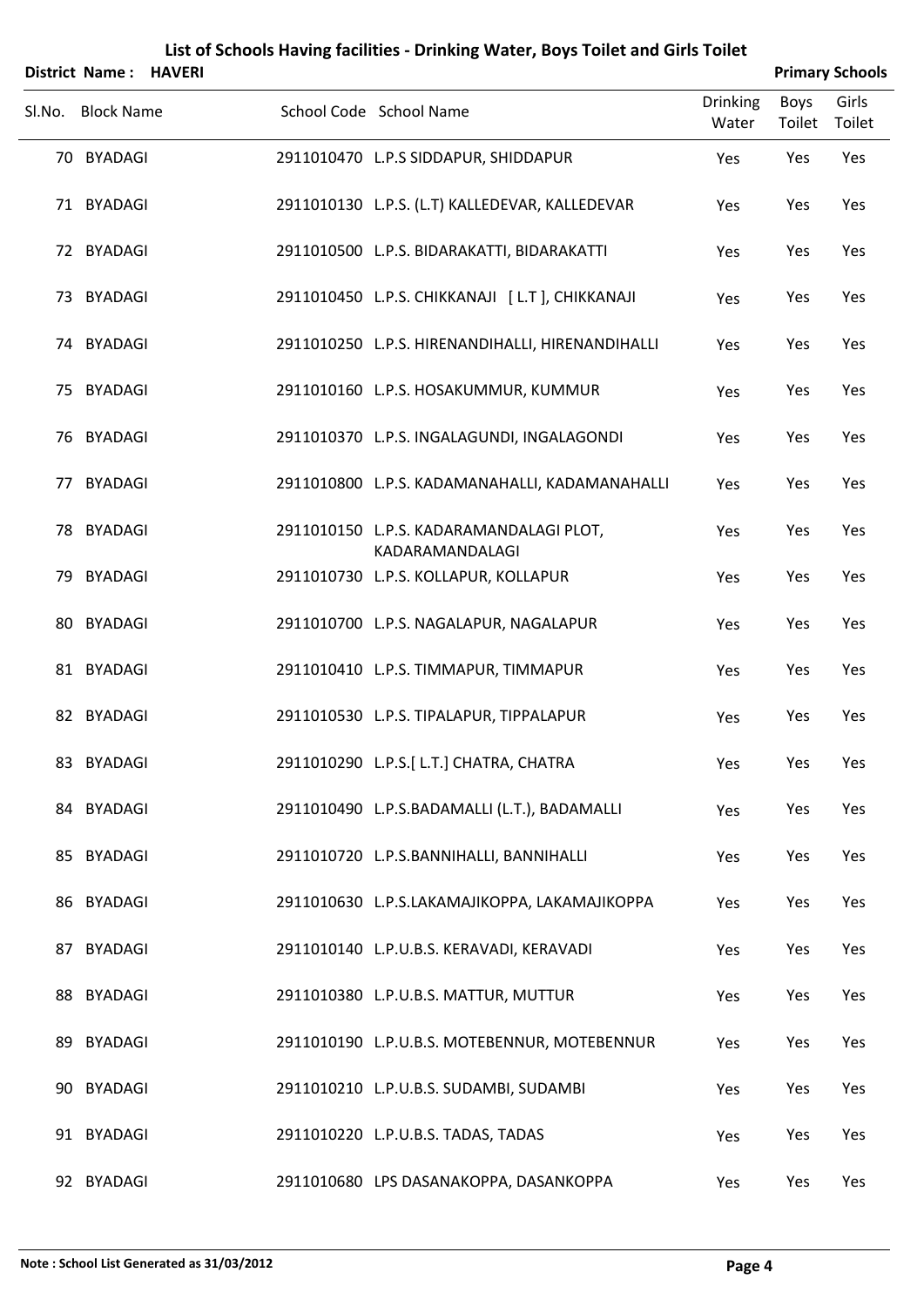# List of Schools Having facilities - Drinking Water, Boys Toilet and Girls Toilet

**District Name : HAVERI** **Primary Schools**

| Sl.No. | Block Name | School Code | School Name | Drinking Water | Boys Toilet | Girls Toilet |
|---|---|---|---|---|---|---|
| 70 | BYADAGI | 2911010470 | L.P.S SIDDAPUR, SHIDDAPUR | Yes | Yes | Yes |
| 71 | BYADAGI | 2911010130 | L.P.S. (L.T) KALLEDEVAR, KALLEDEVAR | Yes | Yes | Yes |
| 72 | BYADAGI | 2911010500 | L.P.S. BIDARAKATTI, BIDARAKATTI | Yes | Yes | Yes |
| 73 | BYADAGI | 2911010450 | L.P.S. CHIKKANAJI [ L.T ], CHIKKANAJI | Yes | Yes | Yes |
| 74 | BYADAGI | 2911010250 | L.P.S. HIRENANDIHALLI, HIRENANDIHALLI | Yes | Yes | Yes |
| 75 | BYADAGI | 2911010160 | L.P.S. HOSAKUMMUR, KUMMUR | Yes | Yes | Yes |
| 76 | BYADAGI | 2911010370 | L.P.S. INGALAGUNDI, INGALAGONDI | Yes | Yes | Yes |
| 77 | BYADAGI | 2911010800 | L.P.S. KADAMANAHALLI, KADAMANAHALLI | Yes | Yes | Yes |
| 78 | BYADAGI | 2911010150 | L.P.S. KADARAMANDALAGI PLOT, KADARAMANDALAGI | Yes | Yes | Yes |
| 79 | BYADAGI | 2911010730 | L.P.S. KOLLAPUR, KOLLAPUR | Yes | Yes | Yes |
| 80 | BYADAGI | 2911010700 | L.P.S. NAGALAPUR, NAGALAPUR | Yes | Yes | Yes |
| 81 | BYADAGI | 2911010410 | L.P.S. TIMMAPUR, TIMMAPUR | Yes | Yes | Yes |
| 82 | BYADAGI | 2911010530 | L.P.S. TIPALAPUR, TIPPALAPUR | Yes | Yes | Yes |
| 83 | BYADAGI | 2911010290 | L.P.S.[ L.T.] CHATRA, CHATRA | Yes | Yes | Yes |
| 84 | BYADAGI | 2911010490 | L.P.S.BADAMALLI (L.T.), BADAMALLI | Yes | Yes | Yes |
| 85 | BYADAGI | 2911010720 | L.P.S.BANNIHALLI, BANNIHALLI | Yes | Yes | Yes |
| 86 | BYADAGI | 2911010630 | L.P.S.LAKAMAJIKOPPA, LAKAMAJIKOPPA | Yes | Yes | Yes |
| 87 | BYADAGI | 2911010140 | L.P.U.B.S. KERAVADI, KERAVADI | Yes | Yes | Yes |
| 88 | BYADAGI | 2911010380 | L.P.U.B.S. MATTUR, MUTTUR | Yes | Yes | Yes |
| 89 | BYADAGI | 2911010190 | L.P.U.B.S. MOTEBENNUR, MOTEBENNUR | Yes | Yes | Yes |
| 90 | BYADAGI | 2911010210 | L.P.U.B.S. SUDAMBI, SUDAMBI | Yes | Yes | Yes |
| 91 | BYADAGI | 2911010220 | L.P.U.B.S. TADAS, TADAS | Yes | Yes | Yes |
| 92 | BYADAGI | 2911010680 | LPS DASANAKOPPA, DASANKOPPA | Yes | Yes | Yes |

**Note : School List Generated as 31/03/2012**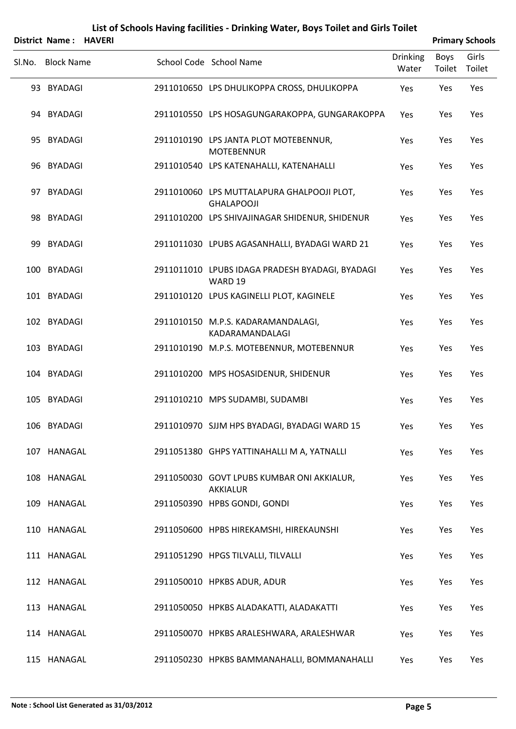# List of Schools Having facilities - Drinking Water, Boys Toilet and Girls Toilet

**District Name : HAVERI** **Primary Schools**

| Sl.No. | Block Name | School Code | School Name | Drinking Water | Boys Toilet | Girls Toilet |
|---|---|---|---|---|---|---|
| 93 | BYADAGI | 2911010650 | LPS DHULIKOPPA CROSS, DHULIKOPPA | Yes | Yes | Yes |
| 94 | BYADAGI | 2911010550 | LPS HOSAGUNGARAKOPPA, GUNGARAKOPPA | Yes | Yes | Yes |
| 95 | BYADAGI | 2911010190 | LPS JANTA PLOT MOTEBENNUR, MOTEBENNUR | Yes | Yes | Yes |
| 96 | BYADAGI | 2911010540 | LPS KATENAHALLI, KATENAHALLI | Yes | Yes | Yes |
| 97 | BYADAGI | 2911010060 | LPS MUTTALAPURA GHALPOOJI PLOT, GHALAPOOJI | Yes | Yes | Yes |
| 98 | BYADAGI | 2911010200 | LPS SHIVAJINAGAR SHIDENUR, SHIDENUR | Yes | Yes | Yes |
| 99 | BYADAGI | 2911011030 | LPUBS AGASANHALLI, BYADAGI WARD 21 | Yes | Yes | Yes |
| 100 | BYADAGI | 2911011010 | LPUBS IDAGA PRADESH BYADAGI, BYADAGI WARD 19 | Yes | Yes | Yes |
| 101 | BYADAGI | 2911010120 | LPUS KAGINELLI PLOT, KAGINELE | Yes | Yes | Yes |
| 102 | BYADAGI | 2911010150 | M.P.S. KADARAMANDALAGI, KADARAMANDALAGI | Yes | Yes | Yes |
| 103 | BYADAGI | 2911010190 | M.P.S. MOTEBENNUR, MOTEBENNUR | Yes | Yes | Yes |
| 104 | BYADAGI | 2911010200 | MPS HOSASIDENUR, SHIDENUR | Yes | Yes | Yes |
| 105 | BYADAGI | 2911010210 | MPS SUDAMBI, SUDAMBI | Yes | Yes | Yes |
| 106 | BYADAGI | 2911010970 | SJJM HPS BYADAGI, BYADAGI WARD 15 | Yes | Yes | Yes |
| 107 | HANAGAL | 2911051380 | GHPS YATTINAHALLI M A, YATNALLI | Yes | Yes | Yes |
| 108 | HANAGAL | 2911050030 | GOVT LPUBS KUMBAR ONI AKKIALUR, AKKIALUR | Yes | Yes | Yes |
| 109 | HANAGAL | 2911050390 | HPBS GONDI, GONDI | Yes | Yes | Yes |
| 110 | HANAGAL | 2911050600 | HPBS HIREKAMSHI, HIREKAUNSHI | Yes | Yes | Yes |
| 111 | HANAGAL | 2911051290 | HPGS TILVALLI, TILVALLI | Yes | Yes | Yes |
| 112 | HANAGAL | 2911050010 | HPKBS ADUR, ADUR | Yes | Yes | Yes |
| 113 | HANAGAL | 2911050050 | HPKBS ALADAKATTI, ALADAKATTI | Yes | Yes | Yes |
| 114 | HANAGAL | 2911050070 | HPKBS ARALESHWARA, ARALESHWAR | Yes | Yes | Yes |
| 115 | HANAGAL | 2911050230 | HPKBS BAMMANAHALLI, BOMMANAHALLI | Yes | Yes | Yes |

**Note : School List Generated as 31/03/2012**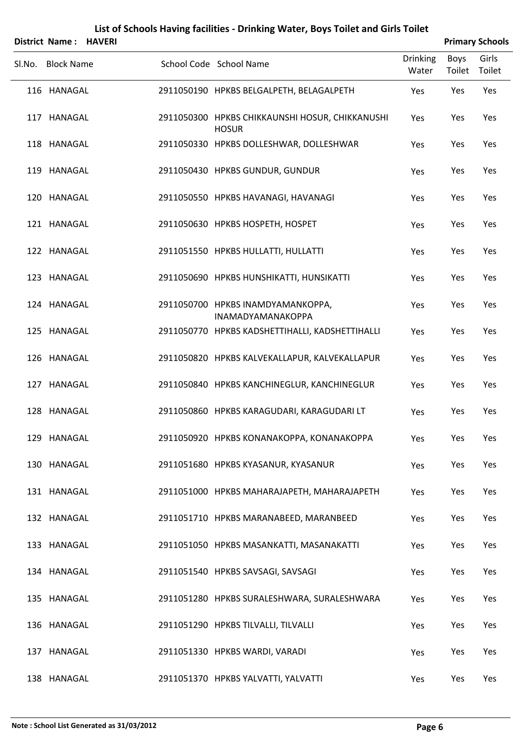# List of Schools Having facilities - Drinking Water, Boys Toilet and Girls Toilet

**District Name : HAVERI** | **Primary Schools**

| Sl.No. | Block Name | School Code | School Name | Drinking Water | Boys Toilet | Girls Toilet |
|---|---|---|---|---|---|---|
| 116 | HANAGAL | 2911050190 | HPKBS BELGALPETH, BELAGALPETH | Yes | Yes | Yes |
| 117 | HANAGAL | 2911050300 | HPKBS CHIKKAUNSHI HOSUR, CHIKKANUSHI HOSUR | Yes | Yes | Yes |
| 118 | HANAGAL | 2911050330 | HPKBS DOLLESHWAR, DOLLESHWAR | Yes | Yes | Yes |
| 119 | HANAGAL | 2911050430 | HPKBS GUNDUR, GUNDUR | Yes | Yes | Yes |
| 120 | HANAGAL | 2911050550 | HPKBS HAVANAGI, HAVANAGI | Yes | Yes | Yes |
| 121 | HANAGAL | 2911050630 | HPKBS HOSPETH, HOSPET | Yes | Yes | Yes |
| 122 | HANAGAL | 2911051550 | HPKBS HULLATTI, HULLATTI | Yes | Yes | Yes |
| 123 | HANAGAL | 2911050690 | HPKBS HUNSHIKATTI, HUNSIKATTI | Yes | Yes | Yes |
| 124 | HANAGAL | 2911050700 | HPKBS INAMDYAMANKOPPA, INAMADYAMANAKOPPA | Yes | Yes | Yes |
| 125 | HANAGAL | 2911050770 | HPKBS KADSHETTIHALLI, KADSHETTIHALLI | Yes | Yes | Yes |
| 126 | HANAGAL | 2911050820 | HPKBS KALVEKALLAPUR, KALVEKALLAPUR | Yes | Yes | Yes |
| 127 | HANAGAL | 2911050840 | HPKBS KANCHINEGLUR, KANCHINEGLUR | Yes | Yes | Yes |
| 128 | HANAGAL | 2911050860 | HPKBS KARAGUDARI, KARAGUDARI LT | Yes | Yes | Yes |
| 129 | HANAGAL | 2911050920 | HPKBS KONANAKOPPA, KONANAKOPPA | Yes | Yes | Yes |
| 130 | HANAGAL | 2911051680 | HPKBS KYASANUR, KYASANUR | Yes | Yes | Yes |
| 131 | HANAGAL | 2911051000 | HPKBS MAHARAJAPETH, MAHARAJAPETH | Yes | Yes | Yes |
| 132 | HANAGAL | 2911051710 | HPKBS MARANABEED, MARANBEED | Yes | Yes | Yes |
| 133 | HANAGAL | 2911051050 | HPKBS MASANKATTI, MASANAKATTI | Yes | Yes | Yes |
| 134 | HANAGAL | 2911051540 | HPKBS SAVSAGI, SAVSAGI | Yes | Yes | Yes |
| 135 | HANAGAL | 2911051280 | HPKBS SURALESHWARA, SURALESHWARA | Yes | Yes | Yes |
| 136 | HANAGAL | 2911051290 | HPKBS TILVALLI, TILVALLI | Yes | Yes | Yes |
| 137 | HANAGAL | 2911051330 | HPKBS WARDI, VARADI | Yes | Yes | Yes |
| 138 | HANAGAL | 2911051370 | HPKBS YALVATTI, YALVATTI | Yes | Yes | Yes |

**Note : School List Generated as 31/03/2012**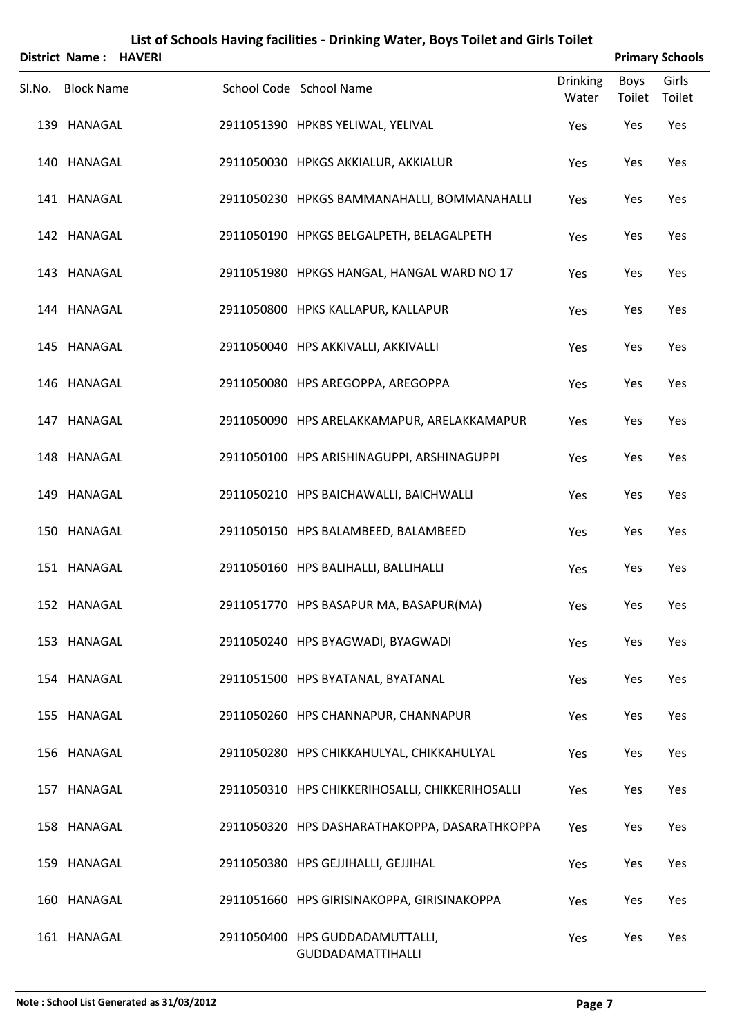# List of Schools Having facilities - Drinking Water, Boys Toilet and Girls Toilet

**District Name : HAVERI** **Primary Schools**

| Sl.No. | Block Name | School Code | School Name | Drinking Water | Boys Toilet | Girls Toilet |
|---|---|---|---|---|---|---|
| 139 | HANAGAL | 2911051390 | HPKBS YELIWAL, YELIVAL | Yes | Yes | Yes |
| 140 | HANAGAL | 2911050030 | HPKGS AKKIALUR, AKKIALUR | Yes | Yes | Yes |
| 141 | HANAGAL | 2911050230 | HPKGS BAMMANAHALLI, BOMMANAHALLI | Yes | Yes | Yes |
| 142 | HANAGAL | 2911050190 | HPKGS BELGALPETH, BELAGALPETH | Yes | Yes | Yes |
| 143 | HANAGAL | 2911051980 | HPKGS HANGAL, HANGAL WARD NO 17 | Yes | Yes | Yes |
| 144 | HANAGAL | 2911050800 | HPKS KALLAPUR, KALLAPUR | Yes | Yes | Yes |
| 145 | HANAGAL | 2911050040 | HPS AKKIVALLI, AKKIVALLI | Yes | Yes | Yes |
| 146 | HANAGAL | 2911050080 | HPS AREGOPPA, AREGOPPA | Yes | Yes | Yes |
| 147 | HANAGAL | 2911050090 | HPS ARELAKKAMAPUR, ARELAKKAMAPUR | Yes | Yes | Yes |
| 148 | HANAGAL | 2911050100 | HPS ARISHINAGUPPI, ARSHINAGUPPI | Yes | Yes | Yes |
| 149 | HANAGAL | 2911050210 | HPS BAICHAWALLI, BAICHWALLI | Yes | Yes | Yes |
| 150 | HANAGAL | 2911050150 | HPS BALAMBEED, BALAMBEED | Yes | Yes | Yes |
| 151 | HANAGAL | 2911050160 | HPS BALIHALLI, BALLIHALLI | Yes | Yes | Yes |
| 152 | HANAGAL | 2911051770 | HPS BASAPUR MA, BASAPUR(MA) | Yes | Yes | Yes |
| 153 | HANAGAL | 2911050240 | HPS BYAGWADI, BYAGWADI | Yes | Yes | Yes |
| 154 | HANAGAL | 2911051500 | HPS BYATANAL, BYATANAL | Yes | Yes | Yes |
| 155 | HANAGAL | 2911050260 | HPS CHANNAPUR, CHANNAPUR | Yes | Yes | Yes |
| 156 | HANAGAL | 2911050280 | HPS CHIKKAHULYAL, CHIKKAHULYAL | Yes | Yes | Yes |
| 157 | HANAGAL | 2911050310 | HPS CHIKKERIHOSALLI, CHIKKERIHOSALLI | Yes | Yes | Yes |
| 158 | HANAGAL | 2911050320 | HPS DASHARATHAKOPPA, DASARATHKOPPA | Yes | Yes | Yes |
| 159 | HANAGAL | 2911050380 | HPS GEJJIHALLI, GEJJIHAL | Yes | Yes | Yes |
| 160 | HANAGAL | 2911051660 | HPS GIRISINAKOPPA, GIRISINAKOPPA | Yes | Yes | Yes |
| 161 | HANAGAL | 2911050400 | HPS GUDDADAMUTTALLI, GUDDADAMATTIHALLI | Yes | Yes | Yes |

**Note : School List Generated as 31/03/2012**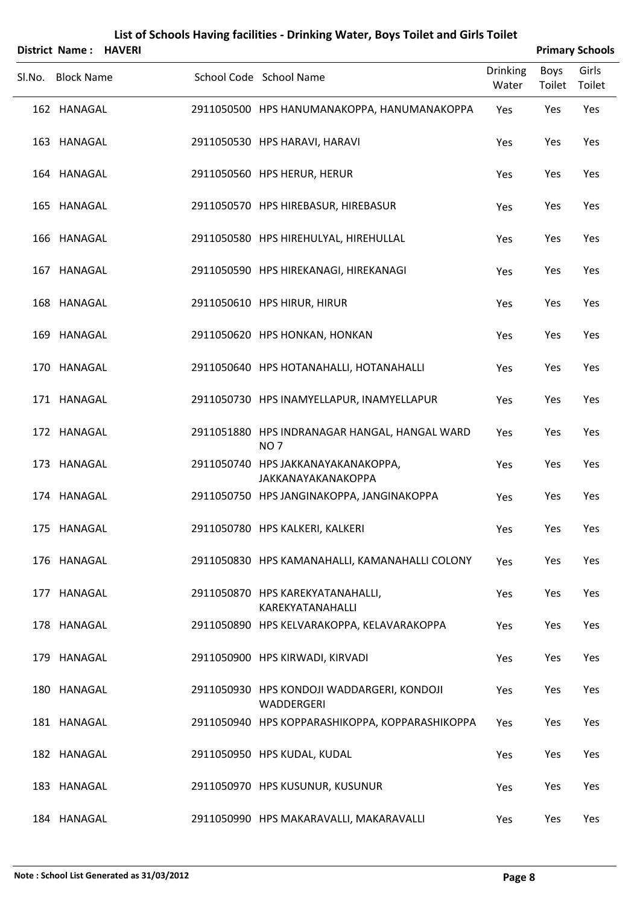# List of Schools Having facilities - Drinking Water, Boys Toilet and Girls Toilet

**District Name : HAVERI** **Primary Schools**

| Sl.No. | Block Name | School Code | School Name | Drinking Water | Boys Toilet | Girls Toilet |
|---|---|---|---|---|---|---|
| 162 | HANAGAL | 2911050500 | HPS HANUMANAKOPPA, HANUMANAKOPPA | Yes | Yes | Yes |
| 163 | HANAGAL | 2911050530 | HPS HARAVI, HARAVI | Yes | Yes | Yes |
| 164 | HANAGAL | 2911050560 | HPS HERUR, HERUR | Yes | Yes | Yes |
| 165 | HANAGAL | 2911050570 | HPS HIREBASUR, HIREBASUR | Yes | Yes | Yes |
| 166 | HANAGAL | 2911050580 | HPS HIREHULYAL, HIREHULLAL | Yes | Yes | Yes |
| 167 | HANAGAL | 2911050590 | HPS HIREKANAGI, HIREKANAGI | Yes | Yes | Yes |
| 168 | HANAGAL | 2911050610 | HPS HIRUR, HIRUR | Yes | Yes | Yes |
| 169 | HANAGAL | 2911050620 | HPS HONKAN, HONKAN | Yes | Yes | Yes |
| 170 | HANAGAL | 2911050640 | HPS HOTANAHALLI, HOTANAHALLI | Yes | Yes | Yes |
| 171 | HANAGAL | 2911050730 | HPS INAMYELLAPUR, INAMYELLAPUR | Yes | Yes | Yes |
| 172 | HANAGAL | 2911051880 | HPS INDRANAGAR HANGAL, HANGAL WARD NO 7 | Yes | Yes | Yes |
| 173 | HANAGAL | 2911050740 | HPS JAKKANAYAKANAKOPPA, JAKKANAYAKANAKOPPA | Yes | Yes | Yes |
| 174 | HANAGAL | 2911050750 | HPS JANGINAKOPPA, JANGINAKOPPA | Yes | Yes | Yes |
| 175 | HANAGAL | 2911050780 | HPS KALKERI, KALKERI | Yes | Yes | Yes |
| 176 | HANAGAL | 2911050830 | HPS KAMANAHALLI, KAMANAHALLI COLONY | Yes | Yes | Yes |
| 177 | HANAGAL | 2911050870 | HPS KAREKYATANAHALLI, KAREKYATANAHALLI | Yes | Yes | Yes |
| 178 | HANAGAL | 2911050890 | HPS KELVARAKOPPA, KELAVARAKOPPA | Yes | Yes | Yes |
| 179 | HANAGAL | 2911050900 | HPS KIRWADI, KIRVADI | Yes | Yes | Yes |
| 180 | HANAGAL | 2911050930 | HPS KONDOJI WADDARGERI, KONDOJI WADDERGERI | Yes | Yes | Yes |
| 181 | HANAGAL | 2911050940 | HPS KOPPARASHIKOPPA, KOPPARASHIKOPPA | Yes | Yes | Yes |
| 182 | HANAGAL | 2911050950 | HPS KUDAL, KUDAL | Yes | Yes | Yes |
| 183 | HANAGAL | 2911050970 | HPS KUSUNUR, KUSUNUR | Yes | Yes | Yes |
| 184 | HANAGAL | 2911050990 | HPS MAKARAVALLI, MAKARAVALLI | Yes | Yes | Yes |

**Note : School List Generated as 31/03/2012**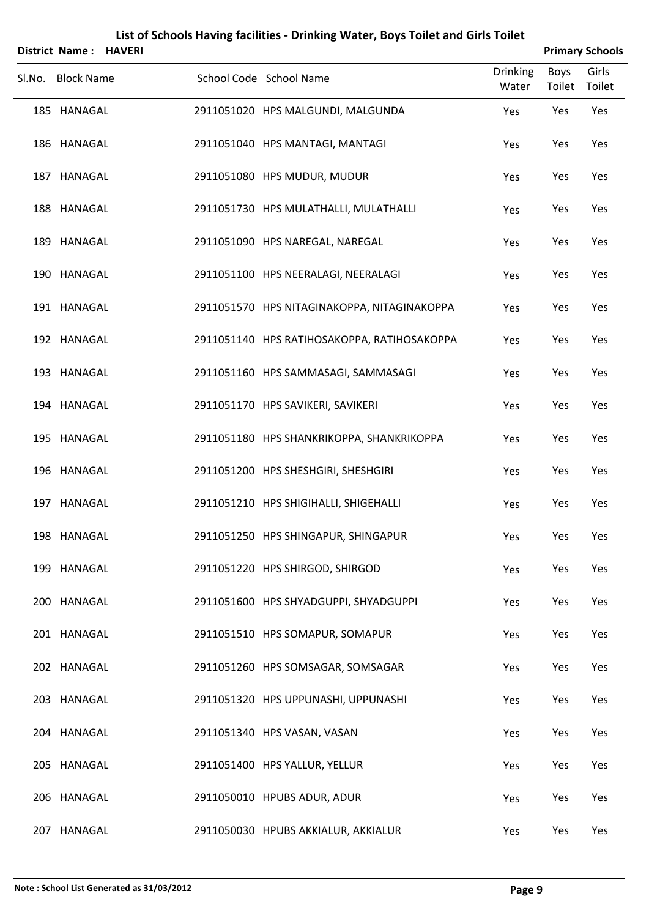# List of Schools Having facilities - Drinking Water, Boys Toilet and Girls Toilet

**District Name : HAVERI** | **Primary Schools**

| Sl.No. | Block Name | School Code | School Name | Drinking Water | Boys Toilet | Girls Toilet |
|---|---|---|---|---|---|---|
| 185 | HANAGAL | 2911051020 | HPS MALGUNDI, MALGUNDA | Yes | Yes | Yes |
| 186 | HANAGAL | 2911051040 | HPS MANTAGI, MANTAGI | Yes | Yes | Yes |
| 187 | HANAGAL | 2911051080 | HPS MUDUR, MUDUR | Yes | Yes | Yes |
| 188 | HANAGAL | 2911051730 | HPS MULATHALLI, MULATHALLI | Yes | Yes | Yes |
| 189 | HANAGAL | 2911051090 | HPS NAREGAL, NAREGAL | Yes | Yes | Yes |
| 190 | HANAGAL | 2911051100 | HPS NEERALAGI, NEERALAGI | Yes | Yes | Yes |
| 191 | HANAGAL | 2911051570 | HPS NITAGINAKOPPA, NITAGINAKOPPA | Yes | Yes | Yes |
| 192 | HANAGAL | 2911051140 | HPS RATIHOSAKOPPA, RATIHOSAKOPPA | Yes | Yes | Yes |
| 193 | HANAGAL | 2911051160 | HPS SAMMASAGI, SAMMASAGI | Yes | Yes | Yes |
| 194 | HANAGAL | 2911051170 | HPS SAVIKERI, SAVIKERI | Yes | Yes | Yes |
| 195 | HANAGAL | 2911051180 | HPS SHANKRIKOPPA, SHANKRIKOPPA | Yes | Yes | Yes |
| 196 | HANAGAL | 2911051200 | HPS SHESHGIRI, SHESHGIRI | Yes | Yes | Yes |
| 197 | HANAGAL | 2911051210 | HPS SHIGIHALLI, SHIGEHALLI | Yes | Yes | Yes |
| 198 | HANAGAL | 2911051250 | HPS SHINGAPUR, SHINGAPUR | Yes | Yes | Yes |
| 199 | HANAGAL | 2911051220 | HPS SHIRGOD, SHIRGOD | Yes | Yes | Yes |
| 200 | HANAGAL | 2911051600 | HPS SHYADGUPPI, SHYADGUPPI | Yes | Yes | Yes |
| 201 | HANAGAL | 2911051510 | HPS SOMAPUR, SOMAPUR | Yes | Yes | Yes |
| 202 | HANAGAL | 2911051260 | HPS SOMSAGAR, SOMSAGAR | Yes | Yes | Yes |
| 203 | HANAGAL | 2911051320 | HPS UPPUNASHI, UPPUNASHI | Yes | Yes | Yes |
| 204 | HANAGAL | 2911051340 | HPS VASAN, VASAN | Yes | Yes | Yes |
| 205 | HANAGAL | 2911051400 | HPS YALLUR, YELLUR | Yes | Yes | Yes |
| 206 | HANAGAL | 2911050010 | HPUBS ADUR, ADUR | Yes | Yes | Yes |
| 207 | HANAGAL | 2911050030 | HPUBS AKKIALUR, AKKIALUR | Yes | Yes | Yes |

**Note : School List Generated as 31/03/2012**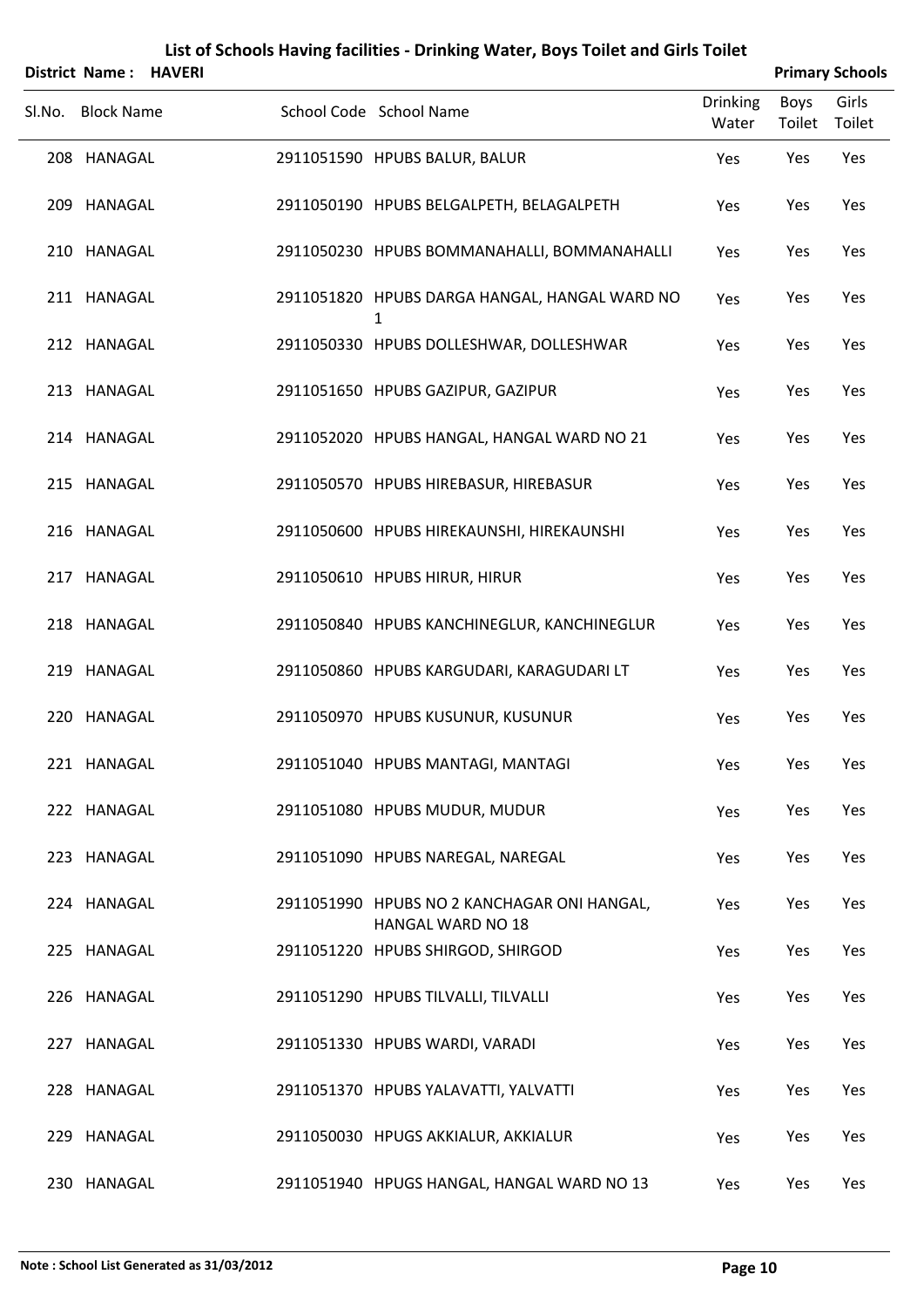# List of Schools Having facilities - Drinking Water, Boys Toilet and Girls Toilet

**District Name : HAVERI** **Primary Schools**

| Sl.No. | Block Name | School Code | School Name | Drinking Water | Boys Toilet | Girls Toilet |
|---|---|---|---|---|---|---|
| 208 | HANAGAL | 2911051590 | HPUBS BALUR, BALUR | Yes | Yes | Yes |
| 209 | HANAGAL | 2911050190 | HPUBS BELGALPETH, BELAGALPETH | Yes | Yes | Yes |
| 210 | HANAGAL | 2911050230 | HPUBS BOMMANAHALLI, BOMMANAHALLI | Yes | Yes | Yes |
| 211 | HANAGAL | 2911051820 | HPUBS DARGA HANGAL, HANGAL WARD NO 1 | Yes | Yes | Yes |
| 212 | HANAGAL | 2911050330 | HPUBS DOLLESHWAR, DOLLESHWAR | Yes | Yes | Yes |
| 213 | HANAGAL | 2911051650 | HPUBS GAZIPUR, GAZIPUR | Yes | Yes | Yes |
| 214 | HANAGAL | 2911052020 | HPUBS HANGAL, HANGAL WARD NO 21 | Yes | Yes | Yes |
| 215 | HANAGAL | 2911050570 | HPUBS HIREBASUR, HIREBASUR | Yes | Yes | Yes |
| 216 | HANAGAL | 2911050600 | HPUBS HIREKAUNSHI, HIREKAUNSHI | Yes | Yes | Yes |
| 217 | HANAGAL | 2911050610 | HPUBS HIRUR, HIRUR | Yes | Yes | Yes |
| 218 | HANAGAL | 2911050840 | HPUBS KANCHINEGLUR, KANCHINEGLUR | Yes | Yes | Yes |
| 219 | HANAGAL | 2911050860 | HPUBS KARGUDARI, KARAGUDARI LT | Yes | Yes | Yes |
| 220 | HANAGAL | 2911050970 | HPUBS KUSUNUR, KUSUNUR | Yes | Yes | Yes |
| 221 | HANAGAL | 2911051040 | HPUBS MANTAGI, MANTAGI | Yes | Yes | Yes |
| 222 | HANAGAL | 2911051080 | HPUBS MUDUR, MUDUR | Yes | Yes | Yes |
| 223 | HANAGAL | 2911051090 | HPUBS NAREGAL, NAREGAL | Yes | Yes | Yes |
| 224 | HANAGAL | 2911051990 | HPUBS NO 2 KANCHAGAR ONI HANGAL, HANGAL WARD NO 18 | Yes | Yes | Yes |
| 225 | HANAGAL | 2911051220 | HPUBS SHIRGOD, SHIRGOD | Yes | Yes | Yes |
| 226 | HANAGAL | 2911051290 | HPUBS TILVALLI, TILVALLI | Yes | Yes | Yes |
| 227 | HANAGAL | 2911051330 | HPUBS WARDI, VARADI | Yes | Yes | Yes |
| 228 | HANAGAL | 2911051370 | HPUBS YALAVATTI, YALVATTI | Yes | Yes | Yes |
| 229 | HANAGAL | 2911050030 | HPUGS AKKIALUR, AKKIALUR | Yes | Yes | Yes |
| 230 | HANAGAL | 2911051940 | HPUGS HANGAL, HANGAL WARD NO 13 | Yes | Yes | Yes |

**Note : School List Generated as 31/03/2012**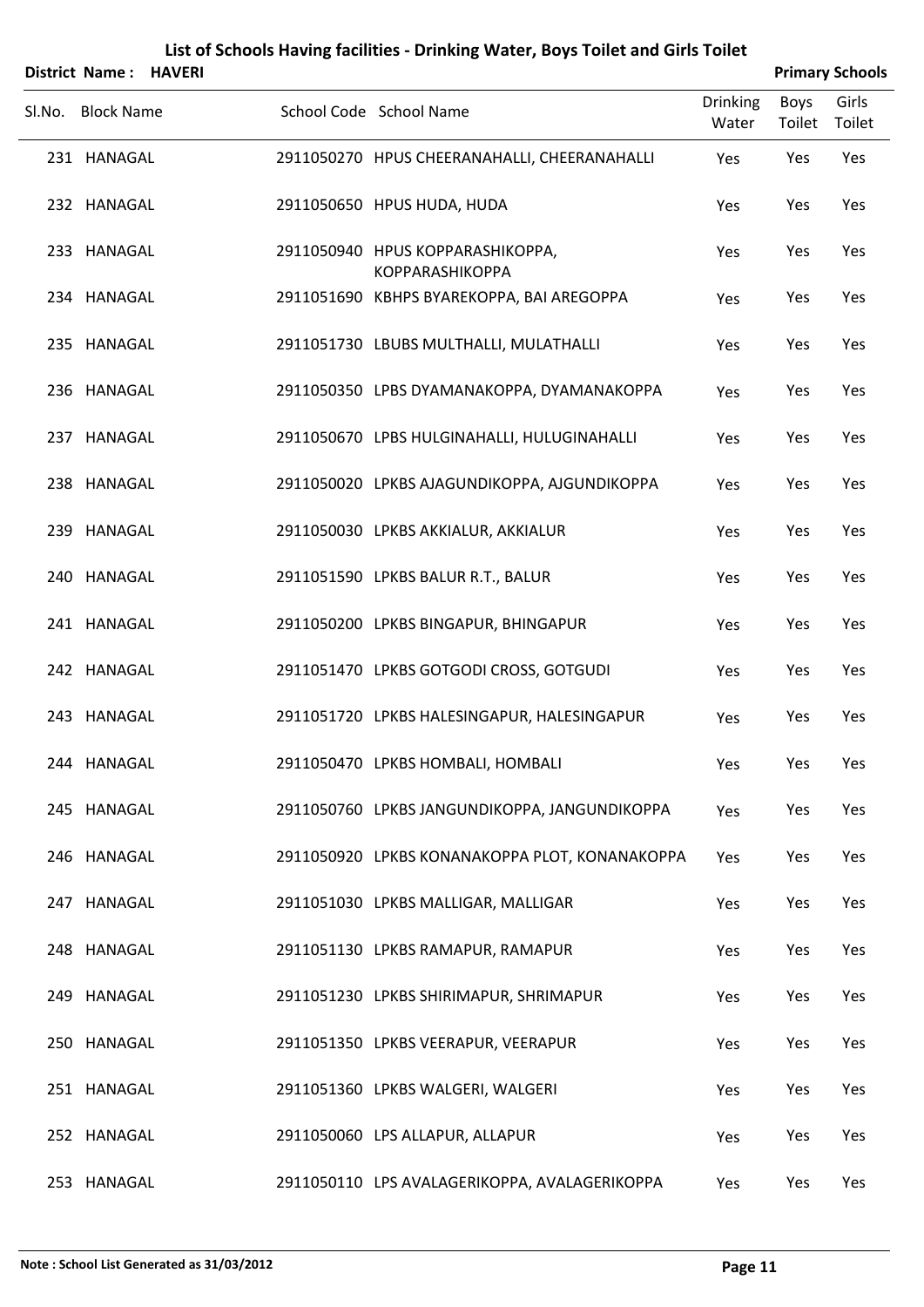# List of Schools Having facilities - Drinking Water, Boys Toilet and Girls Toilet

**District Name : HAVERI** **Primary Schools**

| Sl.No. | Block Name | School Code | School Name | Drinking Water | Boys Toilet | Girls Toilet |
|---|---|---|---|---|---|---|
| 231 | HANAGAL | 2911050270 | HPUS CHEERANAHALLI, CHEERANAHALLI | Yes | Yes | Yes |
| 232 | HANAGAL | 2911050650 | HPUS HUDA, HUDA | Yes | Yes | Yes |
| 233 | HANAGAL | 2911050940 | HPUS KOPPARASHIKOPPA, KOPPARASHIKOPPA | Yes | Yes | Yes |
| 234 | HANAGAL | 2911051690 | KBHPS BYAREKOPPA, BAI AREGOPPA | Yes | Yes | Yes |
| 235 | HANAGAL | 2911051730 | LBUBS MULTHALLI, MULATHALLI | Yes | Yes | Yes |
| 236 | HANAGAL | 2911050350 | LPBS DYAMANAKOPPA, DYAMANAKOPPA | Yes | Yes | Yes |
| 237 | HANAGAL | 2911050670 | LPBS HULGINAHALLI, HULUGINAHALLI | Yes | Yes | Yes |
| 238 | HANAGAL | 2911050020 | LPKBS AJAGUNDIKOPPA, AJGUNDIKOPPA | Yes | Yes | Yes |
| 239 | HANAGAL | 2911050030 | LPKBS AKKIALUR, AKKIALUR | Yes | Yes | Yes |
| 240 | HANAGAL | 2911051590 | LPKBS BALUR R.T., BALUR | Yes | Yes | Yes |
| 241 | HANAGAL | 2911050200 | LPKBS BINGAPUR, BHINGAPUR | Yes | Yes | Yes |
| 242 | HANAGAL | 2911051470 | LPKBS GOTGODI CROSS, GOTGUDI | Yes | Yes | Yes |
| 243 | HANAGAL | 2911051720 | LPKBS HALESINGAPUR, HALESINGAPUR | Yes | Yes | Yes |
| 244 | HANAGAL | 2911050470 | LPKBS HOMBALI, HOMBALI | Yes | Yes | Yes |
| 245 | HANAGAL | 2911050760 | LPKBS JANGUNDIKOPPA, JANGUNDIKOPPA | Yes | Yes | Yes |
| 246 | HANAGAL | 2911050920 | LPKBS KONANAKOPPA PLOT, KONANAKOPPA | Yes | Yes | Yes |
| 247 | HANAGAL | 2911051030 | LPKBS MALLIGAR, MALLIGAR | Yes | Yes | Yes |
| 248 | HANAGAL | 2911051130 | LPKBS RAMAPUR, RAMAPUR | Yes | Yes | Yes |
| 249 | HANAGAL | 2911051230 | LPKBS SHIRIMAPUR, SHRIMAPUR | Yes | Yes | Yes |
| 250 | HANAGAL | 2911051350 | LPKBS VEERAPUR, VEERAPUR | Yes | Yes | Yes |
| 251 | HANAGAL | 2911051360 | LPKBS WALGERI, WALGERI | Yes | Yes | Yes |
| 252 | HANAGAL | 2911050060 | LPS ALLAPUR, ALLAPUR | Yes | Yes | Yes |
| 253 | HANAGAL | 2911050110 | LPS AVALAGERIKOPPA, AVALAGERIKOPPA | Yes | Yes | Yes |

**Note : School List Generated as 31/03/2012**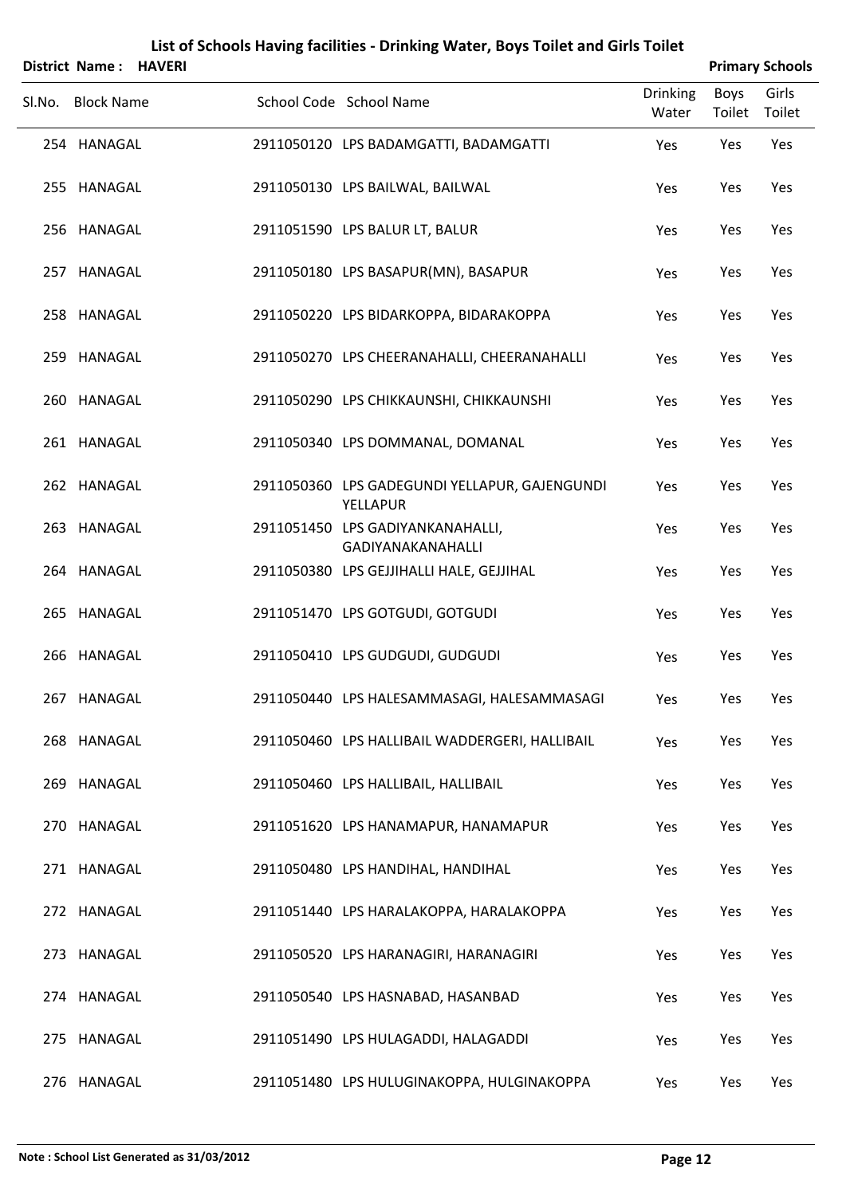# List of Schools Having facilities - Drinking Water, Boys Toilet and Girls Toilet

**District Name : HAVERI** | **Primary Schools**

| Sl.No. | Block Name | School Code | School Name | Drinking Water | Boys Toilet | Girls Toilet |
|---|---|---|---|---|---|---|
| 254 | HANAGAL | 2911050120 | LPS BADAMGATTI, BADAMGATTI | Yes | Yes | Yes |
| 255 | HANAGAL | 2911050130 | LPS BAILWAL, BAILWAL | Yes | Yes | Yes |
| 256 | HANAGAL | 2911051590 | LPS BALUR LT, BALUR | Yes | Yes | Yes |
| 257 | HANAGAL | 2911050180 | LPS BASAPUR(MN), BASAPUR | Yes | Yes | Yes |
| 258 | HANAGAL | 2911050220 | LPS BIDARKOPPA, BIDARAKOPPA | Yes | Yes | Yes |
| 259 | HANAGAL | 2911050270 | LPS CHEERANAHALLI, CHEERANAHALLI | Yes | Yes | Yes |
| 260 | HANAGAL | 2911050290 | LPS CHIKKAUNSHI, CHIKKAUNSHI | Yes | Yes | Yes |
| 261 | HANAGAL | 2911050340 | LPS DOMMANAL, DOMANAL | Yes | Yes | Yes |
| 262 | HANAGAL | 2911050360 | LPS GADEGUNDI YELLAPUR, GAJENGUNDI YELLAPUR | Yes | Yes | Yes |
| 263 | HANAGAL | 2911051450 | LPS GADIYANKANAHALLI, GADIYANAKANAHALLI | Yes | Yes | Yes |
| 264 | HANAGAL | 2911050380 | LPS GEJJIHALLI HALE, GEJJIHAL | Yes | Yes | Yes |
| 265 | HANAGAL | 2911051470 | LPS GOTGUDI, GOTGUDI | Yes | Yes | Yes |
| 266 | HANAGAL | 2911050410 | LPS GUDGUDI, GUDGUDI | Yes | Yes | Yes |
| 267 | HANAGAL | 2911050440 | LPS HALESAMMASAGI, HALESAMMASAGI | Yes | Yes | Yes |
| 268 | HANAGAL | 2911050460 | LPS HALLIBAIL WADDERGERI, HALLIBAIL | Yes | Yes | Yes |
| 269 | HANAGAL | 2911050460 | LPS HALLIBAIL, HALLIBAIL | Yes | Yes | Yes |
| 270 | HANAGAL | 2911051620 | LPS HANAMAPUR, HANAMAPUR | Yes | Yes | Yes |
| 271 | HANAGAL | 2911050480 | LPS HANDIHAL, HANDIHAL | Yes | Yes | Yes |
| 272 | HANAGAL | 2911051440 | LPS HARALAKOPPA, HARALAKOPPA | Yes | Yes | Yes |
| 273 | HANAGAL | 2911050520 | LPS HARANAGIRI, HARANAGIRI | Yes | Yes | Yes |
| 274 | HANAGAL | 2911050540 | LPS HASNABAD, HASANBAD | Yes | Yes | Yes |
| 275 | HANAGAL | 2911051490 | LPS HULAGADDI, HALAGADDI | Yes | Yes | Yes |
| 276 | HANAGAL | 2911051480 | LPS HULUGINAKOPPA, HULGINAKOPPA | Yes | Yes | Yes |

**Note : School List Generated as 31/03/2012**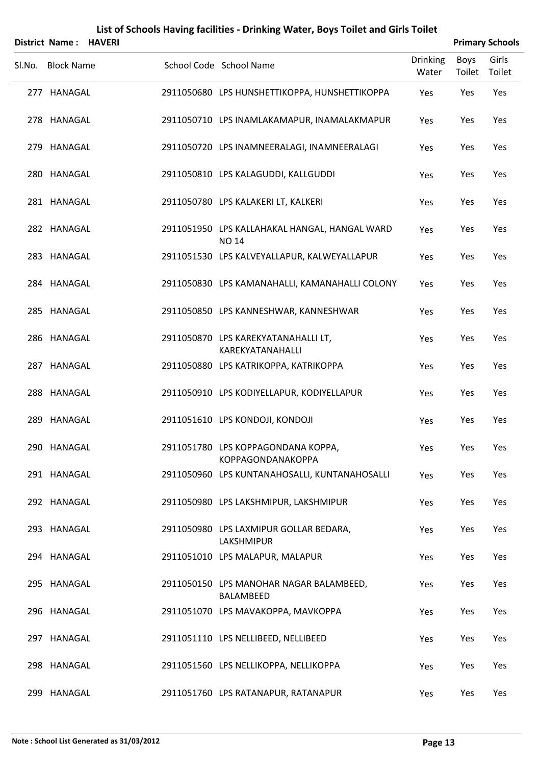# List of Schools Having facilities - Drinking Water, Boys Toilet and Girls Toilet

**District Name : HAVERI** **Primary Schools**

| Sl.No. | Block Name | School Code | School Name | Drinking Water | Boys Toilet | Girls Toilet |
|---|---|---|---|---|---|---|
| 277 | HANAGAL | 2911050680 | LPS HUNSHETTIKOPPA, HUNSHETTIKOPPA | Yes | Yes | Yes |
| 278 | HANAGAL | 2911050710 | LPS INAMLAKAMAPUR, INAMALAKMAPUR | Yes | Yes | Yes |
| 279 | HANAGAL | 2911050720 | LPS INAMNEERALAGI, INAMNEERALAGI | Yes | Yes | Yes |
| 280 | HANAGAL | 2911050810 | LPS KALAGUDDI, KALLGUDDI | Yes | Yes | Yes |
| 281 | HANAGAL | 2911050780 | LPS KALAKERI LT, KALKERI | Yes | Yes | Yes |
| 282 | HANAGAL | 2911051950 | LPS KALLAHAKAL HANGAL, HANGAL WARD NO 14 | Yes | Yes | Yes |
| 283 | HANAGAL | 2911051530 | LPS KALVEYALLAPUR, KALWEYALLAPUR | Yes | Yes | Yes |
| 284 | HANAGAL | 2911050830 | LPS KAMANAHALLI, KAMANAHALLI COLONY | Yes | Yes | Yes |
| 285 | HANAGAL | 2911050850 | LPS KANNESHWAR, KANNESHWAR | Yes | Yes | Yes |
| 286 | HANAGAL | 2911050870 | LPS KAREKYATANAHALLI LT, KAREKYATANAHALLI | Yes | Yes | Yes |
| 287 | HANAGAL | 2911050880 | LPS KATRIKOPPA, KATRIKOPPA | Yes | Yes | Yes |
| 288 | HANAGAL | 2911050910 | LPS KODIYELLAPUR, KODIYELLAPUR | Yes | Yes | Yes |
| 289 | HANAGAL | 2911051610 | LPS KONDOJI, KONDOJI | Yes | Yes | Yes |
| 290 | HANAGAL | 2911051780 | LPS KOPPAGONDANA KOPPA, KOPPAGONDANAKOPPA | Yes | Yes | Yes |
| 291 | HANAGAL | 2911050960 | LPS KUNTANAHOSALLI, KUNTANAHOSALLI | Yes | Yes | Yes |
| 292 | HANAGAL | 2911050980 | LPS LAKSHMIPUR, LAKSHMIPUR | Yes | Yes | Yes |
| 293 | HANAGAL | 2911050980 | LPS LAXMIPUR GOLLAR BEDARA, LAKSHMIPUR | Yes | Yes | Yes |
| 294 | HANAGAL | 2911051010 | LPS MALAPUR, MALAPUR | Yes | Yes | Yes |
| 295 | HANAGAL | 2911050150 | LPS MANOHAR NAGAR BALAMBEED, BALAMBEED | Yes | Yes | Yes |
| 296 | HANAGAL | 2911051070 | LPS MAVAKOPPA, MAVKOPPA | Yes | Yes | Yes |
| 297 | HANAGAL | 2911051110 | LPS NELLIBEED, NELLIBEED | Yes | Yes | Yes |
| 298 | HANAGAL | 2911051560 | LPS NELLIKOPPA, NELLIKOPPA | Yes | Yes | Yes |
| 299 | HANAGAL | 2911051760 | LPS RATANAPUR, RATANAPUR | Yes | Yes | Yes |

**Note : School List Generated as 31/03/2012**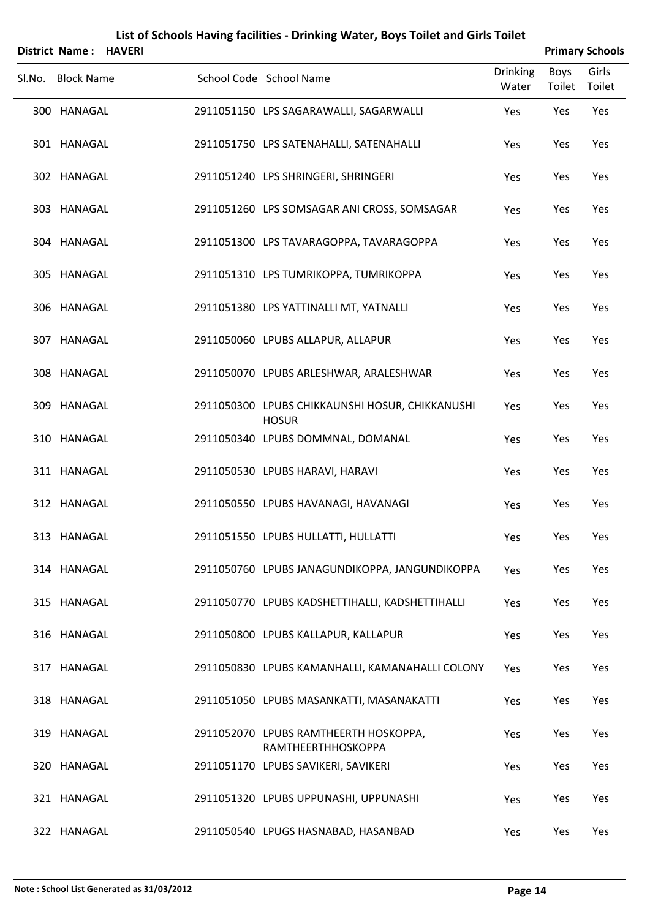# List of Schools Having facilities - Drinking Water, Boys Toilet and Girls Toilet

**District Name : HAVERI** **Primary Schools**

| Sl.No. | Block Name | School Code | School Name | Drinking Water | Boys Toilet | Girls Toilet |
|---|---|---|---|---|---|---|
| 300 | HANAGAL | 2911051150 | LPS SAGARAWALLI, SAGARWALLI | Yes | Yes | Yes |
| 301 | HANAGAL | 2911051750 | LPS SATENAHALLI, SATENAHALLI | Yes | Yes | Yes |
| 302 | HANAGAL | 2911051240 | LPS SHRINGERI, SHRINGERI | Yes | Yes | Yes |
| 303 | HANAGAL | 2911051260 | LPS SOMSAGAR ANI CROSS, SOMSAGAR | Yes | Yes | Yes |
| 304 | HANAGAL | 2911051300 | LPS TAVARAGOPPA, TAVARAGOPPA | Yes | Yes | Yes |
| 305 | HANAGAL | 2911051310 | LPS TUMRIKOPPA, TUMRIKOPPA | Yes | Yes | Yes |
| 306 | HANAGAL | 2911051380 | LPS YATTINALLI MT, YATNALLI | Yes | Yes | Yes |
| 307 | HANAGAL | 2911050060 | LPUBS ALLAPUR, ALLAPUR | Yes | Yes | Yes |
| 308 | HANAGAL | 2911050070 | LPUBS ARLESHWAR, ARALESHWAR | Yes | Yes | Yes |
| 309 | HANAGAL | 2911050300 | LPUBS CHIKKAUNSHI HOSUR, CHIKKANUSHI HOSUR | Yes | Yes | Yes |
| 310 | HANAGAL | 2911050340 | LPUBS DOMMNAL, DOMANAL | Yes | Yes | Yes |
| 311 | HANAGAL | 2911050530 | LPUBS HARAVI, HARAVI | Yes | Yes | Yes |
| 312 | HANAGAL | 2911050550 | LPUBS HAVANAGI, HAVANAGI | Yes | Yes | Yes |
| 313 | HANAGAL | 2911051550 | LPUBS HULLATTI, HULLATTI | Yes | Yes | Yes |
| 314 | HANAGAL | 2911050760 | LPUBS JANAGUNDIKOPPA, JANGUNDIKOPPA | Yes | Yes | Yes |
| 315 | HANAGAL | 2911050770 | LPUBS KADSHETTIHALLI, KADSHETTIHALLI | Yes | Yes | Yes |
| 316 | HANAGAL | 2911050800 | LPUBS KALLAPUR, KALLAPUR | Yes | Yes | Yes |
| 317 | HANAGAL | 2911050830 | LPUBS KAMANHALLI, KAMANAHALLI COLONY | Yes | Yes | Yes |
| 318 | HANAGAL | 2911051050 | LPUBS MASANKATTI, MASANAKATTI | Yes | Yes | Yes |
| 319 | HANAGAL | 2911052070 | LPUBS RAMTHEERTH HOSKOPPA, RAMTHEERTHHOSKOPPA | Yes | Yes | Yes |
| 320 | HANAGAL | 2911051170 | LPUBS SAVIKERI, SAVIKERI | Yes | Yes | Yes |
| 321 | HANAGAL | 2911051320 | LPUBS UPPUNASHI, UPPUNASHI | Yes | Yes | Yes |
| 322 | HANAGAL | 2911050540 | LPUGS HASNABAD, HASANBAD | Yes | Yes | Yes |

**Note : School List Generated as 31/03/2012**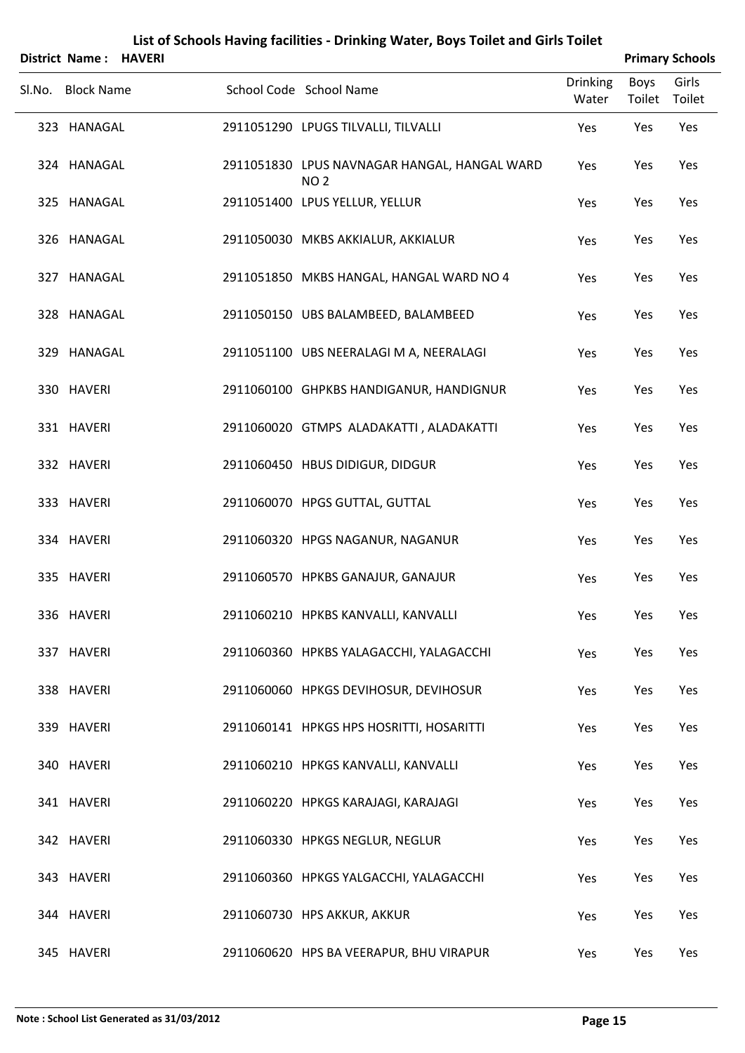# List of Schools Having facilities - Drinking Water, Boys Toilet and Girls Toilet

**District Name : HAVERI** | **Primary Schools**

| Sl.No. | Block Name | School Code | School Name | Drinking Water | Boys Toilet | Girls Toilet |
|---|---|---|---|---|---|---|
| 323 | HANAGAL | 2911051290 | LPUGS TILVALLI, TILVALLI | Yes | Yes | Yes |
| 324 | HANAGAL | 2911051830 | LPUS NAVNAGAR HANGAL, HANGAL WARD NO 2 | Yes | Yes | Yes |
| 325 | HANAGAL | 2911051400 | LPUS YELLUR, YELLUR | Yes | Yes | Yes |
| 326 | HANAGAL | 2911050030 | MKBS AKKIALUR, AKKIALUR | Yes | Yes | Yes |
| 327 | HANAGAL | 2911051850 | MKBS HANGAL, HANGAL WARD NO 4 | Yes | Yes | Yes |
| 328 | HANAGAL | 2911050150 | UBS BALAMBEED, BALAMBEED | Yes | Yes | Yes |
| 329 | HANAGAL | 2911051100 | UBS NEERALAGI M A, NEERALAGI | Yes | Yes | Yes |
| 330 | HAVERI | 2911060100 | GHPKBS HANDIGANUR, HANDIGNUR | Yes | Yes | Yes |
| 331 | HAVERI | 2911060020 | GTMPS ALADAKATTI , ALADAKATTI | Yes | Yes | Yes |
| 332 | HAVERI | 2911060450 | HBUS DIDIGUR, DIDGUR | Yes | Yes | Yes |
| 333 | HAVERI | 2911060070 | HPGS GUTTAL, GUTTAL | Yes | Yes | Yes |
| 334 | HAVERI | 2911060320 | HPGS NAGANUR, NAGANUR | Yes | Yes | Yes |
| 335 | HAVERI | 2911060570 | HPKBS GANAJUR, GANAJUR | Yes | Yes | Yes |
| 336 | HAVERI | 2911060210 | HPKBS KANVALLI, KANVALLI | Yes | Yes | Yes |
| 337 | HAVERI | 2911060360 | HPKBS YALAGACCHI, YALAGACCHI | Yes | Yes | Yes |
| 338 | HAVERI | 2911060060 | HPKGS DEVIHOSUR, DEVIHOSUR | Yes | Yes | Yes |
| 339 | HAVERI | 2911060141 | HPKGS HPS HOSRITTI, HOSARITTI | Yes | Yes | Yes |
| 340 | HAVERI | 2911060210 | HPKGS KANVALLI, KANVALLI | Yes | Yes | Yes |
| 341 | HAVERI | 2911060220 | HPKGS KARAJAGI, KARAJAGI | Yes | Yes | Yes |
| 342 | HAVERI | 2911060330 | HPKGS NEGLUR, NEGLUR | Yes | Yes | Yes |
| 343 | HAVERI | 2911060360 | HPKGS YALGACCHI, YALAGACCHI | Yes | Yes | Yes |
| 344 | HAVERI | 2911060730 | HPS AKKUR, AKKUR | Yes | Yes | Yes |
| 345 | HAVERI | 2911060620 | HPS BA VEERAPUR, BHU VIRAPUR | Yes | Yes | Yes |

**Note : School List Generated as 31/03/2012**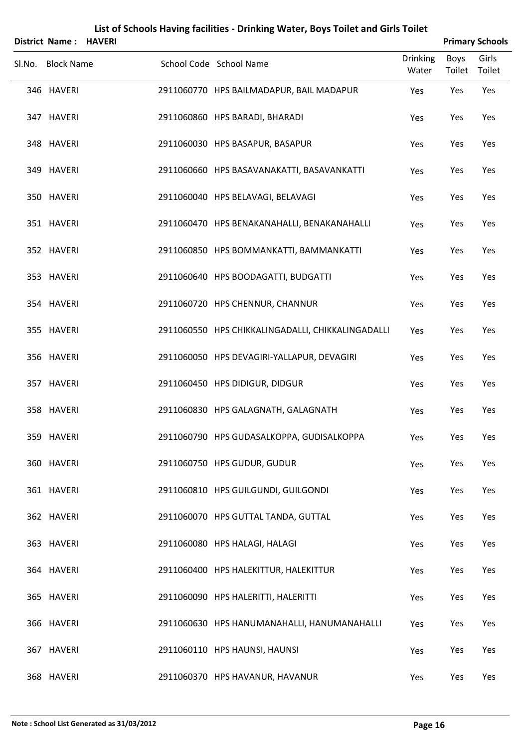# List of Schools Having facilities - Drinking Water, Boys Toilet and Girls Toilet

**District Name : HAVERI** **Primary Schools**

| Sl.No. | Block Name | School Code | School Name | Drinking Water | Boys Toilet | Girls Toilet |
|---|---|---|---|---|---|---|
| 346 | HAVERI | 2911060770 | HPS BAILMADAPUR, BAIL MADAPUR | Yes | Yes | Yes |
| 347 | HAVERI | 2911060860 | HPS BARADI, BHARADI | Yes | Yes | Yes |
| 348 | HAVERI | 2911060030 | HPS BASAPUR, BASAPUR | Yes | Yes | Yes |
| 349 | HAVERI | 2911060660 | HPS BASAVANAKATTI, BASAVANKATTI | Yes | Yes | Yes |
| 350 | HAVERI | 2911060040 | HPS BELAVAGI, BELAVAGI | Yes | Yes | Yes |
| 351 | HAVERI | 2911060470 | HPS BENAKANAHALLI, BENAKANAHALLI | Yes | Yes | Yes |
| 352 | HAVERI | 2911060850 | HPS BOMMANKATTI, BAMMANKATTI | Yes | Yes | Yes |
| 353 | HAVERI | 2911060640 | HPS BOODAGATTI, BUDGATTI | Yes | Yes | Yes |
| 354 | HAVERI | 2911060720 | HPS CHENNUR, CHANNUR | Yes | Yes | Yes |
| 355 | HAVERI | 2911060550 | HPS CHIKKALINGADALLI, CHIKKALINGADALLI | Yes | Yes | Yes |
| 356 | HAVERI | 2911060050 | HPS DEVAGIRI-YALLAPUR, DEVAGIRI | Yes | Yes | Yes |
| 357 | HAVERI | 2911060450 | HPS DIDIGUR, DIDGUR | Yes | Yes | Yes |
| 358 | HAVERI | 2911060830 | HPS GALAGNATH, GALAGNATH | Yes | Yes | Yes |
| 359 | HAVERI | 2911060790 | HPS GUDASALKOPPA, GUDISALKOPPA | Yes | Yes | Yes |
| 360 | HAVERI | 2911060750 | HPS GUDUR, GUDUR | Yes | Yes | Yes |
| 361 | HAVERI | 2911060810 | HPS GUILGUNDI, GUILGONDI | Yes | Yes | Yes |
| 362 | HAVERI | 2911060070 | HPS GUTTAL TANDA, GUTTAL | Yes | Yes | Yes |
| 363 | HAVERI | 2911060080 | HPS HALAGI, HALAGI | Yes | Yes | Yes |
| 364 | HAVERI | 2911060400 | HPS HALEKITTUR, HALEKITTUR | Yes | Yes | Yes |
| 365 | HAVERI | 2911060090 | HPS HALERITTI, HALERITTI | Yes | Yes | Yes |
| 366 | HAVERI | 2911060630 | HPS HANUMANAHALLI, HANUMANAHALLI | Yes | Yes | Yes |
| 367 | HAVERI | 2911060110 | HPS HAUNSI, HAUNSI | Yes | Yes | Yes |
| 368 | HAVERI | 2911060370 | HPS HAVANUR, HAVANUR | Yes | Yes | Yes |

**Note : School List Generated as 31/03/2012**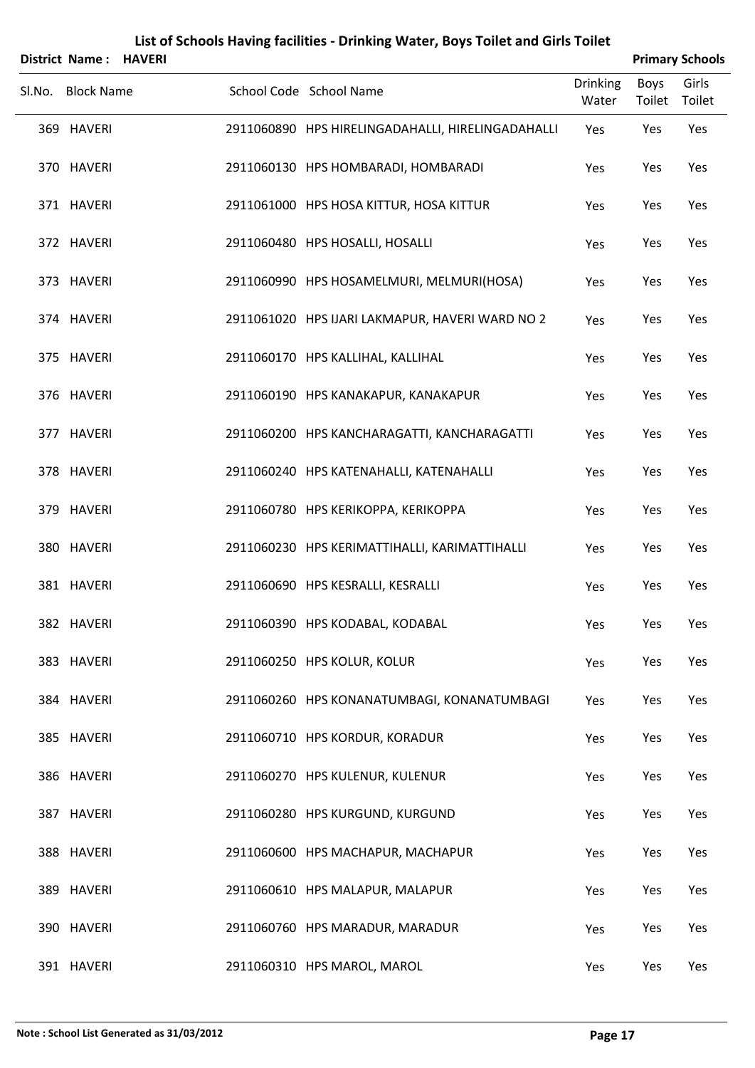# List of Schools Having facilities - Drinking Water, Boys Toilet and Girls Toilet

**District Name : HAVERI** **Primary Schools**

| Sl.No. | Block Name | School Code | School Name | Drinking Water | Boys Toilet | Girls Toilet |
|---|---|---|---|---|---|---|
| 369 | HAVERI | 2911060890 | HPS HIRELINGADAHALLI, HIRELINGADAHALLI | Yes | Yes | Yes |
| 370 | HAVERI | 2911060130 | HPS HOMBARADI, HOMBARADI | Yes | Yes | Yes |
| 371 | HAVERI | 2911061000 | HPS HOSA KITTUR, HOSA KITTUR | Yes | Yes | Yes |
| 372 | HAVERI | 2911060480 | HPS HOSALLI, HOSALLI | Yes | Yes | Yes |
| 373 | HAVERI | 2911060990 | HPS HOSAMELMURI, MELMURI(HOSA) | Yes | Yes | Yes |
| 374 | HAVERI | 2911061020 | HPS IJARI LAKMAPUR, HAVERI WARD NO 2 | Yes | Yes | Yes |
| 375 | HAVERI | 2911060170 | HPS KALLIHAL, KALLIHAL | Yes | Yes | Yes |
| 376 | HAVERI | 2911060190 | HPS KANAKAPUR, KANAKAPUR | Yes | Yes | Yes |
| 377 | HAVERI | 2911060200 | HPS KANCHARAGATTI, KANCHARAGATTI | Yes | Yes | Yes |
| 378 | HAVERI | 2911060240 | HPS KATENAHALLI, KATENAHALLI | Yes | Yes | Yes |
| 379 | HAVERI | 2911060780 | HPS KERIKOPPA, KERIKOPPA | Yes | Yes | Yes |
| 380 | HAVERI | 2911060230 | HPS KERIMATTIHALLI, KARIMATTIHALLI | Yes | Yes | Yes |
| 381 | HAVERI | 2911060690 | HPS KESRALLI, KESRALLI | Yes | Yes | Yes |
| 382 | HAVERI | 2911060390 | HPS KODABAL, KODABAL | Yes | Yes | Yes |
| 383 | HAVERI | 2911060250 | HPS KOLUR, KOLUR | Yes | Yes | Yes |
| 384 | HAVERI | 2911060260 | HPS KONANATUMBAGI, KONANATUMBAGI | Yes | Yes | Yes |
| 385 | HAVERI | 2911060710 | HPS KORDUR, KORADUR | Yes | Yes | Yes |
| 386 | HAVERI | 2911060270 | HPS KULENUR, KULENUR | Yes | Yes | Yes |
| 387 | HAVERI | 2911060280 | HPS KURGUND, KURGUND | Yes | Yes | Yes |
| 388 | HAVERI | 2911060600 | HPS MACHAPUR, MACHAPUR | Yes | Yes | Yes |
| 389 | HAVERI | 2911060610 | HPS MALAPUR, MALAPUR | Yes | Yes | Yes |
| 390 | HAVERI | 2911060760 | HPS MARADUR, MARADUR | Yes | Yes | Yes |
| 391 | HAVERI | 2911060310 | HPS MAROL, MAROL | Yes | Yes | Yes |

**Note : School List Generated as 31/03/2012**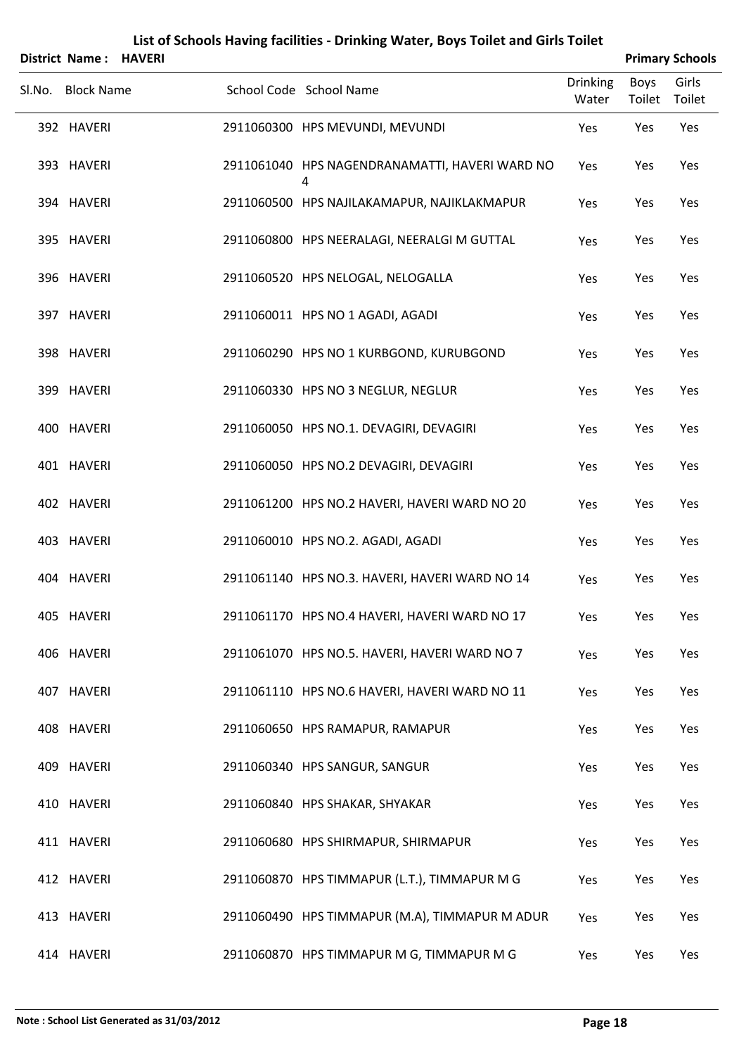# List of Schools Having facilities - Drinking Water, Boys Toilet and Girls Toilet

**District Name : HAVERI** **Primary Schools**

| Sl.No. | Block Name | School Code | School Name | Drinking Water | Boys Toilet | Girls Toilet |
|---|---|---|---|---|---|---|
| 392 | HAVERI | 2911060300 | HPS MEVUNDI, MEVUNDI | Yes | Yes | Yes |
| 393 | HAVERI | 2911061040 | HPS NAGENDRANAMATTI, HAVERI WARD NO 4 | Yes | Yes | Yes |
| 394 | HAVERI | 2911060500 | HPS NAJILAKAMAPUR, NAJIKLAKMAPUR | Yes | Yes | Yes |
| 395 | HAVERI | 2911060800 | HPS NEERALAGI, NEERALGI M GUTTAL | Yes | Yes | Yes |
| 396 | HAVERI | 2911060520 | HPS NELOGAL, NELOGALLA | Yes | Yes | Yes |
| 397 | HAVERI | 2911060011 | HPS NO 1 AGADI, AGADI | Yes | Yes | Yes |
| 398 | HAVERI | 2911060290 | HPS NO 1 KURBGOND, KURUBGOND | Yes | Yes | Yes |
| 399 | HAVERI | 2911060330 | HPS NO 3 NEGLUR, NEGLUR | Yes | Yes | Yes |
| 400 | HAVERI | 2911060050 | HPS NO.1. DEVAGIRI, DEVAGIRI | Yes | Yes | Yes |
| 401 | HAVERI | 2911060050 | HPS NO.2 DEVAGIRI, DEVAGIRI | Yes | Yes | Yes |
| 402 | HAVERI | 2911061200 | HPS NO.2 HAVERI, HAVERI WARD NO 20 | Yes | Yes | Yes |
| 403 | HAVERI | 2911060010 | HPS NO.2. AGADI, AGADI | Yes | Yes | Yes |
| 404 | HAVERI | 2911061140 | HPS NO.3. HAVERI, HAVERI WARD NO 14 | Yes | Yes | Yes |
| 405 | HAVERI | 2911061170 | HPS NO.4 HAVERI, HAVERI WARD NO 17 | Yes | Yes | Yes |
| 406 | HAVERI | 2911061070 | HPS NO.5. HAVERI, HAVERI WARD NO 7 | Yes | Yes | Yes |
| 407 | HAVERI | 2911061110 | HPS NO.6 HAVERI, HAVERI WARD NO 11 | Yes | Yes | Yes |
| 408 | HAVERI | 2911060650 | HPS RAMAPUR, RAMAPUR | Yes | Yes | Yes |
| 409 | HAVERI | 2911060340 | HPS SANGUR, SANGUR | Yes | Yes | Yes |
| 410 | HAVERI | 2911060840 | HPS SHAKAR, SHYAKAR | Yes | Yes | Yes |
| 411 | HAVERI | 2911060680 | HPS SHIRMAPUR, SHIRMAPUR | Yes | Yes | Yes |
| 412 | HAVERI | 2911060870 | HPS TIMMAPUR (L.T.), TIMMAPUR M G | Yes | Yes | Yes |
| 413 | HAVERI | 2911060490 | HPS TIMMAPUR (M.A), TIMMAPUR M ADUR | Yes | Yes | Yes |
| 414 | HAVERI | 2911060870 | HPS TIMMAPUR M G, TIMMAPUR M G | Yes | Yes | Yes |

**Note : School List Generated as 31/03/2012**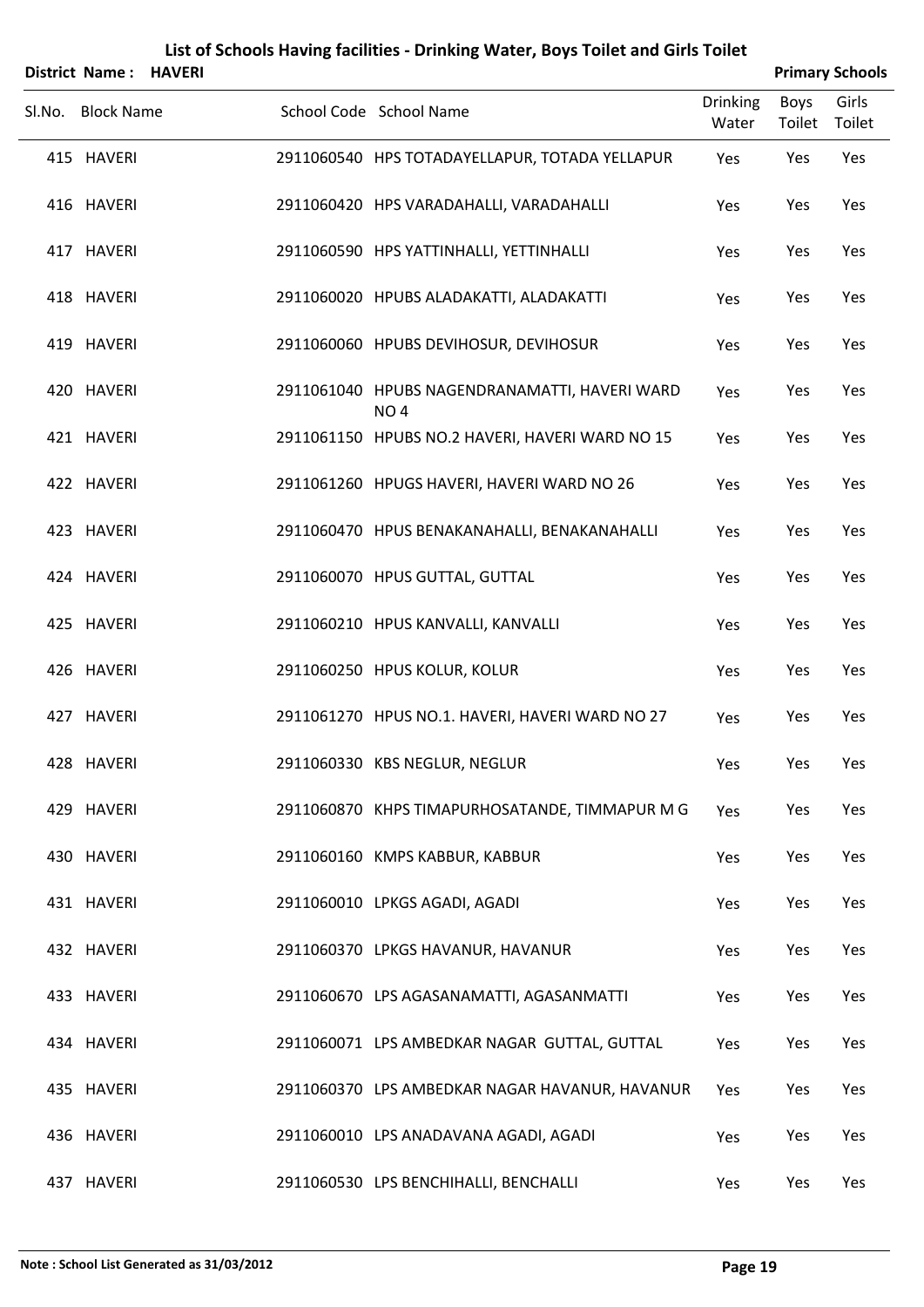# List of Schools Having facilities - Drinking Water, Boys Toilet and Girls Toilet

**District Name : HAVERI** **Primary Schools**

| Sl.No. | Block Name | School Code | School Name | Drinking Water | Boys Toilet | Girls Toilet |
|---|---|---|---|---|---|---|
| 415 | HAVERI | 2911060540 | HPS TOTADAYELLAPUR, TOTADA YELLAPUR | Yes | Yes | Yes |
| 416 | HAVERI | 2911060420 | HPS VARADAHALLI, VARADAHALLI | Yes | Yes | Yes |
| 417 | HAVERI | 2911060590 | HPS YATTINHALLI, YETTINHALLI | Yes | Yes | Yes |
| 418 | HAVERI | 2911060020 | HPUBS ALADAKATTI, ALADAKATTI | Yes | Yes | Yes |
| 419 | HAVERI | 2911060060 | HPUBS DEVIHOSUR, DEVIHOSUR | Yes | Yes | Yes |
| 420 | HAVERI | 2911061040 | HPUBS NAGENDRANAMATTI, HAVERI WARD NO 4 | Yes | Yes | Yes |
| 421 | HAVERI | 2911061150 | HPUBS NO.2 HAVERI, HAVERI WARD NO 15 | Yes | Yes | Yes |
| 422 | HAVERI | 2911061260 | HPUGS HAVERI, HAVERI WARD NO 26 | Yes | Yes | Yes |
| 423 | HAVERI | 2911060470 | HPUS BENAKANAHALLI, BENAKANAHALLI | Yes | Yes | Yes |
| 424 | HAVERI | 2911060070 | HPUS GUTTAL, GUTTAL | Yes | Yes | Yes |
| 425 | HAVERI | 2911060210 | HPUS KANVALLI, KANVALLI | Yes | Yes | Yes |
| 426 | HAVERI | 2911060250 | HPUS KOLUR, KOLUR | Yes | Yes | Yes |
| 427 | HAVERI | 2911061270 | HPUS NO.1. HAVERI, HAVERI WARD NO 27 | Yes | Yes | Yes |
| 428 | HAVERI | 2911060330 | KBS NEGLUR, NEGLUR | Yes | Yes | Yes |
| 429 | HAVERI | 2911060870 | KHPS TIMAPURHOSATANDE, TIMMAPUR M G | Yes | Yes | Yes |
| 430 | HAVERI | 2911060160 | KMPS KABBUR, KABBUR | Yes | Yes | Yes |
| 431 | HAVERI | 2911060010 | LPKGS AGADI, AGADI | Yes | Yes | Yes |
| 432 | HAVERI | 2911060370 | LPKGS HAVANUR, HAVANUR | Yes | Yes | Yes |
| 433 | HAVERI | 2911060670 | LPS AGASANAMATTI, AGASANMATTI | Yes | Yes | Yes |
| 434 | HAVERI | 2911060071 | LPS AMBEDKAR NAGAR GUTTAL, GUTTAL | Yes | Yes | Yes |
| 435 | HAVERI | 2911060370 | LPS AMBEDKAR NAGAR HAVANUR, HAVANUR | Yes | Yes | Yes |
| 436 | HAVERI | 2911060010 | LPS ANADAVANA AGADI, AGADI | Yes | Yes | Yes |
| 437 | HAVERI | 2911060530 | LPS BENCHIHALLI, BENCHALLI | Yes | Yes | Yes |

**Note : School List Generated as 31/03/2012**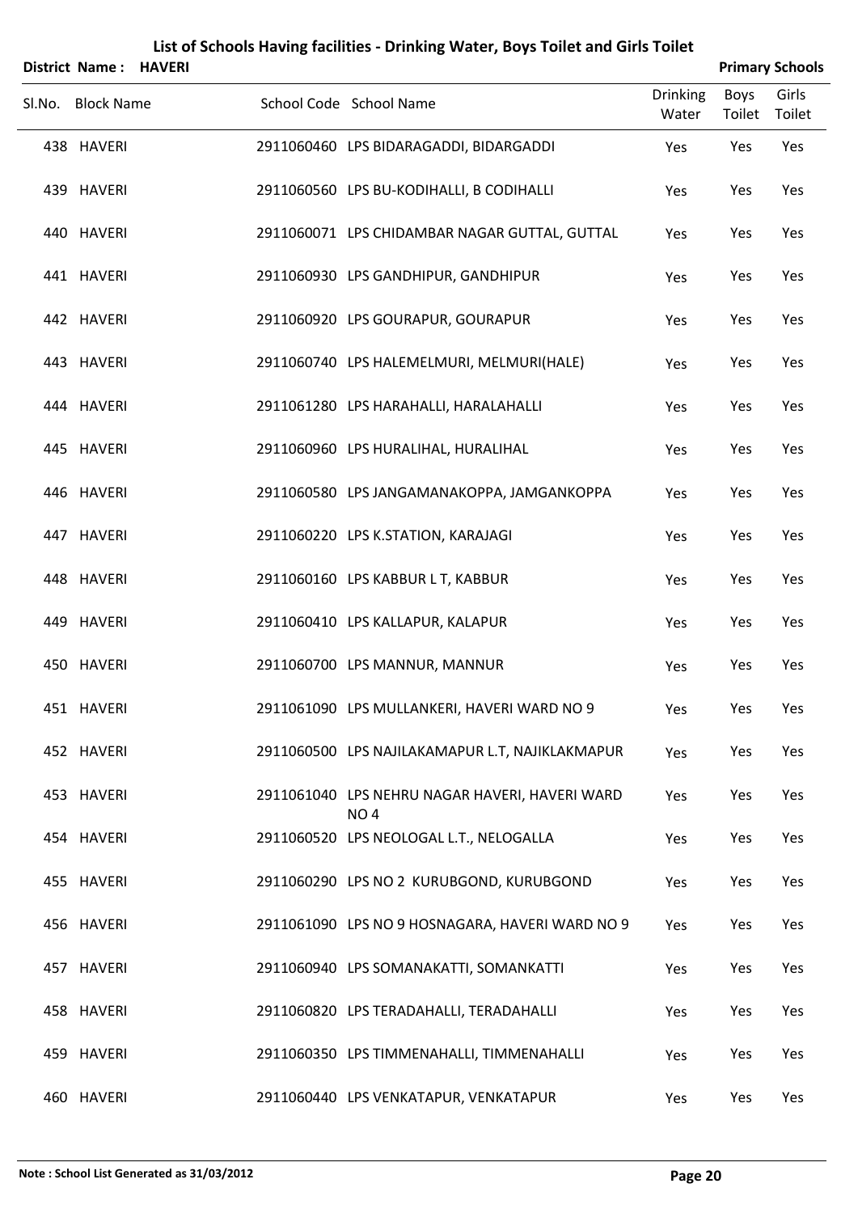# List of Schools Having facilities - Drinking Water, Boys Toilet and Girls Toilet

**District Name : HAVERI** **Primary Schools**

| Sl.No. | Block Name | School Code | School Name | Drinking Water | Boys Toilet | Girls Toilet |
|---|---|---|---|---|---|---|
| 438 | HAVERI | 2911060460 | LPS BIDARAGADDI, BIDARGADDI | Yes | Yes | Yes |
| 439 | HAVERI | 2911060560 | LPS BU-KODIHALLI, B CODIHALLI | Yes | Yes | Yes |
| 440 | HAVERI | 2911060071 | LPS CHIDAMBAR NAGAR GUTTAL, GUTTAL | Yes | Yes | Yes |
| 441 | HAVERI | 2911060930 | LPS GANDHIPUR, GANDHIPUR | Yes | Yes | Yes |
| 442 | HAVERI | 2911060920 | LPS GOURAPUR, GOURAPUR | Yes | Yes | Yes |
| 443 | HAVERI | 2911060740 | LPS HALEMELMURI, MELMURI(HALE) | Yes | Yes | Yes |
| 444 | HAVERI | 2911061280 | LPS HARAHALLI, HARALAHALLI | Yes | Yes | Yes |
| 445 | HAVERI | 2911060960 | LPS HURALIHAL, HURALIHAL | Yes | Yes | Yes |
| 446 | HAVERI | 2911060580 | LPS JANGAMANAKOPPA, JAMGANKOPPA | Yes | Yes | Yes |
| 447 | HAVERI | 2911060220 | LPS K.STATION, KARAJAGI | Yes | Yes | Yes |
| 448 | HAVERI | 2911060160 | LPS KABBUR L T, KABBUR | Yes | Yes | Yes |
| 449 | HAVERI | 2911060410 | LPS KALLAPUR, KALAPUR | Yes | Yes | Yes |
| 450 | HAVERI | 2911060700 | LPS MANNUR, MANNUR | Yes | Yes | Yes |
| 451 | HAVERI | 2911061090 | LPS MULLANKERI, HAVERI WARD NO 9 | Yes | Yes | Yes |
| 452 | HAVERI | 2911060500 | LPS NAJILAKAMAPUR L.T, NAJIKLAKMAPUR | Yes | Yes | Yes |
| 453 | HAVERI | 2911061040 | LPS NEHRU NAGAR HAVERI, HAVERI WARD NO 4 | Yes | Yes | Yes |
| 454 | HAVERI | 2911060520 | LPS NEOLOGAL L.T., NELOGALLA | Yes | Yes | Yes |
| 455 | HAVERI | 2911060290 | LPS NO 2 KURUBGOND, KURUBGOND | Yes | Yes | Yes |
| 456 | HAVERI | 2911061090 | LPS NO 9 HOSNAGARA, HAVERI WARD NO 9 | Yes | Yes | Yes |
| 457 | HAVERI | 2911060940 | LPS SOMANAKATTI, SOMANKATTI | Yes | Yes | Yes |
| 458 | HAVERI | 2911060820 | LPS TERADAHALLI, TERADAHALLI | Yes | Yes | Yes |
| 459 | HAVERI | 2911060350 | LPS TIMMENAHALLI, TIMMENAHALLI | Yes | Yes | Yes |
| 460 | HAVERI | 2911060440 | LPS VENKATAPUR, VENKATAPUR | Yes | Yes | Yes |

**Note : School List Generated as 31/03/2012**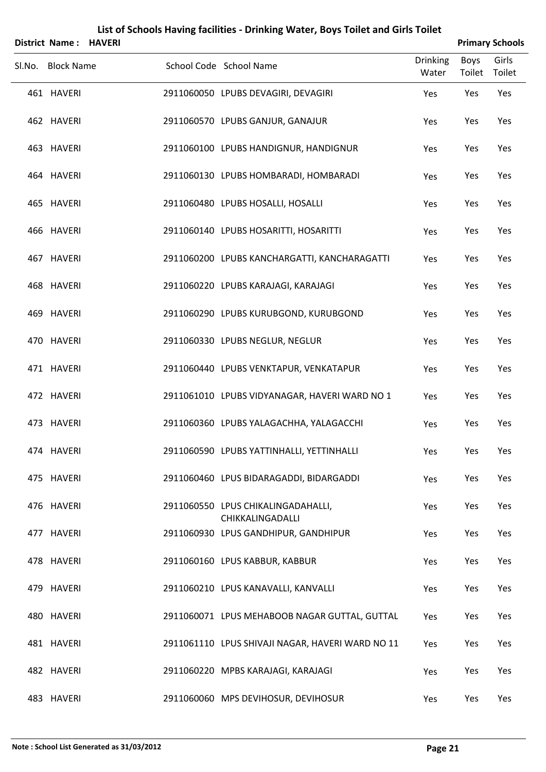# List of Schools Having facilities - Drinking Water, Boys Toilet and Girls Toilet

**District Name : HAVERI** | **Primary Schools**

| Sl.No. | Block Name | School Code | School Name | Drinking Water | Boys Toilet | Girls Toilet |
|---|---|---|---|---|---|---|
| 461 | HAVERI | 2911060050 | LPUBS DEVAGIRI, DEVAGIRI | Yes | Yes | Yes |
| 462 | HAVERI | 2911060570 | LPUBS GANJUR, GANAJUR | Yes | Yes | Yes |
| 463 | HAVERI | 2911060100 | LPUBS HANDIGNUR, HANDIGNUR | Yes | Yes | Yes |
| 464 | HAVERI | 2911060130 | LPUBS HOMBARADI, HOMBARADI | Yes | Yes | Yes |
| 465 | HAVERI | 2911060480 | LPUBS HOSALLI, HOSALLI | Yes | Yes | Yes |
| 466 | HAVERI | 2911060140 | LPUBS HOSARITTI, HOSARITTI | Yes | Yes | Yes |
| 467 | HAVERI | 2911060200 | LPUBS KANCHARGATTI, KANCHARAGATTI | Yes | Yes | Yes |
| 468 | HAVERI | 2911060220 | LPUBS KARAJAGI, KARAJAGI | Yes | Yes | Yes |
| 469 | HAVERI | 2911060290 | LPUBS KURUBGOND, KURUBGOND | Yes | Yes | Yes |
| 470 | HAVERI | 2911060330 | LPUBS NEGLUR, NEGLUR | Yes | Yes | Yes |
| 471 | HAVERI | 2911060440 | LPUBS VENKTAPUR, VENKATAPUR | Yes | Yes | Yes |
| 472 | HAVERI | 2911061010 | LPUBS VIDYANAGAR, HAVERI WARD NO 1 | Yes | Yes | Yes |
| 473 | HAVERI | 2911060360 | LPUBS YALAGACHHA, YALAGACCHI | Yes | Yes | Yes |
| 474 | HAVERI | 2911060590 | LPUBS YATTINHALLI, YETTINHALLI | Yes | Yes | Yes |
| 475 | HAVERI | 2911060460 | LPUS BIDARAGADDI, BIDARGADDI | Yes | Yes | Yes |
| 476 | HAVERI | 2911060550 | LPUS CHIKALINGADAHALLI, CHIKKALINGADALLI | Yes | Yes | Yes |
| 477 | HAVERI | 2911060930 | LPUS GANDHIPUR, GANDHIPUR | Yes | Yes | Yes |
| 478 | HAVERI | 2911060160 | LPUS KABBUR, KABBUR | Yes | Yes | Yes |
| 479 | HAVERI | 2911060210 | LPUS KANAVALLI, KANVALLI | Yes | Yes | Yes |
| 480 | HAVERI | 2911060071 | LPUS MEHABOOB NAGAR GUTTAL, GUTTAL | Yes | Yes | Yes |
| 481 | HAVERI | 2911061110 | LPUS SHIVAJI NAGAR, HAVERI WARD NO 11 | Yes | Yes | Yes |
| 482 | HAVERI | 2911060220 | MPBS KARAJAGI, KARAJAGI | Yes | Yes | Yes |
| 483 | HAVERI | 2911060060 | MPS DEVIHOSUR, DEVIHOSUR | Yes | Yes | Yes |

**Note : School List Generated as 31/03/2012**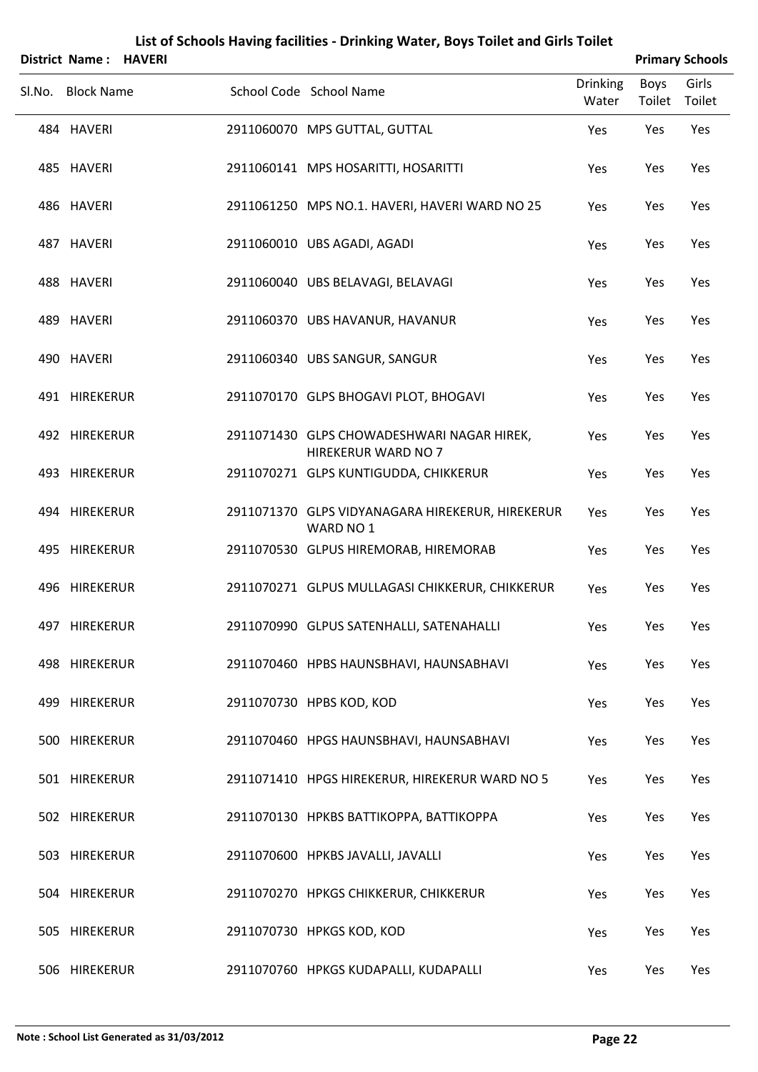# List of Schools Having facilities - Drinking Water, Boys Toilet and Girls Toilet

**District Name : HAVERI** **Primary Schools**

| Sl.No. | Block Name | School Code | School Name | Drinking Water | Boys Toilet | Girls Toilet |
|---|---|---|---|---|---|---|
| 484 | HAVERI | 2911060070 | MPS GUTTAL, GUTTAL | Yes | Yes | Yes |
| 485 | HAVERI | 2911060141 | MPS HOSARITTI, HOSARITTI | Yes | Yes | Yes |
| 486 | HAVERI | 2911061250 | MPS NO.1. HAVERI, HAVERI WARD NO 25 | Yes | Yes | Yes |
| 487 | HAVERI | 2911060010 | UBS AGADI, AGADI | Yes | Yes | Yes |
| 488 | HAVERI | 2911060040 | UBS BELAVAGI, BELAVAGI | Yes | Yes | Yes |
| 489 | HAVERI | 2911060370 | UBS HAVANUR, HAVANUR | Yes | Yes | Yes |
| 490 | HAVERI | 2911060340 | UBS SANGUR, SANGUR | Yes | Yes | Yes |
| 491 | HIREKERUR | 2911070170 | GLPS BHOGAVI PLOT, BHOGAVI | Yes | Yes | Yes |
| 492 | HIREKERUR | 2911071430 | GLPS CHOWADESHWARI NAGAR HIREK, HIREKERUR WARD NO 7 | Yes | Yes | Yes |
| 493 | HIREKERUR | 2911070271 | GLPS KUNTIGUDDA, CHIKKERUR | Yes | Yes | Yes |
| 494 | HIREKERUR | 2911071370 | GLPS VIDYANAGARA HIREKERUR, HIREKERUR WARD NO 1 | Yes | Yes | Yes |
| 495 | HIREKERUR | 2911070530 | GLPUS HIREMORAB, HIREMORAB | Yes | Yes | Yes |
| 496 | HIREKERUR | 2911070271 | GLPUS MULLAGASI CHIKKERUR, CHIKKERUR | Yes | Yes | Yes |
| 497 | HIREKERUR | 2911070990 | GLPUS SATENHALLI, SATENAHALLI | Yes | Yes | Yes |
| 498 | HIREKERUR | 2911070460 | HPBS HAUNSBHAVI, HAUNSABHAVI | Yes | Yes | Yes |
| 499 | HIREKERUR | 2911070730 | HPBS KOD, KOD | Yes | Yes | Yes |
| 500 | HIREKERUR | 2911070460 | HPGS HAUNSBHAVI, HAUNSABHAVI | Yes | Yes | Yes |
| 501 | HIREKERUR | 2911071410 | HPGS HIREKERUR, HIREKERUR WARD NO 5 | Yes | Yes | Yes |
| 502 | HIREKERUR | 2911070130 | HPKBS BATTIKOPPA, BATTIKOPPA | Yes | Yes | Yes |
| 503 | HIREKERUR | 2911070600 | HPKBS JAVALLI, JAVALLI | Yes | Yes | Yes |
| 504 | HIREKERUR | 2911070270 | HPKGS CHIKKERUR, CHIKKERUR | Yes | Yes | Yes |
| 505 | HIREKERUR | 2911070730 | HPKGS KOD, KOD | Yes | Yes | Yes |
| 506 | HIREKERUR | 2911070760 | HPKGS KUDAPALLI, KUDAPALLI | Yes | Yes | Yes |

**Note : School List Generated as 31/03/2012**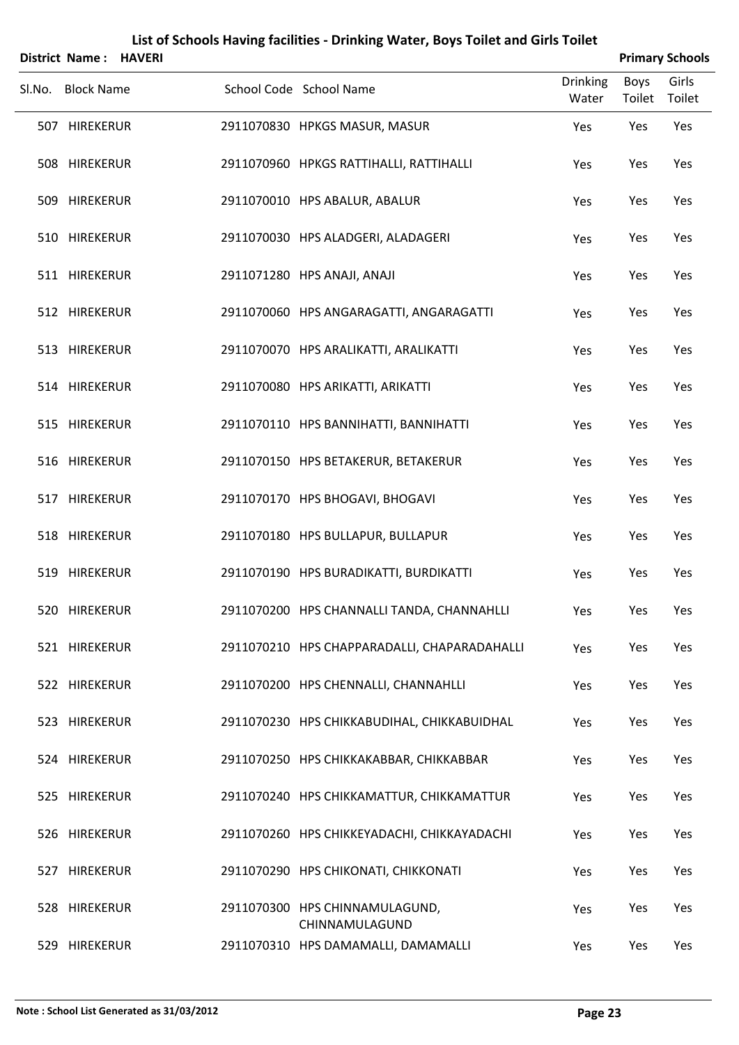# List of Schools Having facilities - Drinking Water, Boys Toilet and Girls Toilet

**District Name : HAVERI** **Primary Schools**

| Sl.No. | Block Name | School Code | School Name | Drinking Water | Boys Toilet | Girls Toilet |
|---|---|---|---|---|---|---|
| 507 | HIREKERUR | 2911070830 | HPKGS MASUR, MASUR | Yes | Yes | Yes |
| 508 | HIREKERUR | 2911070960 | HPKGS RATTIHALLI, RATTIHALLI | Yes | Yes | Yes |
| 509 | HIREKERUR | 2911070010 | HPS ABALUR, ABALUR | Yes | Yes | Yes |
| 510 | HIREKERUR | 2911070030 | HPS ALADGERI, ALADAGERI | Yes | Yes | Yes |
| 511 | HIREKERUR | 2911071280 | HPS ANAJI, ANAJI | Yes | Yes | Yes |
| 512 | HIREKERUR | 2911070060 | HPS ANGARAGATTI, ANGARAGATTI | Yes | Yes | Yes |
| 513 | HIREKERUR | 2911070070 | HPS ARALIKATTI, ARALIKATTI | Yes | Yes | Yes |
| 514 | HIREKERUR | 2911070080 | HPS ARIKATTI, ARIKATTI | Yes | Yes | Yes |
| 515 | HIREKERUR | 2911070110 | HPS BANNIHATTI, BANNIHATTI | Yes | Yes | Yes |
| 516 | HIREKERUR | 2911070150 | HPS BETAKERUR, BETAKERUR | Yes | Yes | Yes |
| 517 | HIREKERUR | 2911070170 | HPS BHOGAVI, BHOGAVI | Yes | Yes | Yes |
| 518 | HIREKERUR | 2911070180 | HPS BULLAPUR, BULLAPUR | Yes | Yes | Yes |
| 519 | HIREKERUR | 2911070190 | HPS BURADIKATTI, BURDIKATTI | Yes | Yes | Yes |
| 520 | HIREKERUR | 2911070200 | HPS CHANNALLI TANDA, CHANNAHLLI | Yes | Yes | Yes |
| 521 | HIREKERUR | 2911070210 | HPS CHAPPARADALLI, CHAPARADAHALLI | Yes | Yes | Yes |
| 522 | HIREKERUR | 2911070200 | HPS CHENNALLI, CHANNAHLLI | Yes | Yes | Yes |
| 523 | HIREKERUR | 2911070230 | HPS CHIKKABUDIHAL, CHIKKABUIDHAL | Yes | Yes | Yes |
| 524 | HIREKERUR | 2911070250 | HPS CHIKKAKABBAR, CHIKKABBAR | Yes | Yes | Yes |
| 525 | HIREKERUR | 2911070240 | HPS CHIKKAMATTUR, CHIKKAMATTUR | Yes | Yes | Yes |
| 526 | HIREKERUR | 2911070260 | HPS CHIKKEYADACHI, CHIKKAYADACHI | Yes | Yes | Yes |
| 527 | HIREKERUR | 2911070290 | HPS CHIKONATI, CHIKKONATI | Yes | Yes | Yes |
| 528 | HIREKERUR | 2911070300 | HPS CHINNAMULAGUND, CHINNAMULAGUND | Yes | Yes | Yes |
| 529 | HIREKERUR | 2911070310 | HPS DAMAMALLI, DAMAMALLI | Yes | Yes | Yes |

**Note : School List Generated as 31/03/2012**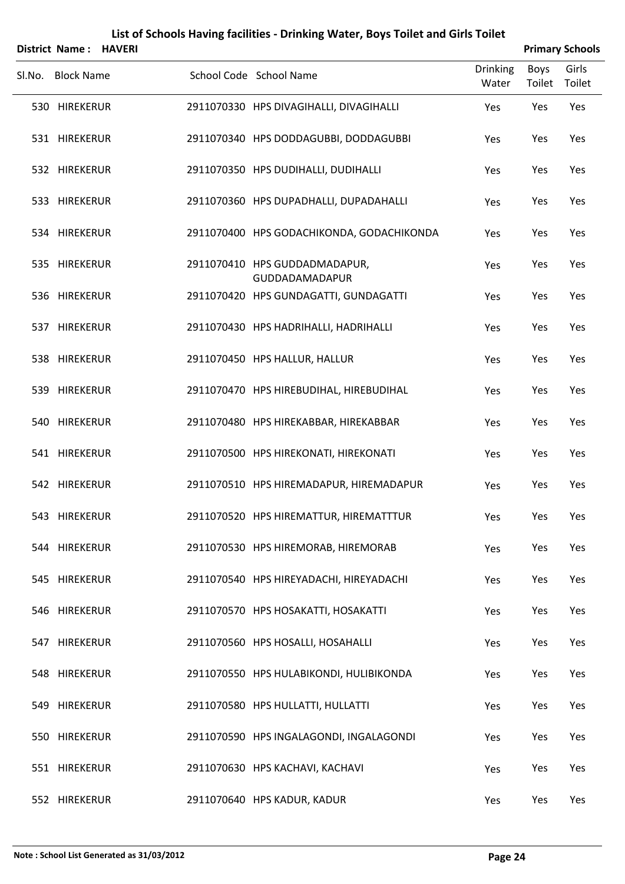# List of Schools Having facilities - Drinking Water, Boys Toilet and Girls Toilet

**District Name : HAVERI** **Primary Schools**

| Sl.No. | Block Name | School Code | School Name | Drinking Water | Boys Toilet | Girls Toilet |
|---|---|---|---|---|---|---|
| 530 | HIREKERUR | 2911070330 | HPS DIVAGIHALLI, DIVAGIHALLI | Yes | Yes | Yes |
| 531 | HIREKERUR | 2911070340 | HPS DODDAGUBBI, DODDAGUBBI | Yes | Yes | Yes |
| 532 | HIREKERUR | 2911070350 | HPS DUDIHALLI, DUDIHALLI | Yes | Yes | Yes |
| 533 | HIREKERUR | 2911070360 | HPS DUPADHALLI, DUPADAHALLI | Yes | Yes | Yes |
| 534 | HIREKERUR | 2911070400 | HPS GODACHIKONDA, GODACHIKONDA | Yes | Yes | Yes |
| 535 | HIREKERUR | 2911070410 | HPS GUDDADMADAPUR, GUDDADAMADAPUR | Yes | Yes | Yes |
| 536 | HIREKERUR | 2911070420 | HPS GUNDAGATTI, GUNDAGATTI | Yes | Yes | Yes |
| 537 | HIREKERUR | 2911070430 | HPS HADRIHALLI, HADRIHALLI | Yes | Yes | Yes |
| 538 | HIREKERUR | 2911070450 | HPS HALLUR, HALLUR | Yes | Yes | Yes |
| 539 | HIREKERUR | 2911070470 | HPS HIREBUDIHAL, HIREBUDIHAL | Yes | Yes | Yes |
| 540 | HIREKERUR | 2911070480 | HPS HIREKABBAR, HIREKABBAR | Yes | Yes | Yes |
| 541 | HIREKERUR | 2911070500 | HPS HIREKONATI, HIREKONATI | Yes | Yes | Yes |
| 542 | HIREKERUR | 2911070510 | HPS HIREMADAPUR, HIREMADAPUR | Yes | Yes | Yes |
| 543 | HIREKERUR | 2911070520 | HPS HIREMATTUR, HIREMATTTUR | Yes | Yes | Yes |
| 544 | HIREKERUR | 2911070530 | HPS HIREMORAB, HIREMORAB | Yes | Yes | Yes |
| 545 | HIREKERUR | 2911070540 | HPS HIREYADACHI, HIREYADACHI | Yes | Yes | Yes |
| 546 | HIREKERUR | 2911070570 | HPS HOSAKATTI, HOSAKATTI | Yes | Yes | Yes |
| 547 | HIREKERUR | 2911070560 | HPS HOSALLI, HOSAHALLI | Yes | Yes | Yes |
| 548 | HIREKERUR | 2911070550 | HPS HULABIKONDI, HULIBIKONDA | Yes | Yes | Yes |
| 549 | HIREKERUR | 2911070580 | HPS HULLATTI, HULLATTI | Yes | Yes | Yes |
| 550 | HIREKERUR | 2911070590 | HPS INGALAGONDI, INGALAGONDI | Yes | Yes | Yes |
| 551 | HIREKERUR | 2911070630 | HPS KACHAVI, KACHAVI | Yes | Yes | Yes |
| 552 | HIREKERUR | 2911070640 | HPS KADUR, KADUR | Yes | Yes | Yes |

**Note : School List Generated as 31/03/2012**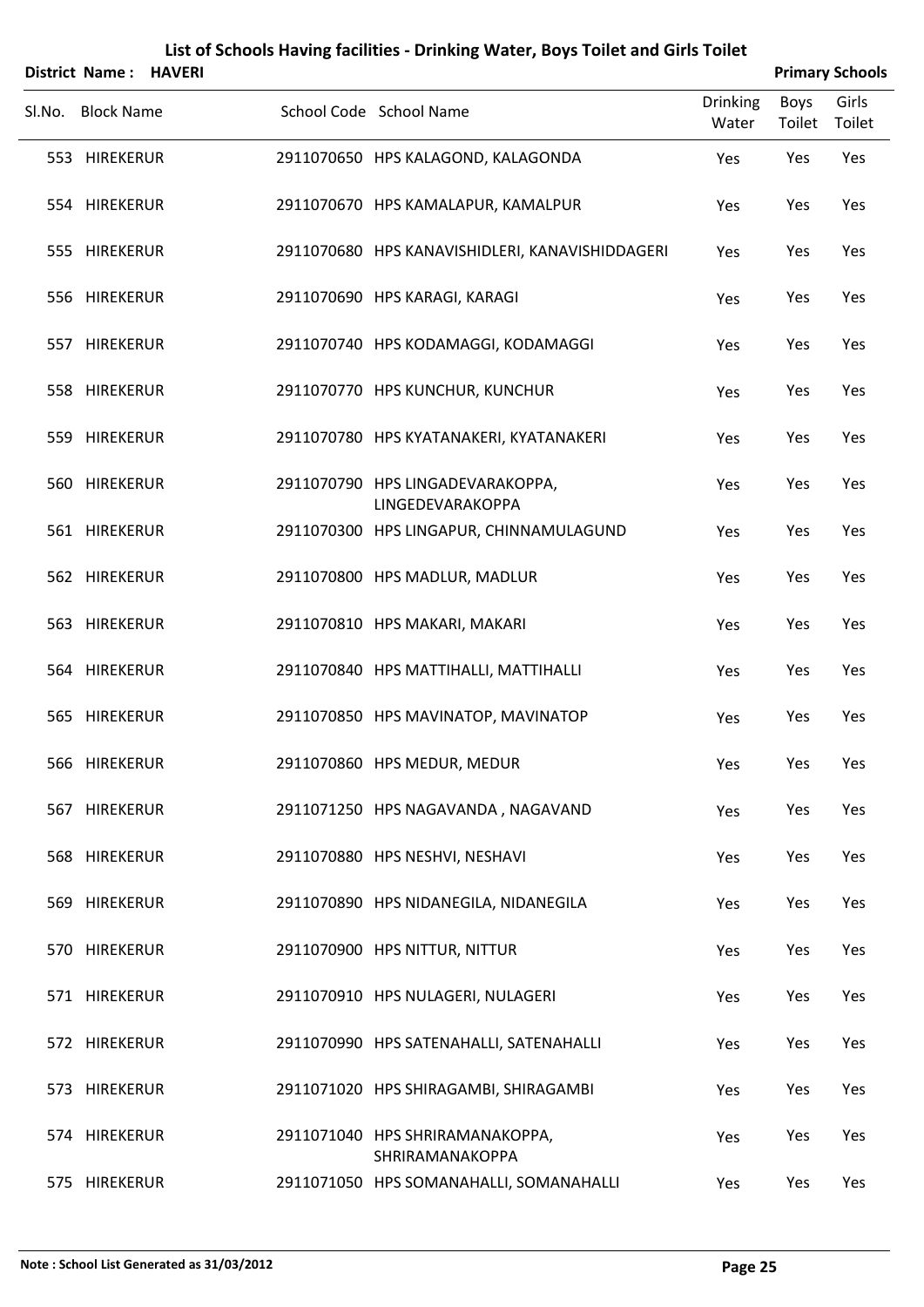# List of Schools Having facilities - Drinking Water, Boys Toilet and Girls Toilet

**District Name : HAVERI** — **Primary Schools**

| Sl.No. | Block Name | School Code | School Name | Drinking Water | Boys Toilet | Girls Toilet |
|---|---|---|---|---|---|---|
| 553 | HIREKERUR | 2911070650 | HPS KALAGOND, KALAGONDA | Yes | Yes | Yes |
| 554 | HIREKERUR | 2911070670 | HPS KAMALAPUR, KAMALPUR | Yes | Yes | Yes |
| 555 | HIREKERUR | 2911070680 | HPS KANAVISHIDLERI, KANAVISHIDDAGERI | Yes | Yes | Yes |
| 556 | HIREKERUR | 2911070690 | HPS KARAGI, KARAGI | Yes | Yes | Yes |
| 557 | HIREKERUR | 2911070740 | HPS KODAMAGGI, KODAMAGGI | Yes | Yes | Yes |
| 558 | HIREKERUR | 2911070770 | HPS KUNCHUR, KUNCHUR | Yes | Yes | Yes |
| 559 | HIREKERUR | 2911070780 | HPS KYATANAKERI, KYATANAKERI | Yes | Yes | Yes |
| 560 | HIREKERUR | 2911070790 | HPS LINGADEVARAKOPPA, LINGEDEVARAKOPPA | Yes | Yes | Yes |
| 561 | HIREKERUR | 2911070300 | HPS LINGAPUR, CHINNAMULAGUND | Yes | Yes | Yes |
| 562 | HIREKERUR | 2911070800 | HPS MADLUR, MADLUR | Yes | Yes | Yes |
| 563 | HIREKERUR | 2911070810 | HPS MAKARI, MAKARI | Yes | Yes | Yes |
| 564 | HIREKERUR | 2911070840 | HPS MATTIHALLI, MATTIHALLI | Yes | Yes | Yes |
| 565 | HIREKERUR | 2911070850 | HPS MAVINATOP, MAVINATOP | Yes | Yes | Yes |
| 566 | HIREKERUR | 2911070860 | HPS MEDUR, MEDUR | Yes | Yes | Yes |
| 567 | HIREKERUR | 2911071250 | HPS NAGAVANDA , NAGAVAND | Yes | Yes | Yes |
| 568 | HIREKERUR | 2911070880 | HPS NESHVI, NESHAVI | Yes | Yes | Yes |
| 569 | HIREKERUR | 2911070890 | HPS NIDANEGILA, NIDANEGILA | Yes | Yes | Yes |
| 570 | HIREKERUR | 2911070900 | HPS NITTUR, NITTUR | Yes | Yes | Yes |
| 571 | HIREKERUR | 2911070910 | HPS NULAGERI, NULAGERI | Yes | Yes | Yes |
| 572 | HIREKERUR | 2911070990 | HPS SATENAHALLI, SATENAHALLI | Yes | Yes | Yes |
| 573 | HIREKERUR | 2911071020 | HPS SHIRAGAMBI, SHIRAGAMBI | Yes | Yes | Yes |
| 574 | HIREKERUR | 2911071040 | HPS SHRIRAMANAKOPPA, SHRIRAMANAKOPPA | Yes | Yes | Yes |
| 575 | HIREKERUR | 2911071050 | HPS SOMANAHALLI, SOMANAHALLI | Yes | Yes | Yes |

**Note : School List Generated as 31/03/2012**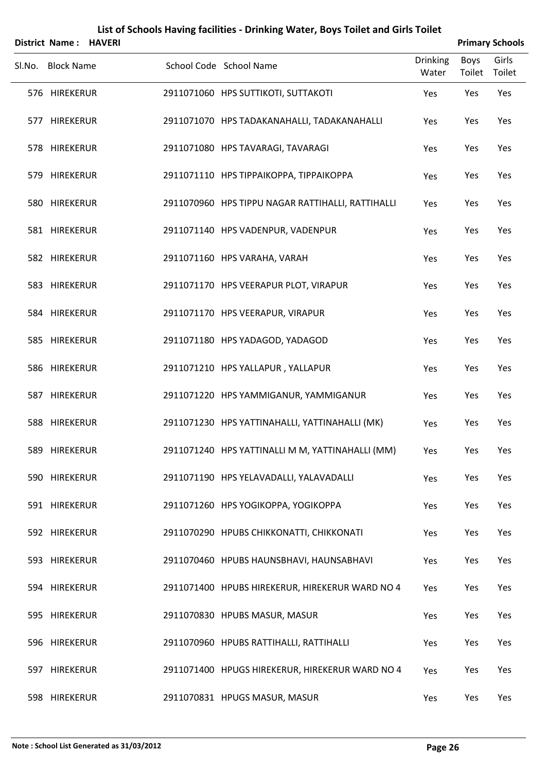# List of Schools Having facilities - Drinking Water, Boys Toilet and Girls Toilet

**District Name : HAVERI** **Primary Schools**

| Sl.No. | Block Name | School Code | School Name | Drinking Water | Boys Toilet | Girls Toilet |
|---|---|---|---|---|---|---|
| 576 | HIREKERUR | 2911071060 | HPS SUTTIKOTI, SUTTAKOTI | Yes | Yes | Yes |
| 577 | HIREKERUR | 2911071070 | HPS TADAKANAHALLI, TADAKANAHALLI | Yes | Yes | Yes |
| 578 | HIREKERUR | 2911071080 | HPS TAVARAGI, TAVARAGI | Yes | Yes | Yes |
| 579 | HIREKERUR | 2911071110 | HPS TIPPAIKOPPA, TIPPAIKOPPA | Yes | Yes | Yes |
| 580 | HIREKERUR | 2911070960 | HPS TIPPU NAGAR RATTIHALLI, RATTIHALLI | Yes | Yes | Yes |
| 581 | HIREKERUR | 2911071140 | HPS VADENPUR, VADENPUR | Yes | Yes | Yes |
| 582 | HIREKERUR | 2911071160 | HPS VARAHA, VARAH | Yes | Yes | Yes |
| 583 | HIREKERUR | 2911071170 | HPS VEERAPUR PLOT, VIRAPUR | Yes | Yes | Yes |
| 584 | HIREKERUR | 2911071170 | HPS VEERAPUR, VIRAPUR | Yes | Yes | Yes |
| 585 | HIREKERUR | 2911071180 | HPS YADAGOD, YADAGOD | Yes | Yes | Yes |
| 586 | HIREKERUR | 2911071210 | HPS YALLAPUR , YALLAPUR | Yes | Yes | Yes |
| 587 | HIREKERUR | 2911071220 | HPS YAMMIGANUR, YAMMIGANUR | Yes | Yes | Yes |
| 588 | HIREKERUR | 2911071230 | HPS YATTINAHALLI, YATTINAHALLI (MK) | Yes | Yes | Yes |
| 589 | HIREKERUR | 2911071240 | HPS YATTINALLI M M, YATTINAHALLI (MM) | Yes | Yes | Yes |
| 590 | HIREKERUR | 2911071190 | HPS YELAVADALLI, YALAVADALLI | Yes | Yes | Yes |
| 591 | HIREKERUR | 2911071260 | HPS YOGIKOPPA, YOGIKOPPA | Yes | Yes | Yes |
| 592 | HIREKERUR | 2911070290 | HPUBS CHIKKONATTI, CHIKKONATI | Yes | Yes | Yes |
| 593 | HIREKERUR | 2911070460 | HPUBS HAUNSBHAVI, HAUNSABHAVI | Yes | Yes | Yes |
| 594 | HIREKERUR | 2911071400 | HPUBS HIREKERUR, HIREKERUR WARD NO 4 | Yes | Yes | Yes |
| 595 | HIREKERUR | 2911070830 | HPUBS MASUR, MASUR | Yes | Yes | Yes |
| 596 | HIREKERUR | 2911070960 | HPUBS RATTIHALLI, RATTIHALLI | Yes | Yes | Yes |
| 597 | HIREKERUR | 2911071400 | HPUGS HIREKERUR, HIREKERUR WARD NO 4 | Yes | Yes | Yes |
| 598 | HIREKERUR | 2911070831 | HPUGS MASUR, MASUR | Yes | Yes | Yes |

**Note : School List Generated as 31/03/2012**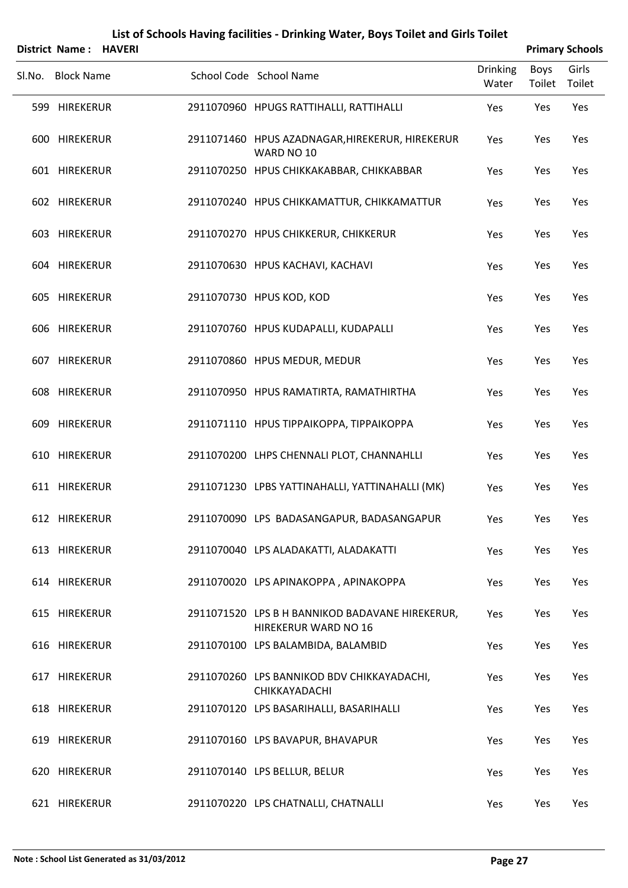# List of Schools Having facilities - Drinking Water, Boys Toilet and Girls Toilet

**District Name : HAVERI** **Primary Schools**

| Sl.No. | Block Name | School Code | School Name | Drinking Water | Boys Toilet | Girls Toilet |
|---|---|---|---|---|---|---|
| 599 | HIREKERUR | 2911070960 | HPUGS RATTIHALLI, RATTIHALLI | Yes | Yes | Yes |
| 600 | HIREKERUR | 2911071460 | HPUS AZADNAGAR,HIREKERUR, HIREKERUR WARD NO 10 | Yes | Yes | Yes |
| 601 | HIREKERUR | 2911070250 | HPUS CHIKKAKABBAR, CHIKKABBAR | Yes | Yes | Yes |
| 602 | HIREKERUR | 2911070240 | HPUS CHIKKAMATTUR, CHIKKAMATTUR | Yes | Yes | Yes |
| 603 | HIREKERUR | 2911070270 | HPUS CHIKKERUR, CHIKKERUR | Yes | Yes | Yes |
| 604 | HIREKERUR | 2911070630 | HPUS KACHAVI, KACHAVI | Yes | Yes | Yes |
| 605 | HIREKERUR | 2911070730 | HPUS KOD, KOD | Yes | Yes | Yes |
| 606 | HIREKERUR | 2911070760 | HPUS KUDAPALLI, KUDAPALLI | Yes | Yes | Yes |
| 607 | HIREKERUR | 2911070860 | HPUS MEDUR, MEDUR | Yes | Yes | Yes |
| 608 | HIREKERUR | 2911070950 | HPUS RAMATIRTA, RAMATHIRTHA | Yes | Yes | Yes |
| 609 | HIREKERUR | 2911071110 | HPUS TIPPAIKOPPA, TIPPAIKOPPA | Yes | Yes | Yes |
| 610 | HIREKERUR | 2911070200 | LHPS CHENNALI PLOT, CHANNAHLLI | Yes | Yes | Yes |
| 611 | HIREKERUR | 2911071230 | LPBS YATTINAHALLI, YATTINAHALLI (MK) | Yes | Yes | Yes |
| 612 | HIREKERUR | 2911070090 | LPS BADASANGAPUR, BADASANGAPUR | Yes | Yes | Yes |
| 613 | HIREKERUR | 2911070040 | LPS ALADAKATTI, ALADAKATTI | Yes | Yes | Yes |
| 614 | HIREKERUR | 2911070020 | LPS APINAKOPPA , APINAKOPPA | Yes | Yes | Yes |
| 615 | HIREKERUR | 2911071520 | LPS B H BANNIKOD BADAVANE HIREKERUR, HIREKERUR WARD NO 16 | Yes | Yes | Yes |
| 616 | HIREKERUR | 2911070100 | LPS BALAMBIDA, BALAMBID | Yes | Yes | Yes |
| 617 | HIREKERUR | 2911070260 | LPS BANNIKOD BDV CHIKKAYADACHI, CHIKKAYADACHI | Yes | Yes | Yes |
| 618 | HIREKERUR | 2911070120 | LPS BASARIHALLI, BASARIHALLI | Yes | Yes | Yes |
| 619 | HIREKERUR | 2911070160 | LPS BAVAPUR, BHAVAPUR | Yes | Yes | Yes |
| 620 | HIREKERUR | 2911070140 | LPS BELLUR, BELUR | Yes | Yes | Yes |
| 621 | HIREKERUR | 2911070220 | LPS CHATNALLI, CHATNALLI | Yes | Yes | Yes |

**Note : School List Generated as 31/03/2012**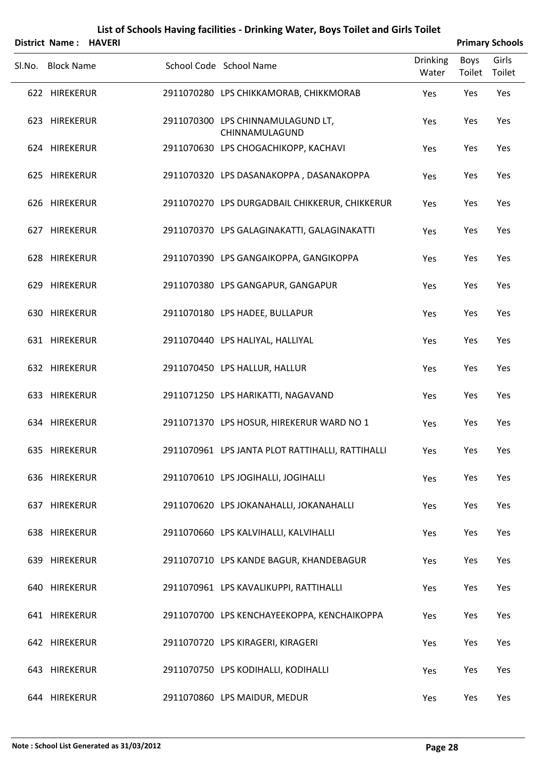# List of Schools Having facilities - Drinking Water, Boys Toilet and Girls Toilet

**District Name : HAVERI** **Primary Schools**

| Sl.No. | Block Name | School Code | School Name | Drinking Water | Boys Toilet | Girls Toilet |
|---|---|---|---|---|---|---|
| 622 | HIREKERUR | 2911070280 | LPS CHIKKAMORAB, CHIKKMORAB | Yes | Yes | Yes |
| 623 | HIREKERUR | 2911070300 | LPS CHINNAMULAGUND LT, CHINNAMULAGUND | Yes | Yes | Yes |
| 624 | HIREKERUR | 2911070630 | LPS CHOGACHIKOPP, KACHAVI | Yes | Yes | Yes |
| 625 | HIREKERUR | 2911070320 | LPS DASANAKOPPA , DASANAKOPPA | Yes | Yes | Yes |
| 626 | HIREKERUR | 2911070270 | LPS DURGADBAIL CHIKKERUR, CHIKKERUR | Yes | Yes | Yes |
| 627 | HIREKERUR | 2911070370 | LPS GALAGINAKATTI, GALAGINAKATTI | Yes | Yes | Yes |
| 628 | HIREKERUR | 2911070390 | LPS GANGAIKOPPA, GANGIKOPPA | Yes | Yes | Yes |
| 629 | HIREKERUR | 2911070380 | LPS GANGAPUR, GANGAPUR | Yes | Yes | Yes |
| 630 | HIREKERUR | 2911070180 | LPS HADEE, BULLAPUR | Yes | Yes | Yes |
| 631 | HIREKERUR | 2911070440 | LPS HALIYAL, HALLIYAL | Yes | Yes | Yes |
| 632 | HIREKERUR | 2911070450 | LPS HALLUR, HALLUR | Yes | Yes | Yes |
| 633 | HIREKERUR | 2911071250 | LPS HARIKATTI, NAGAVAND | Yes | Yes | Yes |
| 634 | HIREKERUR | 2911071370 | LPS HOSUR, HIREKERUR WARD NO 1 | Yes | Yes | Yes |
| 635 | HIREKERUR | 2911070961 | LPS JANTA PLOT RATTIHALLI, RATTIHALLI | Yes | Yes | Yes |
| 636 | HIREKERUR | 2911070610 | LPS JOGIHALLI, JOGIHALLI | Yes | Yes | Yes |
| 637 | HIREKERUR | 2911070620 | LPS JOKANAHALLI, JOKANAHALLI | Yes | Yes | Yes |
| 638 | HIREKERUR | 2911070660 | LPS KALVIHALLI, KALVIHALLI | Yes | Yes | Yes |
| 639 | HIREKERUR | 2911070710 | LPS KANDE BAGUR, KHANDEBAGUR | Yes | Yes | Yes |
| 640 | HIREKERUR | 2911070961 | LPS KAVALIKUPPI, RATTIHALLI | Yes | Yes | Yes |
| 641 | HIREKERUR | 2911070700 | LPS KENCHAYEEKOPPA, KENCHAIKOPPA | Yes | Yes | Yes |
| 642 | HIREKERUR | 2911070720 | LPS KIRAGERI, KIRAGERI | Yes | Yes | Yes |
| 643 | HIREKERUR | 2911070750 | LPS KODIHALLI, KODIHALLI | Yes | Yes | Yes |
| 644 | HIREKERUR | 2911070860 | LPS MAIDUR, MEDUR | Yes | Yes | Yes |

**Note : School List Generated as 31/03/2012**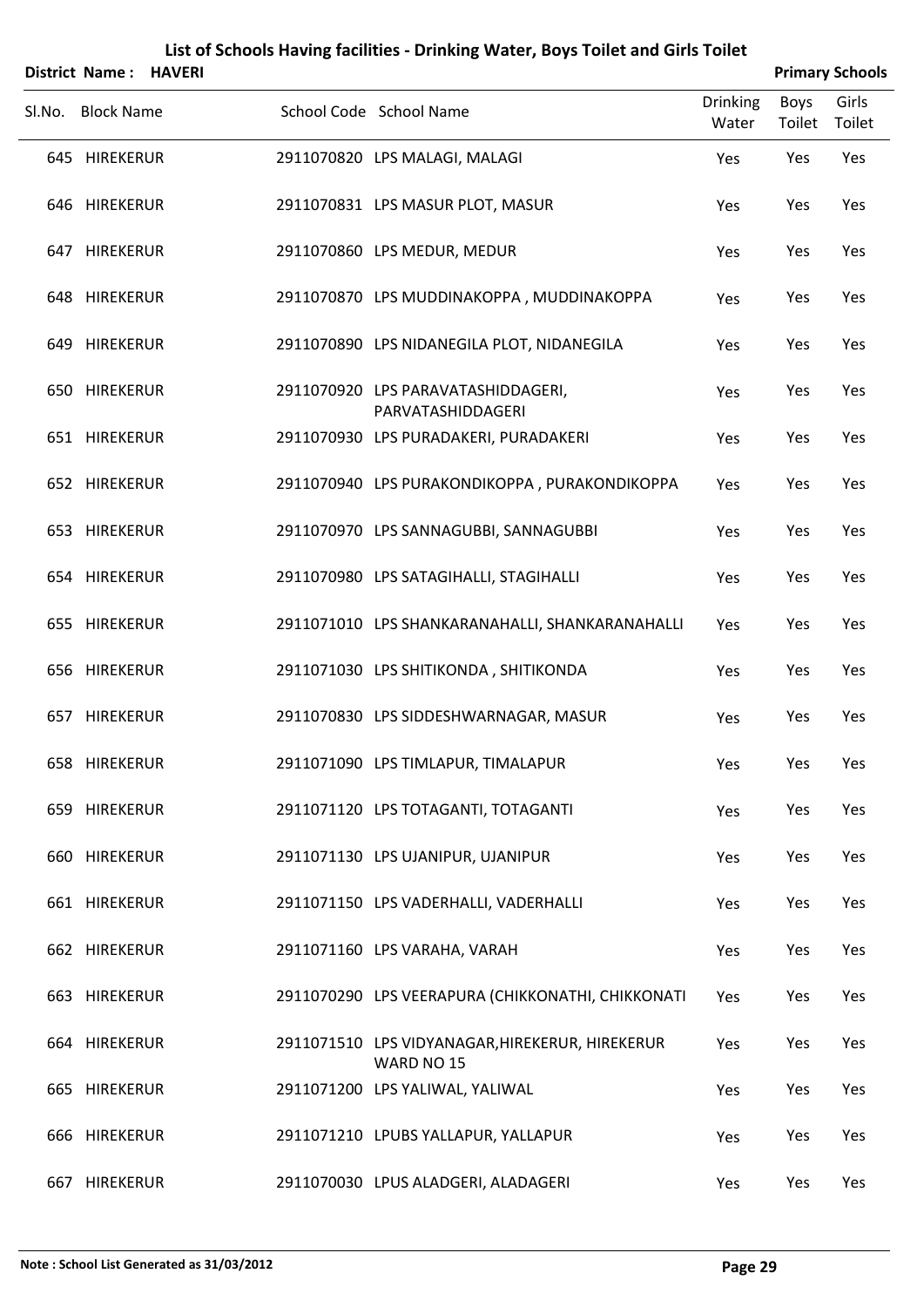# List of Schools Having facilities - Drinking Water, Boys Toilet and Girls Toilet

**District Name : HAVERI** | **Primary Schools**

| Sl.No. | Block Name | School Code | School Name | Drinking Water | Boys Toilet | Girls Toilet |
|---|---|---|---|---|---|---|
| 645 | HIREKERUR | 2911070820 | LPS MALAGI, MALAGI | Yes | Yes | Yes |
| 646 | HIREKERUR | 2911070831 | LPS MASUR PLOT, MASUR | Yes | Yes | Yes |
| 647 | HIREKERUR | 2911070860 | LPS MEDUR, MEDUR | Yes | Yes | Yes |
| 648 | HIREKERUR | 2911070870 | LPS MUDDINAKOPPA , MUDDINAKOPPA | Yes | Yes | Yes |
| 649 | HIREKERUR | 2911070890 | LPS NIDANEGILA PLOT, NIDANEGILA | Yes | Yes | Yes |
| 650 | HIREKERUR | 2911070920 | LPS PARAVATASHIDDAGERI, PARVATASHIDDAGERI | Yes | Yes | Yes |
| 651 | HIREKERUR | 2911070930 | LPS PURADAKERI, PURADAKERI | Yes | Yes | Yes |
| 652 | HIREKERUR | 2911070940 | LPS PURAKONDIKOPPA , PURAKONDIKOPPA | Yes | Yes | Yes |
| 653 | HIREKERUR | 2911070970 | LPS SANNAGUBBI, SANNAGUBBI | Yes | Yes | Yes |
| 654 | HIREKERUR | 2911070980 | LPS SATAGIHALLI, STAGIHALLI | Yes | Yes | Yes |
| 655 | HIREKERUR | 2911071010 | LPS SHANKARANAHALLI, SHANKARANAHALLI | Yes | Yes | Yes |
| 656 | HIREKERUR | 2911071030 | LPS SHITIKONDA , SHITIKONDA | Yes | Yes | Yes |
| 657 | HIREKERUR | 2911070830 | LPS SIDDESHWARNAGAR, MASUR | Yes | Yes | Yes |
| 658 | HIREKERUR | 2911071090 | LPS TIMLAPUR, TIMALAPUR | Yes | Yes | Yes |
| 659 | HIREKERUR | 2911071120 | LPS TOTAGANTI, TOTAGANTI | Yes | Yes | Yes |
| 660 | HIREKERUR | 2911071130 | LPS UJANIPUR, UJANIPUR | Yes | Yes | Yes |
| 661 | HIREKERUR | 2911071150 | LPS VADERHALLI, VADERHALLI | Yes | Yes | Yes |
| 662 | HIREKERUR | 2911071160 | LPS VARAHA, VARAH | Yes | Yes | Yes |
| 663 | HIREKERUR | 2911070290 | LPS VEERAPURA (CHIKKONATHI, CHIKKONATI | Yes | Yes | Yes |
| 664 | HIREKERUR | 2911071510 | LPS VIDYANAGAR,HIREKERUR, HIREKERUR WARD NO 15 | Yes | Yes | Yes |
| 665 | HIREKERUR | 2911071200 | LPS YALIWAL, YALIWAL | Yes | Yes | Yes |
| 666 | HIREKERUR | 2911071210 | LPUBS YALLAPUR, YALLAPUR | Yes | Yes | Yes |
| 667 | HIREKERUR | 2911070030 | LPUS ALADGERI, ALADAGERI | Yes | Yes | Yes |

**Note : School List Generated as 31/03/2012**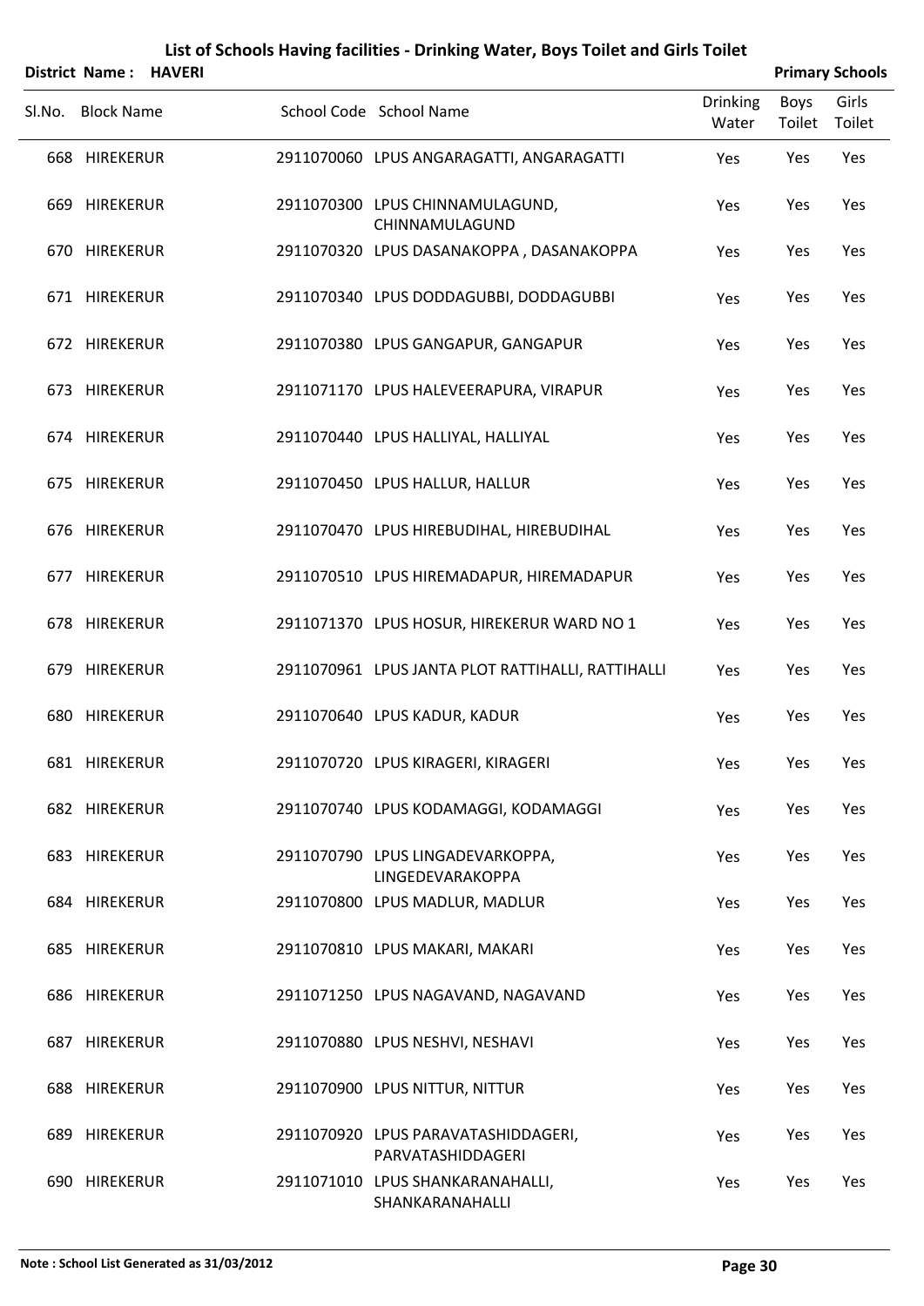# List of Schools Having facilities - Drinking Water, Boys Toilet and Girls Toilet

**District Name : HAVERI** | **Primary Schools**

| Sl.No. | Block Name | School Code | School Name | Drinking Water | Boys Toilet | Girls Toilet |
|---|---|---|---|---|---|---|
| 668 | HIREKERUR | 2911070060 | LPUS ANGARAGATTI, ANGARAGATTI | Yes | Yes | Yes |
| 669 | HIREKERUR | 2911070300 | LPUS CHINNAMULAGUND, CHINNAMULAGUND | Yes | Yes | Yes |
| 670 | HIREKERUR | 2911070320 | LPUS DASANAKOPPA , DASANAKOPPA | Yes | Yes | Yes |
| 671 | HIREKERUR | 2911070340 | LPUS DODDAGUBBI, DODDAGUBBI | Yes | Yes | Yes |
| 672 | HIREKERUR | 2911070380 | LPUS GANGAPUR, GANGAPUR | Yes | Yes | Yes |
| 673 | HIREKERUR | 2911071170 | LPUS HALEVEERAPURA, VIRAPUR | Yes | Yes | Yes |
| 674 | HIREKERUR | 2911070440 | LPUS HALLIYAL, HALLIYAL | Yes | Yes | Yes |
| 675 | HIREKERUR | 2911070450 | LPUS HALLUR, HALLUR | Yes | Yes | Yes |
| 676 | HIREKERUR | 2911070470 | LPUS HIREBUDIHAL, HIREBUDIHAL | Yes | Yes | Yes |
| 677 | HIREKERUR | 2911070510 | LPUS HIREMADAPUR, HIREMADAPUR | Yes | Yes | Yes |
| 678 | HIREKERUR | 2911071370 | LPUS HOSUR, HIREKERUR WARD NO 1 | Yes | Yes | Yes |
| 679 | HIREKERUR | 2911070961 | LPUS JANTA PLOT RATTIHALLI, RATTIHALLI | Yes | Yes | Yes |
| 680 | HIREKERUR | 2911070640 | LPUS KADUR, KADUR | Yes | Yes | Yes |
| 681 | HIREKERUR | 2911070720 | LPUS KIRAGERI, KIRAGERI | Yes | Yes | Yes |
| 682 | HIREKERUR | 2911070740 | LPUS KODAMAGGI, KODAMAGGI | Yes | Yes | Yes |
| 683 | HIREKERUR | 2911070790 | LPUS LINGADEVARKOPPA, LINGEDEVARAKOPPA | Yes | Yes | Yes |
| 684 | HIREKERUR | 2911070800 | LPUS MADLUR, MADLUR | Yes | Yes | Yes |
| 685 | HIREKERUR | 2911070810 | LPUS MAKARI, MAKARI | Yes | Yes | Yes |
| 686 | HIREKERUR | 2911071250 | LPUS NAGAVAND, NAGAVAND | Yes | Yes | Yes |
| 687 | HIREKERUR | 2911070880 | LPUS NESHVI, NESHAVI | Yes | Yes | Yes |
| 688 | HIREKERUR | 2911070900 | LPUS NITTUR, NITTUR | Yes | Yes | Yes |
| 689 | HIREKERUR | 2911070920 | LPUS PARAVATASHIDDAGERI, PARVATASHIDDAGERI | Yes | Yes | Yes |
| 690 | HIREKERUR | 2911071010 | LPUS SHANKARANAHALLI, SHANKARANAHALLI | Yes | Yes | Yes |

**Note : School List Generated as 31/03/2012**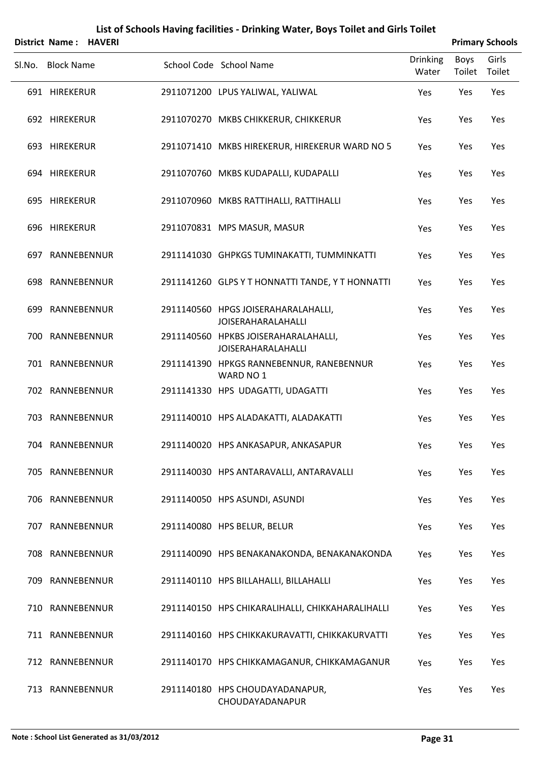# List of Schools Having facilities - Drinking Water, Boys Toilet and Girls Toilet

**District Name : HAVERI** **Primary Schools**

| Sl.No. | Block Name | School Code | School Name | Drinking Water | Boys Toilet | Girls Toilet |
|---|---|---|---|---|---|---|
| 691 | HIREKERUR | 2911071200 | LPUS YALIWAL, YALIWAL | Yes | Yes | Yes |
| 692 | HIREKERUR | 2911070270 | MKBS CHIKKERUR, CHIKKERUR | Yes | Yes | Yes |
| 693 | HIREKERUR | 2911071410 | MKBS HIREKERUR, HIREKERUR WARD NO 5 | Yes | Yes | Yes |
| 694 | HIREKERUR | 2911070760 | MKBS KUDAPALLI, KUDAPALLI | Yes | Yes | Yes |
| 695 | HIREKERUR | 2911070960 | MKBS RATTIHALLI, RATTIHALLI | Yes | Yes | Yes |
| 696 | HIREKERUR | 2911070831 | MPS MASUR, MASUR | Yes | Yes | Yes |
| 697 | RANNEBENNUR | 2911141030 | GHPKGS TUMINAKATTI, TUMMINKATTI | Yes | Yes | Yes |
| 698 | RANNEBENNUR | 2911141260 | GLPS Y T HONNATTI TANDE, Y T HONNATTI | Yes | Yes | Yes |
| 699 | RANNEBENNUR | 2911140560 | HPGS JOISERAHARALAHALLI, JOISERAHARALAHALLI | Yes | Yes | Yes |
| 700 | RANNEBENNUR | 2911140560 | HPKBS JOISERAHARALAHALLI, JOISERAHARALAHALLI | Yes | Yes | Yes |
| 701 | RANNEBENNUR | 2911141390 | HPKGS RANNEBENNUR, RANEBENNUR WARD NO 1 | Yes | Yes | Yes |
| 702 | RANNEBENNUR | 2911141330 | HPS UDAGATTI, UDAGATTI | Yes | Yes | Yes |
| 703 | RANNEBENNUR | 2911140010 | HPS ALADAKATTI, ALADAKATTI | Yes | Yes | Yes |
| 704 | RANNEBENNUR | 2911140020 | HPS ANKASAPUR, ANKASAPUR | Yes | Yes | Yes |
| 705 | RANNEBENNUR | 2911140030 | HPS ANTARAVALLI, ANTARAVALLI | Yes | Yes | Yes |
| 706 | RANNEBENNUR | 2911140050 | HPS ASUNDI, ASUNDI | Yes | Yes | Yes |
| 707 | RANNEBENNUR | 2911140080 | HPS BELUR, BELUR | Yes | Yes | Yes |
| 708 | RANNEBENNUR | 2911140090 | HPS BENAKANAKONDA, BENAKANAKONDA | Yes | Yes | Yes |
| 709 | RANNEBENNUR | 2911140110 | HPS BILLAHALLI, BILLAHALLI | Yes | Yes | Yes |
| 710 | RANNEBENNUR | 2911140150 | HPS CHIKARALIHALLI, CHIKKAHARALIHALLI | Yes | Yes | Yes |
| 711 | RANNEBENNUR | 2911140160 | HPS CHIKKAKURAVATTI, CHIKKAKURVATTI | Yes | Yes | Yes |
| 712 | RANNEBENNUR | 2911140170 | HPS CHIKKAMAGANUR, CHIKKAMAGANUR | Yes | Yes | Yes |
| 713 | RANNEBENNUR | 2911140180 | HPS CHOUDAYADANAPUR, CHOUDAYADANAPUR | Yes | Yes | Yes |

**Note : School List Generated as 31/03/2012**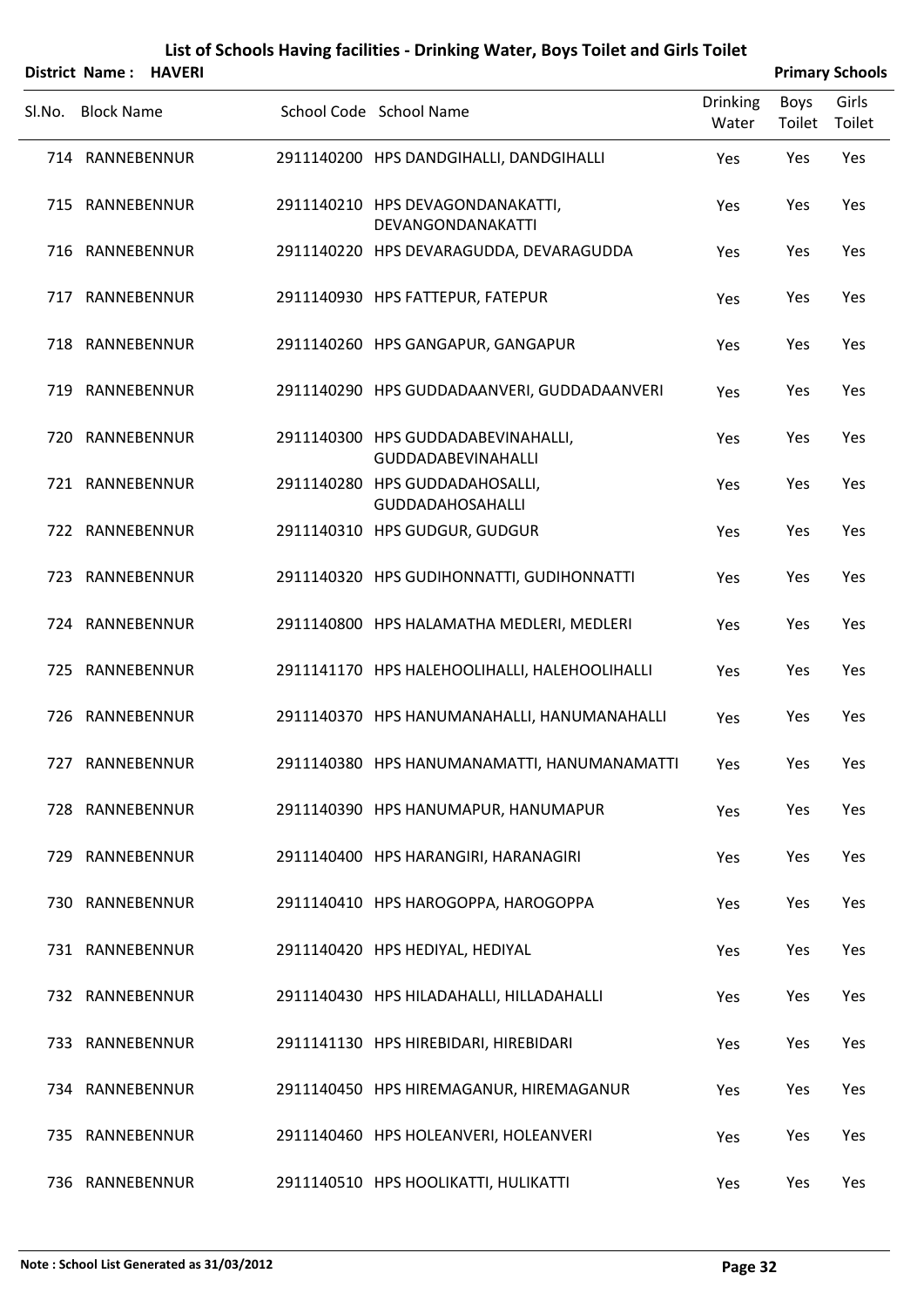# List of Schools Having facilities - Drinking Water, Boys Toilet and Girls Toilet

**District Name : HAVERI** **Primary Schools**

| Sl.No. | Block Name | School Code | School Name | Drinking Water | Boys Toilet | Girls Toilet |
|---|---|---|---|---|---|---|
| 714 | RANNEBENNUR | 2911140200 | HPS DANDGIHALLI, DANDGIHALLI | Yes | Yes | Yes |
| 715 | RANNEBENNUR | 2911140210 | HPS DEVAGONDANAKATTI, DEVANGONDANAKATTI | Yes | Yes | Yes |
| 716 | RANNEBENNUR | 2911140220 | HPS DEVARAGUDDA, DEVARAGUDDA | Yes | Yes | Yes |
| 717 | RANNEBENNUR | 2911140930 | HPS FATTEPUR, FATEPUR | Yes | Yes | Yes |
| 718 | RANNEBENNUR | 2911140260 | HPS GANGAPUR, GANGAPUR | Yes | Yes | Yes |
| 719 | RANNEBENNUR | 2911140290 | HPS GUDDADAANVERI, GUDDADAANVERI | Yes | Yes | Yes |
| 720 | RANNEBENNUR | 2911140300 | HPS GUDDADABEVINAHALLI, GUDDADABEVINAHALLI | Yes | Yes | Yes |
| 721 | RANNEBENNUR | 2911140280 | HPS GUDDADAHOSALLI, GUDDADAHOSAHALLI | Yes | Yes | Yes |
| 722 | RANNEBENNUR | 2911140310 | HPS GUDGUR, GUDGUR | Yes | Yes | Yes |
| 723 | RANNEBENNUR | 2911140320 | HPS GUDIHONNATTI, GUDIHONNATTI | Yes | Yes | Yes |
| 724 | RANNEBENNUR | 2911140800 | HPS HALAMATHA MEDLERI, MEDLERI | Yes | Yes | Yes |
| 725 | RANNEBENNUR | 2911141170 | HPS HALEHOOLIHALLI, HALEHOOLIHALLI | Yes | Yes | Yes |
| 726 | RANNEBENNUR | 2911140370 | HPS HANUMANAHALLI, HANUMANAHALLI | Yes | Yes | Yes |
| 727 | RANNEBENNUR | 2911140380 | HPS HANUMANAMATTI, HANUMANAMATTI | Yes | Yes | Yes |
| 728 | RANNEBENNUR | 2911140390 | HPS HANUMAPUR, HANUMAPUR | Yes | Yes | Yes |
| 729 | RANNEBENNUR | 2911140400 | HPS HARANGIRI, HARANAGIRI | Yes | Yes | Yes |
| 730 | RANNEBENNUR | 2911140410 | HPS HAROGOPPA, HAROGOPPA | Yes | Yes | Yes |
| 731 | RANNEBENNUR | 2911140420 | HPS HEDIYAL, HEDIYAL | Yes | Yes | Yes |
| 732 | RANNEBENNUR | 2911140430 | HPS HILADAHALLI, HILLADAHALLI | Yes | Yes | Yes |
| 733 | RANNEBENNUR | 2911141130 | HPS HIREBIDARI, HIREBIDARI | Yes | Yes | Yes |
| 734 | RANNEBENNUR | 2911140450 | HPS HIREMAGANUR, HIREMAGANUR | Yes | Yes | Yes |
| 735 | RANNEBENNUR | 2911140460 | HPS HOLEANVERI, HOLEANVERI | Yes | Yes | Yes |
| 736 | RANNEBENNUR | 2911140510 | HPS HOOLIKATTI, HULIKATTI | Yes | Yes | Yes |

**Note : School List Generated as 31/03/2012**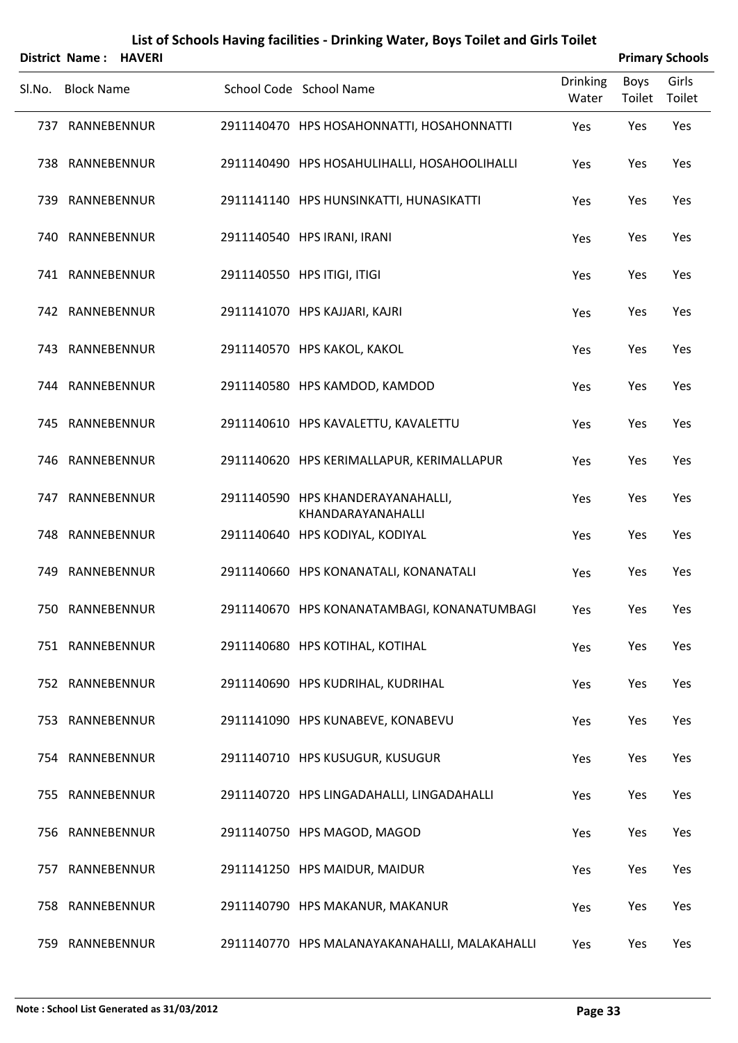# List of Schools Having facilities - Drinking Water, Boys Toilet and Girls Toilet

**District Name : HAVERI** **Primary Schools**

| Sl.No. | Block Name | School Code | School Name | Drinking Water | Boys Toilet | Girls Toilet |
|---|---|---|---|---|---|---|
| 737 | RANNEBENNUR | 2911140470 | HPS HOSAHONNATTI, HOSAHONNATTI | Yes | Yes | Yes |
| 738 | RANNEBENNUR | 2911140490 | HPS HOSAHULIHALLI, HOSAHOOLIHALLI | Yes | Yes | Yes |
| 739 | RANNEBENNUR | 2911141140 | HPS HUNSINKATTI, HUNASIKATTI | Yes | Yes | Yes |
| 740 | RANNEBENNUR | 2911140540 | HPS IRANI, IRANI | Yes | Yes | Yes |
| 741 | RANNEBENNUR | 2911140550 | HPS ITIGI, ITIGI | Yes | Yes | Yes |
| 742 | RANNEBENNUR | 2911141070 | HPS KAJJARI, KAJRI | Yes | Yes | Yes |
| 743 | RANNEBENNUR | 2911140570 | HPS KAKOL, KAKOL | Yes | Yes | Yes |
| 744 | RANNEBENNUR | 2911140580 | HPS KAMDOD, KAMDOD | Yes | Yes | Yes |
| 745 | RANNEBENNUR | 2911140610 | HPS KAVALETTU, KAVALETTU | Yes | Yes | Yes |
| 746 | RANNEBENNUR | 2911140620 | HPS KERIMALLAPUR, KERIMALLAPUR | Yes | Yes | Yes |
| 747 | RANNEBENNUR | 2911140590 | HPS KHANDERAYANAHALLI, KHANDARAYANAHALLI | Yes | Yes | Yes |
| 748 | RANNEBENNUR | 2911140640 | HPS KODIYAL, KODIYAL | Yes | Yes | Yes |
| 749 | RANNEBENNUR | 2911140660 | HPS KONANATALI, KONANATALI | Yes | Yes | Yes |
| 750 | RANNEBENNUR | 2911140670 | HPS KONANATAMBAGI, KONANATUMBAGI | Yes | Yes | Yes |
| 751 | RANNEBENNUR | 2911140680 | HPS KOTIHAL, KOTIHAL | Yes | Yes | Yes |
| 752 | RANNEBENNUR | 2911140690 | HPS KUDRIHAL, KUDRIHAL | Yes | Yes | Yes |
| 753 | RANNEBENNUR | 2911141090 | HPS KUNABEVE, KONABEVU | Yes | Yes | Yes |
| 754 | RANNEBENNUR | 2911140710 | HPS KUSUGUR, KUSUGUR | Yes | Yes | Yes |
| 755 | RANNEBENNUR | 2911140720 | HPS LINGADAHALLI, LINGADAHALLI | Yes | Yes | Yes |
| 756 | RANNEBENNUR | 2911140750 | HPS MAGOD, MAGOD | Yes | Yes | Yes |
| 757 | RANNEBENNUR | 2911141250 | HPS MAIDUR, MAIDUR | Yes | Yes | Yes |
| 758 | RANNEBENNUR | 2911140790 | HPS MAKANUR, MAKANUR | Yes | Yes | Yes |
| 759 | RANNEBENNUR | 2911140770 | HPS MALANAYAKANAHALLI, MALAKAHALLI | Yes | Yes | Yes |

**Note : School List Generated as 31/03/2012**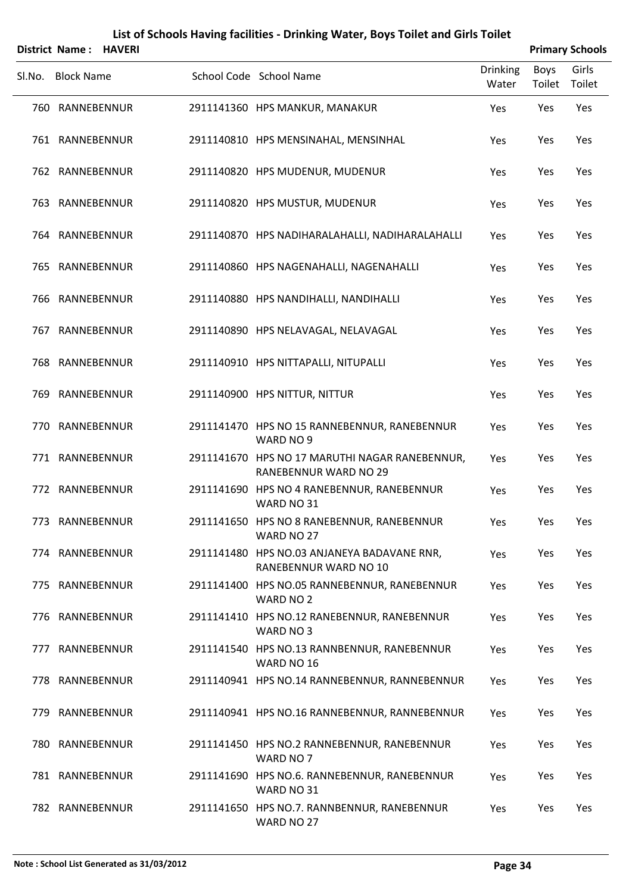# List of Schools Having facilities - Drinking Water, Boys Toilet and Girls Toilet

**District Name : HAVERI** **Primary Schools**

| Sl.No. | Block Name | School Code | School Name | Drinking Water | Boys Toilet | Girls Toilet |
|---|---|---|---|---|---|---|
| 760 | RANNEBENNUR | 2911141360 | HPS MANKUR, MANAKUR | Yes | Yes | Yes |
| 761 | RANNEBENNUR | 2911140810 | HPS MENSINAHAL, MENSINHAL | Yes | Yes | Yes |
| 762 | RANNEBENNUR | 2911140820 | HPS MUDENUR, MUDENUR | Yes | Yes | Yes |
| 763 | RANNEBENNUR | 2911140820 | HPS MUSTUR, MUDENUR | Yes | Yes | Yes |
| 764 | RANNEBENNUR | 2911140870 | HPS NADIHARALAHALLI, NADIHARALAHALLI | Yes | Yes | Yes |
| 765 | RANNEBENNUR | 2911140860 | HPS NAGENAHALLI, NAGENAHALLI | Yes | Yes | Yes |
| 766 | RANNEBENNUR | 2911140880 | HPS NANDIHALLI, NANDIHALLI | Yes | Yes | Yes |
| 767 | RANNEBENNUR | 2911140890 | HPS NELAVAGAL, NELAVAGAL | Yes | Yes | Yes |
| 768 | RANNEBENNUR | 2911140910 | HPS NITTAPALLI, NITUPALLI | Yes | Yes | Yes |
| 769 | RANNEBENNUR | 2911140900 | HPS NITTUR, NITTUR | Yes | Yes | Yes |
| 770 | RANNEBENNUR | 2911141470 | HPS NO 15 RANNEBENNUR, RANEBENNUR WARD NO 9 | Yes | Yes | Yes |
| 771 | RANNEBENNUR | 2911141670 | HPS NO 17 MARUTHI NAGAR RANEBENNUR, RANEBENNUR WARD NO 29 | Yes | Yes | Yes |
| 772 | RANNEBENNUR | 2911141690 | HPS NO 4 RANEBENNUR, RANEBENNUR WARD NO 31 | Yes | Yes | Yes |
| 773 | RANNEBENNUR | 2911141650 | HPS NO 8 RANEBENNUR, RANEBENNUR WARD NO 27 | Yes | Yes | Yes |
| 774 | RANNEBENNUR | 2911141480 | HPS NO.03 ANJANEYA BADAVANE RNR, RANEBENNUR WARD NO 10 | Yes | Yes | Yes |
| 775 | RANNEBENNUR | 2911141400 | HPS NO.05 RANNEBENNUR, RANEBENNUR WARD NO 2 | Yes | Yes | Yes |
| 776 | RANNEBENNUR | 2911141410 | HPS NO.12 RANEBENNUR, RANEBENNUR WARD NO 3 | Yes | Yes | Yes |
| 777 | RANNEBENNUR | 2911141540 | HPS NO.13 RANNBENNUR, RANEBENNUR WARD NO 16 | Yes | Yes | Yes |
| 778 | RANNEBENNUR | 2911140941 | HPS NO.14 RANNEBENNUR, RANNEBENNUR | Yes | Yes | Yes |
| 779 | RANNEBENNUR | 2911140941 | HPS NO.16 RANNEBENNUR, RANNEBENNUR | Yes | Yes | Yes |
| 780 | RANNEBENNUR | 2911141450 | HPS NO.2 RANNEBENNUR, RANEBENNUR WARD NO 7 | Yes | Yes | Yes |
| 781 | RANNEBENNUR | 2911141690 | HPS NO.6. RANNEBENNUR, RANEBENNUR WARD NO 31 | Yes | Yes | Yes |
| 782 | RANNEBENNUR | 2911141650 | HPS NO.7. RANNBENNUR, RANEBENNUR WARD NO 27 | Yes | Yes | Yes |

**Note : School List Generated as 31/03/2012**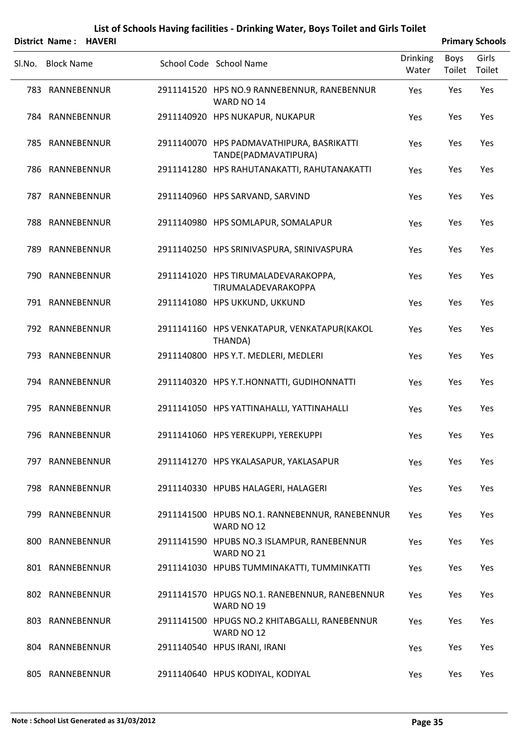# List of Schools Having facilities - Drinking Water, Boys Toilet and Girls Toilet

**District Name : HAVERI** **Primary Schools**

| Sl.No. | Block Name | School Code | School Name | Drinking Water | Boys Toilet | Girls Toilet |
|---|---|---|---|---|---|---|
| 783 | RANNEBENNUR | 2911141520 | HPS NO.9 RANNEBENNUR, RANEBENNUR WARD NO 14 | Yes | Yes | Yes |
| 784 | RANNEBENNUR | 2911140920 | HPS NUKAPUR, NUKAPUR | Yes | Yes | Yes |
| 785 | RANNEBENNUR | 2911140070 | HPS PADMAVATHIPURA, BASRIKATTI TANDE(PADMAVATIPURA) | Yes | Yes | Yes |
| 786 | RANNEBENNUR | 2911141280 | HPS RAHUTANAKATTI, RAHUTANAKATTI | Yes | Yes | Yes |
| 787 | RANNEBENNUR | 2911140960 | HPS SARVAND, SARVIND | Yes | Yes | Yes |
| 788 | RANNEBENNUR | 2911140980 | HPS SOMLAPUR, SOMALAPUR | Yes | Yes | Yes |
| 789 | RANNEBENNUR | 2911140250 | HPS SRINIVASPURA, SRINIVASPURA | Yes | Yes | Yes |
| 790 | RANNEBENNUR | 2911141020 | HPS TIRUMALADEVARAKOPPA, TIRUMALADEVARAKOPPA | Yes | Yes | Yes |
| 791 | RANNEBENNUR | 2911141080 | HPS UKKUND, UKKUND | Yes | Yes | Yes |
| 792 | RANNEBENNUR | 2911141160 | HPS VENKATAPUR, VENKATAPUR(KAKOL THANDA) | Yes | Yes | Yes |
| 793 | RANNEBENNUR | 2911140800 | HPS Y.T. MEDLERI, MEDLERI | Yes | Yes | Yes |
| 794 | RANNEBENNUR | 2911140320 | HPS Y.T.HONNATTI, GUDIHONNATTI | Yes | Yes | Yes |
| 795 | RANNEBENNUR | 2911141050 | HPS YATTINAHALLI, YATTINAHALLI | Yes | Yes | Yes |
| 796 | RANNEBENNUR | 2911141060 | HPS YEREKUPPI, YEREKUPPI | Yes | Yes | Yes |
| 797 | RANNEBENNUR | 2911141270 | HPS YKALASAPUR, YAKLASAPUR | Yes | Yes | Yes |
| 798 | RANNEBENNUR | 2911140330 | HPUBS HALAGERI, HALAGERI | Yes | Yes | Yes |
| 799 | RANNEBENNUR | 2911141500 | HPUBS NO.1. RANNEBENNUR, RANEBENNUR WARD NO 12 | Yes | Yes | Yes |
| 800 | RANNEBENNUR | 2911141590 | HPUBS NO.3 ISLAMPUR, RANEBENNUR WARD NO 21 | Yes | Yes | Yes |
| 801 | RANNEBENNUR | 2911141030 | HPUBS TUMMINAKATTI, TUMMINKATTI | Yes | Yes | Yes |
| 802 | RANNEBENNUR | 2911141570 | HPUGS NO.1. RANEBENNUR, RANEBENNUR WARD NO 19 | Yes | Yes | Yes |
| 803 | RANNEBENNUR | 2911141500 | HPUGS NO.2 KHITABGALLI, RANEBENNUR WARD NO 12 | Yes | Yes | Yes |
| 804 | RANNEBENNUR | 2911140540 | HPUS IRANI, IRANI | Yes | Yes | Yes |
| 805 | RANNEBENNUR | 2911140640 | HPUS KODIYAL, KODIYAL | Yes | Yes | Yes |

**Note : School List Generated as 31/03/2012**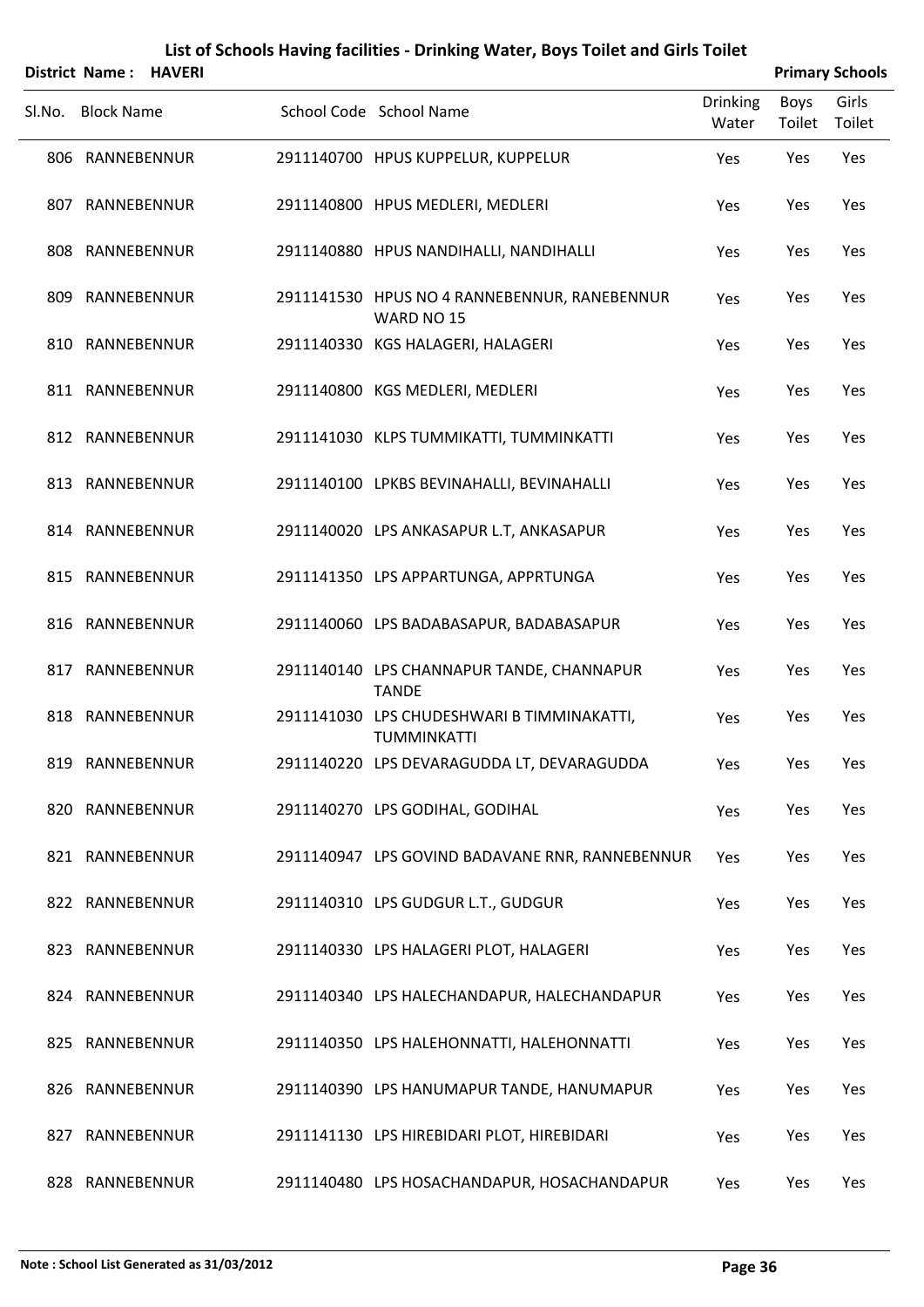# List of Schools Having facilities - Drinking Water, Boys Toilet and Girls Toilet

**District Name : HAVERI** | **Primary Schools**

| Sl.No. | Block Name | School Code | School Name | Drinking Water | Boys Toilet | Girls Toilet |
|---|---|---|---|---|---|---|
| 806 | RANNEBENNUR | 2911140700 | HPUS KUPPELUR, KUPPELUR | Yes | Yes | Yes |
| 807 | RANNEBENNUR | 2911140800 | HPUS MEDLERI, MEDLERI | Yes | Yes | Yes |
| 808 | RANNEBENNUR | 2911140880 | HPUS NANDIHALLI, NANDIHALLI | Yes | Yes | Yes |
| 809 | RANNEBENNUR | 2911141530 | HPUS NO 4 RANNEBENNUR, RANEBENNUR WARD NO 15 | Yes | Yes | Yes |
| 810 | RANNEBENNUR | 2911140330 | KGS HALAGERI, HALAGERI | Yes | Yes | Yes |
| 811 | RANNEBENNUR | 2911140800 | KGS MEDLERI, MEDLERI | Yes | Yes | Yes |
| 812 | RANNEBENNUR | 2911141030 | KLPS TUMMIKATTI, TUMMINKATTI | Yes | Yes | Yes |
| 813 | RANNEBENNUR | 2911140100 | LPKBS BEVINAHALLI, BEVINAHALLI | Yes | Yes | Yes |
| 814 | RANNEBENNUR | 2911140020 | LPS ANKASAPUR L.T, ANKASAPUR | Yes | Yes | Yes |
| 815 | RANNEBENNUR | 2911141350 | LPS APPARTUNGA, APPRTUNGA | Yes | Yes | Yes |
| 816 | RANNEBENNUR | 2911140060 | LPS BADABASAPUR, BADABASAPUR | Yes | Yes | Yes |
| 817 | RANNEBENNUR | 2911140140 | LPS CHANNAPUR TANDE, CHANNAPUR TANDE | Yes | Yes | Yes |
| 818 | RANNEBENNUR | 2911141030 | LPS CHUDESHWARI B TIMMINAKATTI, TUMMINKATTI | Yes | Yes | Yes |
| 819 | RANNEBENNUR | 2911140220 | LPS DEVARAGUDDA LT, DEVARAGUDDA | Yes | Yes | Yes |
| 820 | RANNEBENNUR | 2911140270 | LPS GODIHAL, GODIHAL | Yes | Yes | Yes |
| 821 | RANNEBENNUR | 2911140947 | LPS GOVIND BADAVANE RNR, RANNEBENNUR | Yes | Yes | Yes |
| 822 | RANNEBENNUR | 2911140310 | LPS GUDGUR L.T., GUDGUR | Yes | Yes | Yes |
| 823 | RANNEBENNUR | 2911140330 | LPS HALAGERI PLOT, HALAGERI | Yes | Yes | Yes |
| 824 | RANNEBENNUR | 2911140340 | LPS HALECHANDAPUR, HALECHANDAPUR | Yes | Yes | Yes |
| 825 | RANNEBENNUR | 2911140350 | LPS HALEHONNATTI, HALEHONNATTI | Yes | Yes | Yes |
| 826 | RANNEBENNUR | 2911140390 | LPS HANUMAPUR TANDE, HANUMAPUR | Yes | Yes | Yes |
| 827 | RANNEBENNUR | 2911141130 | LPS HIREBIDARI PLOT, HIREBIDARI | Yes | Yes | Yes |
| 828 | RANNEBENNUR | 2911140480 | LPS HOSACHANDAPUR, HOSACHANDAPUR | Yes | Yes | Yes |

**Note : School List Generated as 31/03/2012**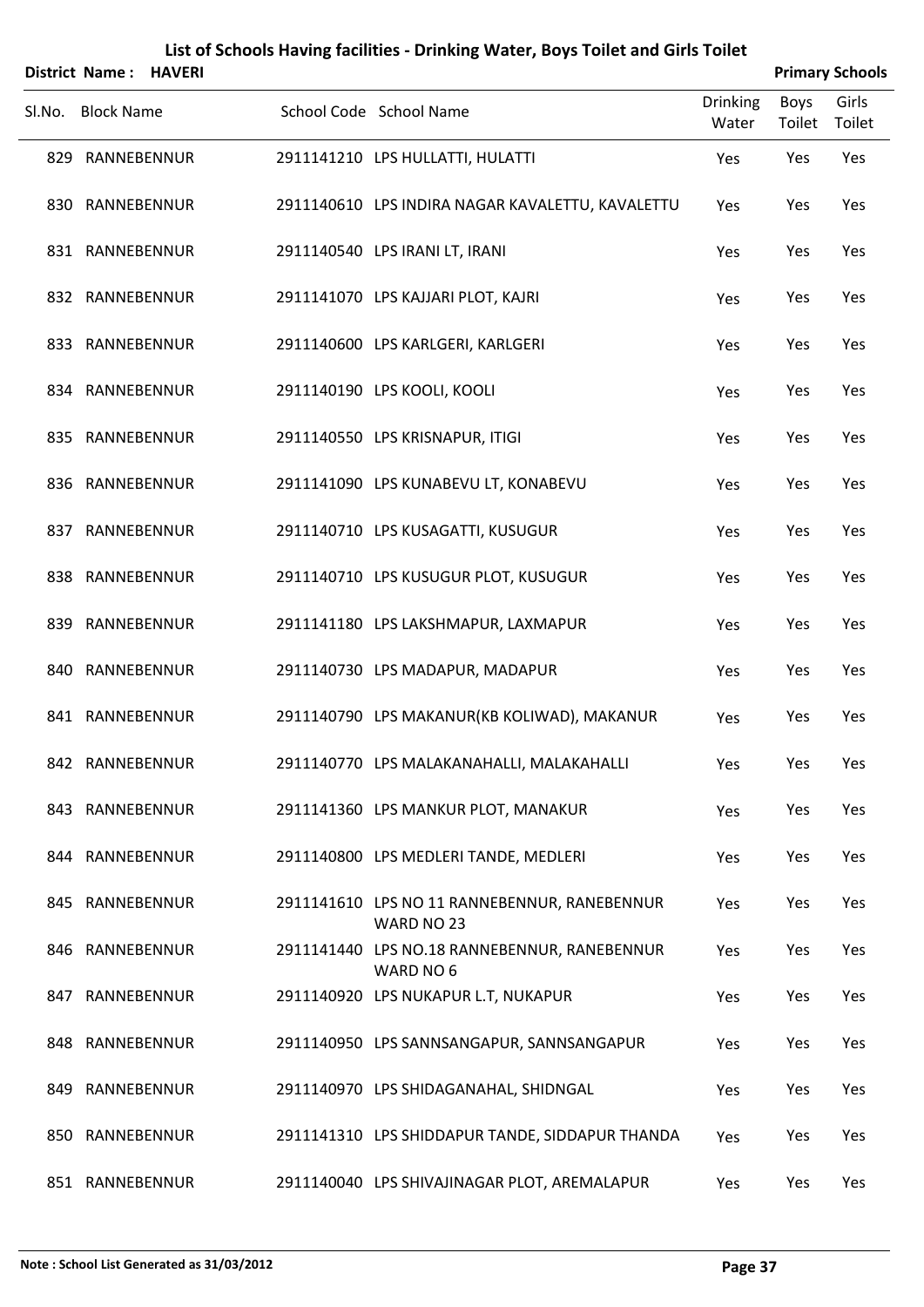# List of Schools Having facilities - Drinking Water, Boys Toilet and Girls Toilet

**District Name : HAVERI** **Primary Schools**

| Sl.No. | Block Name | School Code | School Name | Drinking Water | Boys Toilet | Girls Toilet |
|---|---|---|---|---|---|---|
| 829 | RANNEBENNUR | 2911141210 | LPS HULLATTI, HULATTI | Yes | Yes | Yes |
| 830 | RANNEBENNUR | 2911140610 | LPS INDIRA NAGAR KAVALETTU, KAVALETTU | Yes | Yes | Yes |
| 831 | RANNEBENNUR | 2911140540 | LPS IRANI LT, IRANI | Yes | Yes | Yes |
| 832 | RANNEBENNUR | 2911141070 | LPS KAJJARI PLOT, KAJRI | Yes | Yes | Yes |
| 833 | RANNEBENNUR | 2911140600 | LPS KARLGERI, KARLGERI | Yes | Yes | Yes |
| 834 | RANNEBENNUR | 2911140190 | LPS KOOLI, KOOLI | Yes | Yes | Yes |
| 835 | RANNEBENNUR | 2911140550 | LPS KRISNAPUR, ITIGI | Yes | Yes | Yes |
| 836 | RANNEBENNUR | 2911141090 | LPS KUNABEVU LT, KONABEVU | Yes | Yes | Yes |
| 837 | RANNEBENNUR | 2911140710 | LPS KUSAGATTI, KUSUGUR | Yes | Yes | Yes |
| 838 | RANNEBENNUR | 2911140710 | LPS KUSUGUR PLOT, KUSUGUR | Yes | Yes | Yes |
| 839 | RANNEBENNUR | 2911141180 | LPS LAKSHMAPUR, LAXMAPUR | Yes | Yes | Yes |
| 840 | RANNEBENNUR | 2911140730 | LPS MADAPUR, MADAPUR | Yes | Yes | Yes |
| 841 | RANNEBENNUR | 2911140790 | LPS MAKANUR(KB KOLIWAD), MAKANUR | Yes | Yes | Yes |
| 842 | RANNEBENNUR | 2911140770 | LPS MALAKANAHALLI, MALAKAHALLI | Yes | Yes | Yes |
| 843 | RANNEBENNUR | 2911141360 | LPS MANKUR PLOT, MANAKUR | Yes | Yes | Yes |
| 844 | RANNEBENNUR | 2911140800 | LPS MEDLERI TANDE, MEDLERI | Yes | Yes | Yes |
| 845 | RANNEBENNUR | 2911141610 | LPS NO 11 RANNEBENNUR, RANEBENNUR WARD NO 23 | Yes | Yes | Yes |
| 846 | RANNEBENNUR | 2911141440 | LPS NO.18 RANNEBENNUR, RANEBENNUR WARD NO 6 | Yes | Yes | Yes |
| 847 | RANNEBENNUR | 2911140920 | LPS NUKAPUR L.T, NUKAPUR | Yes | Yes | Yes |
| 848 | RANNEBENNUR | 2911140950 | LPS SANNSANGAPUR, SANNSANGAPUR | Yes | Yes | Yes |
| 849 | RANNEBENNUR | 2911140970 | LPS SHIDAGANAHAL, SHIDNGAL | Yes | Yes | Yes |
| 850 | RANNEBENNUR | 2911141310 | LPS SHIDDAPUR TANDE, SIDDAPUR THANDA | Yes | Yes | Yes |
| 851 | RANNEBENNUR | 2911140040 | LPS SHIVAJINAGAR PLOT, AREMALAPUR | Yes | Yes | Yes |

**Note : School List Generated as 31/03/2012**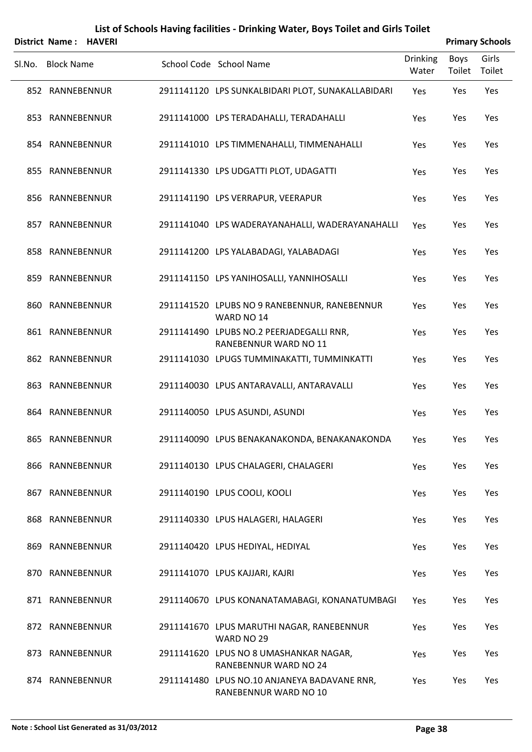# List of Schools Having facilities - Drinking Water, Boys Toilet and Girls Toilet

**District Name : HAVERI** **Primary Schools**

| Sl.No. | Block Name | School Code | School Name | Drinking Water | Boys Toilet | Girls Toilet |
|---|---|---|---|---|---|---|
| 852 | RANNEBENNUR | 2911141120 | LPS SUNKALBIDARI PLOT, SUNAKALLABIDARI | Yes | Yes | Yes |
| 853 | RANNEBENNUR | 2911141000 | LPS TERADAHALLI, TERADAHALLI | Yes | Yes | Yes |
| 854 | RANNEBENNUR | 2911141010 | LPS TIMMENAHALLI, TIMMENAHALLI | Yes | Yes | Yes |
| 855 | RANNEBENNUR | 2911141330 | LPS UDGATTI PLOT, UDAGATTI | Yes | Yes | Yes |
| 856 | RANNEBENNUR | 2911141190 | LPS VERRAPUR, VEERAPUR | Yes | Yes | Yes |
| 857 | RANNEBENNUR | 2911141040 | LPS WADERAYANAHALLI, WADERAYANAHALLI | Yes | Yes | Yes |
| 858 | RANNEBENNUR | 2911141200 | LPS YALABADAGI, YALABADAGI | Yes | Yes | Yes |
| 859 | RANNEBENNUR | 2911141150 | LPS YANIHOSALLI, YANNIHOSALLI | Yes | Yes | Yes |
| 860 | RANNEBENNUR | 2911141520 | LPUBS NO 9 RANEBENNUR, RANEBENNUR WARD NO 14 | Yes | Yes | Yes |
| 861 | RANNEBENNUR | 2911141490 | LPUBS NO.2 PEERJADEGALLI RNR, RANEBENNUR WARD NO 11 | Yes | Yes | Yes |
| 862 | RANNEBENNUR | 2911141030 | LPUGS TUMMINAKATTI, TUMMINKATTI | Yes | Yes | Yes |
| 863 | RANNEBENNUR | 2911140030 | LPUS ANTARAVALLI, ANTARAVALLI | Yes | Yes | Yes |
| 864 | RANNEBENNUR | 2911140050 | LPUS ASUNDI, ASUNDI | Yes | Yes | Yes |
| 865 | RANNEBENNUR | 2911140090 | LPUS BENAKANAKONDA, BENAKANAKONDA | Yes | Yes | Yes |
| 866 | RANNEBENNUR | 2911140130 | LPUS CHALAGERI, CHALAGERI | Yes | Yes | Yes |
| 867 | RANNEBENNUR | 2911140190 | LPUS COOLI, KOOLI | Yes | Yes | Yes |
| 868 | RANNEBENNUR | 2911140330 | LPUS HALAGERI, HALAGERI | Yes | Yes | Yes |
| 869 | RANNEBENNUR | 2911140420 | LPUS HEDIYAL, HEDIYAL | Yes | Yes | Yes |
| 870 | RANNEBENNUR | 2911141070 | LPUS KAJJARI, KAJRI | Yes | Yes | Yes |
| 871 | RANNEBENNUR | 2911140670 | LPUS KONANATAMABAGI, KONANATUMBAGI | Yes | Yes | Yes |
| 872 | RANNEBENNUR | 2911141670 | LPUS MARUTHI NAGAR, RANEBENNUR WARD NO 29 | Yes | Yes | Yes |
| 873 | RANNEBENNUR | 2911141620 | LPUS NO 8 UMASHANKAR NAGAR, RANEBENNUR WARD NO 24 | Yes | Yes | Yes |
| 874 | RANNEBENNUR | 2911141480 | LPUS NO.10 ANJANEYA BADAVANE RNR, RANEBENNUR WARD NO 10 | Yes | Yes | Yes |

**Note : School List Generated as 31/03/2012**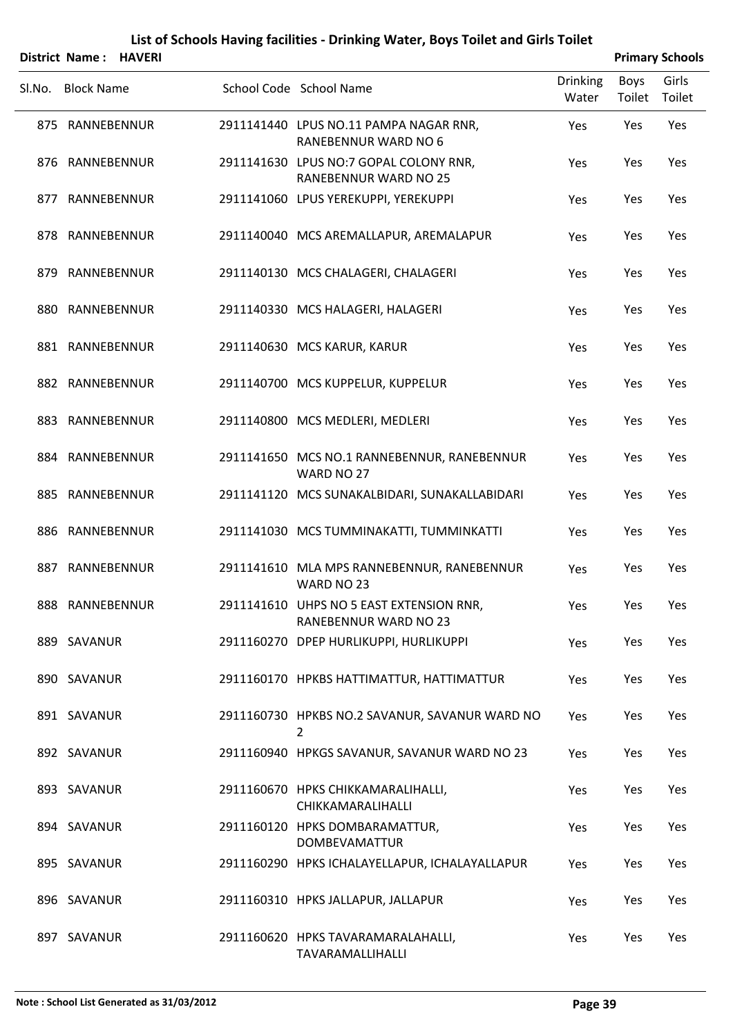# List of Schools Having facilities - Drinking Water, Boys Toilet and Girls Toilet

**District Name : HAVERI** | **Primary Schools**

| Sl.No. | Block Name | School Code | School Name | Drinking Water | Boys Toilet | Girls Toilet |
|---|---|---|---|---|---|---|
| 875 | RANNEBENNUR | 2911141440 | LPUS NO.11 PAMPA NAGAR RNR, RANEBENNUR WARD NO 6 | Yes | Yes | Yes |
| 876 | RANNEBENNUR | 2911141630 | LPUS NO:7 GOPAL COLONY RNR, RANEBENNUR WARD NO 25 | Yes | Yes | Yes |
| 877 | RANNEBENNUR | 2911141060 | LPUS YEREKUPPI, YEREKUPPI | Yes | Yes | Yes |
| 878 | RANNEBENNUR | 2911140040 | MCS AREMALLAPUR, AREMALAPUR | Yes | Yes | Yes |
| 879 | RANNEBENNUR | 2911140130 | MCS CHALAGERI, CHALAGERI | Yes | Yes | Yes |
| 880 | RANNEBENNUR | 2911140330 | MCS HALAGERI, HALAGERI | Yes | Yes | Yes |
| 881 | RANNEBENNUR | 2911140630 | MCS KARUR, KARUR | Yes | Yes | Yes |
| 882 | RANNEBENNUR | 2911140700 | MCS KUPPELUR, KUPPELUR | Yes | Yes | Yes |
| 883 | RANNEBENNUR | 2911140800 | MCS MEDLERI, MEDLERI | Yes | Yes | Yes |
| 884 | RANNEBENNUR | 2911141650 | MCS NO.1 RANNEBENNUR, RANEBENNUR WARD NO 27 | Yes | Yes | Yes |
| 885 | RANNEBENNUR | 2911141120 | MCS SUNAKALBIDARI, SUNAKALLABIDARI | Yes | Yes | Yes |
| 886 | RANNEBENNUR | 2911141030 | MCS TUMMINAKATTI, TUMMINKATTI | Yes | Yes | Yes |
| 887 | RANNEBENNUR | 2911141610 | MLA MPS RANNEBENNUR, RANEBENNUR WARD NO 23 | Yes | Yes | Yes |
| 888 | RANNEBENNUR | 2911141610 | UHPS NO 5 EAST EXTENSION RNR, RANEBENNUR WARD NO 23 | Yes | Yes | Yes |
| 889 | SAVANUR | 2911160270 | DPEP HURLIKUPPI, HURLIKUPPI | Yes | Yes | Yes |
| 890 | SAVANUR | 2911160170 | HPKBS HATTIMATTUR, HATTIMATTUR | Yes | Yes | Yes |
| 891 | SAVANUR | 2911160730 | HPKBS NO.2 SAVANUR, SAVANUR WARD NO 2 | Yes | Yes | Yes |
| 892 | SAVANUR | 2911160940 | HPKGS SAVANUR, SAVANUR WARD NO 23 | Yes | Yes | Yes |
| 893 | SAVANUR | 2911160670 | HPKS CHIKKAMARALIHALLI, CHIKKAMARALIHALLI | Yes | Yes | Yes |
| 894 | SAVANUR | 2911160120 | HPKS DOMBARAMATTUR, DOMBEVAMATTUR | Yes | Yes | Yes |
| 895 | SAVANUR | 2911160290 | HPKS ICHALAYELLAPUR, ICHALAYALLAPUR | Yes | Yes | Yes |
| 896 | SAVANUR | 2911160310 | HPKS JALLAPUR, JALLAPUR | Yes | Yes | Yes |
| 897 | SAVANUR | 2911160620 | HPKS TAVARAMARALAHALLI, TAVARAMALLIHALLI | Yes | Yes | Yes |

**Note : School List Generated as 31/03/2012**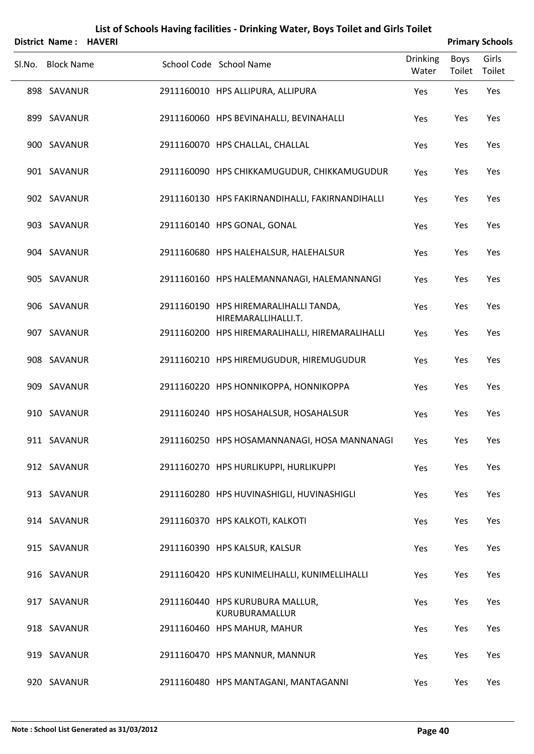# List of Schools Having facilities - Drinking Water, Boys Toilet and Girls Toilet

**District Name : HAVERI** **Primary Schools**

| Sl.No. | Block Name | School Code | School Name | Drinking Water | Boys Toilet | Girls Toilet |
|---|---|---|---|---|---|---|
| 898 | SAVANUR | 2911160010 | HPS ALLIPURA, ALLIPURA | Yes | Yes | Yes |
| 899 | SAVANUR | 2911160060 | HPS BEVINAHALLI, BEVINAHALLI | Yes | Yes | Yes |
| 900 | SAVANUR | 2911160070 | HPS CHALLAL, CHALLAL | Yes | Yes | Yes |
| 901 | SAVANUR | 2911160090 | HPS CHIKKAMUGUDUR, CHIKKAMUGUDUR | Yes | Yes | Yes |
| 902 | SAVANUR | 2911160130 | HPS FAKIRNANDIHALLI, FAKIRNANDIHALLI | Yes | Yes | Yes |
| 903 | SAVANUR | 2911160140 | HPS GONAL, GONAL | Yes | Yes | Yes |
| 904 | SAVANUR | 2911160680 | HPS HALEHALSUR, HALEHALSUR | Yes | Yes | Yes |
| 905 | SAVANUR | 2911160160 | HPS HALEMANNANAGI, HALEMANNANGI | Yes | Yes | Yes |
| 906 | SAVANUR | 2911160190 | HPS HIREMARALIHALLI TANDA, HIREMARALLIHALLI.T. | Yes | Yes | Yes |
| 907 | SAVANUR | 2911160200 | HPS HIREMARALIHALLI, HIREMARALIHALLI | Yes | Yes | Yes |
| 908 | SAVANUR | 2911160210 | HPS HIREMUGUDUR, HIREMUGUDUR | Yes | Yes | Yes |
| 909 | SAVANUR | 2911160220 | HPS HONNIKOPPA, HONNIKOPPA | Yes | Yes | Yes |
| 910 | SAVANUR | 2911160240 | HPS HOSAHALSUR, HOSAHALSUR | Yes | Yes | Yes |
| 911 | SAVANUR | 2911160250 | HPS HOSAMANNANAGI, HOSA MANNANAGI | Yes | Yes | Yes |
| 912 | SAVANUR | 2911160270 | HPS HURLIKUPPI, HURLIKUPPI | Yes | Yes | Yes |
| 913 | SAVANUR | 2911160280 | HPS HUVINASHIGLI, HUVINASHIGLI | Yes | Yes | Yes |
| 914 | SAVANUR | 2911160370 | HPS KALKOTI, KALKOTI | Yes | Yes | Yes |
| 915 | SAVANUR | 2911160390 | HPS KALSUR, KALSUR | Yes | Yes | Yes |
| 916 | SAVANUR | 2911160420 | HPS KUNIMELIHALLI, KUNIMELLIHALLI | Yes | Yes | Yes |
| 917 | SAVANUR | 2911160440 | HPS KURUBURA MALLUR, KURUBURAMALLUR | Yes | Yes | Yes |
| 918 | SAVANUR | 2911160460 | HPS MAHUR, MAHUR | Yes | Yes | Yes |
| 919 | SAVANUR | 2911160470 | HPS MANNUR, MANNUR | Yes | Yes | Yes |
| 920 | SAVANUR | 2911160480 | HPS MANTAGANI, MANTAGANNI | Yes | Yes | Yes |

**Note : School List Generated as 31/03/2012**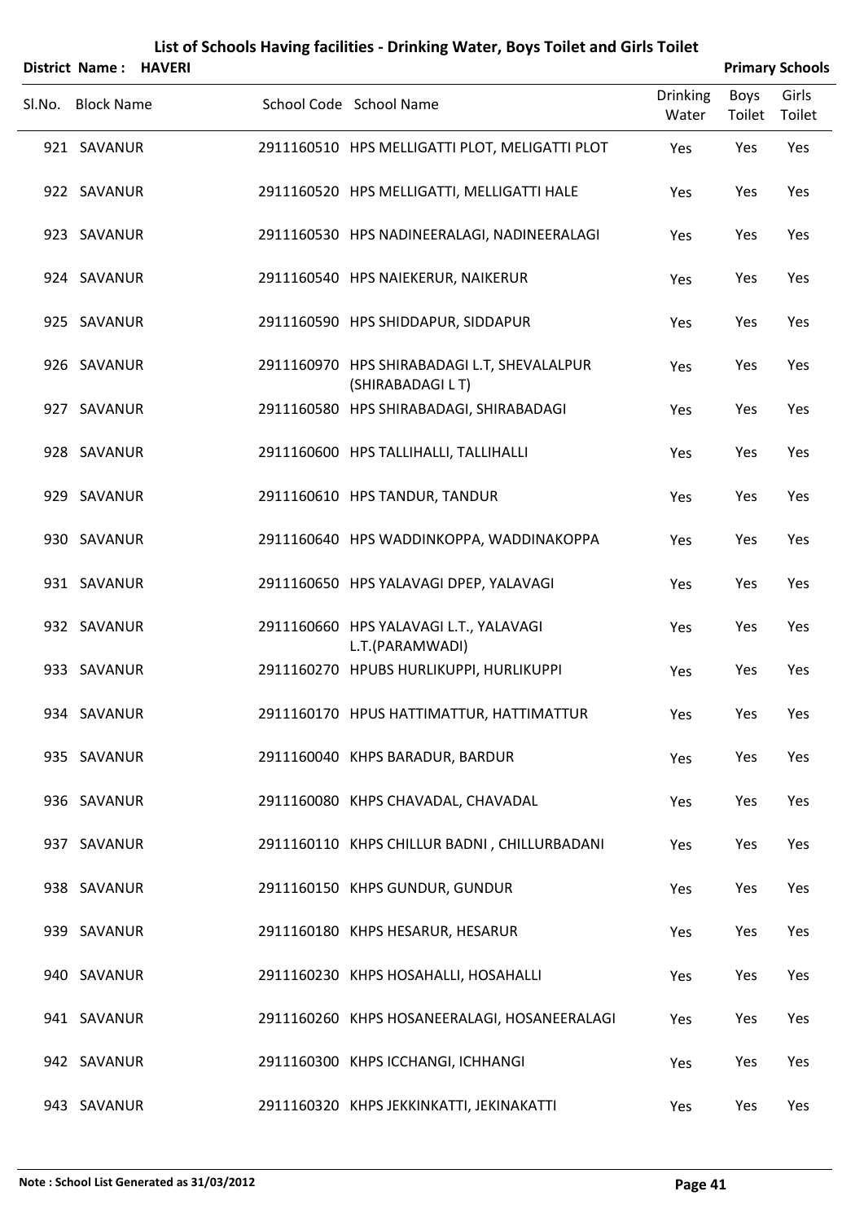# List of Schools Having facilities - Drinking Water, Boys Toilet and Girls Toilet

**District Name : HAVERI** **Primary Schools**

| Sl.No. | Block Name | School Code | School Name | Drinking Water | Boys Toilet | Girls Toilet |
|---|---|---|---|---|---|---|
| 921 | SAVANUR | 2911160510 | HPS MELLIGATTI PLOT, MELIGATTI PLOT | Yes | Yes | Yes |
| 922 | SAVANUR | 2911160520 | HPS MELLIGATTI, MELLIGATTI HALE | Yes | Yes | Yes |
| 923 | SAVANUR | 2911160530 | HPS NADINEERALAGI, NADINEERALAGI | Yes | Yes | Yes |
| 924 | SAVANUR | 2911160540 | HPS NAIEKERUR, NAIKERUR | Yes | Yes | Yes |
| 925 | SAVANUR | 2911160590 | HPS SHIDDAPUR, SIDDAPUR | Yes | Yes | Yes |
| 926 | SAVANUR | 2911160970 | HPS SHIRABADAGI L.T, SHEVALALPUR (SHIRABADAGI L T) | Yes | Yes | Yes |
| 927 | SAVANUR | 2911160580 | HPS SHIRABADAGI, SHIRABADAGI | Yes | Yes | Yes |
| 928 | SAVANUR | 2911160600 | HPS TALLIHALLI, TALLIHALLI | Yes | Yes | Yes |
| 929 | SAVANUR | 2911160610 | HPS TANDUR, TANDUR | Yes | Yes | Yes |
| 930 | SAVANUR | 2911160640 | HPS WADDINKOPPA, WADDINAKOPPA | Yes | Yes | Yes |
| 931 | SAVANUR | 2911160650 | HPS YALAVAGI DPEP, YALAVAGI | Yes | Yes | Yes |
| 932 | SAVANUR | 2911160660 | HPS YALAVAGI L.T., YALAVAGI L.T.(PARAMWADI) | Yes | Yes | Yes |
| 933 | SAVANUR | 2911160270 | HPUBS HURLIKUPPI, HURLIKUPPI | Yes | Yes | Yes |
| 934 | SAVANUR | 2911160170 | HPUS HATTIMATTUR, HATTIMATTUR | Yes | Yes | Yes |
| 935 | SAVANUR | 2911160040 | KHPS BARADUR, BARDUR | Yes | Yes | Yes |
| 936 | SAVANUR | 2911160080 | KHPS CHAVADAL, CHAVADAL | Yes | Yes | Yes |
| 937 | SAVANUR | 2911160110 | KHPS CHILLUR BADNI , CHILLURBADANI | Yes | Yes | Yes |
| 938 | SAVANUR | 2911160150 | KHPS GUNDUR, GUNDUR | Yes | Yes | Yes |
| 939 | SAVANUR | 2911160180 | KHPS HESARUR, HESARUR | Yes | Yes | Yes |
| 940 | SAVANUR | 2911160230 | KHPS HOSAHALLI, HOSAHALLI | Yes | Yes | Yes |
| 941 | SAVANUR | 2911160260 | KHPS HOSANEERALAGI, HOSANEERALAGI | Yes | Yes | Yes |
| 942 | SAVANUR | 2911160300 | KHPS ICCHANGI, ICHHANGI | Yes | Yes | Yes |
| 943 | SAVANUR | 2911160320 | KHPS JEKKINKATTI, JEKINAKATTI | Yes | Yes | Yes |

**Note : School List Generated as 31/03/2012**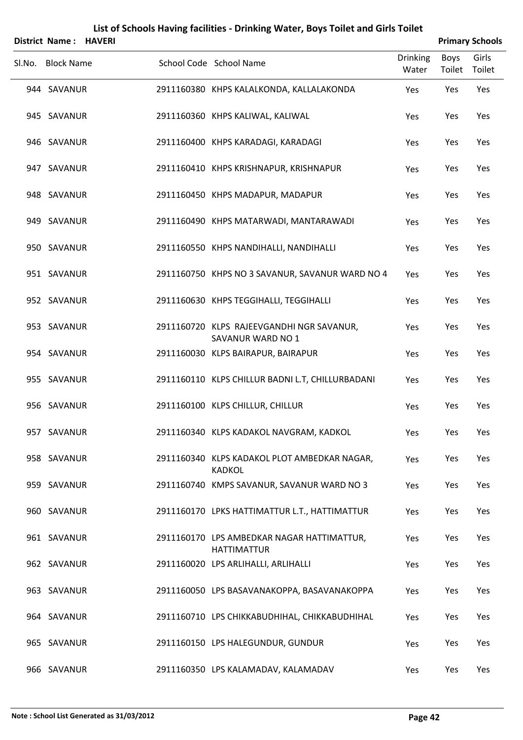# List of Schools Having facilities - Drinking Water, Boys Toilet and Girls Toilet

**District Name : HAVERI** **Primary Schools**

| Sl.No. | Block Name | School Code | School Name | Drinking Water | Boys Toilet | Girls Toilet |
|---|---|---|---|---|---|---|
| 944 | SAVANUR | 2911160380 | KHPS KALALKONDA, KALLALAKONDA | Yes | Yes | Yes |
| 945 | SAVANUR | 2911160360 | KHPS KALIWAL, KALIWAL | Yes | Yes | Yes |
| 946 | SAVANUR | 2911160400 | KHPS KARADAGI, KARADAGI | Yes | Yes | Yes |
| 947 | SAVANUR | 2911160410 | KHPS KRISHNAPUR, KRISHNAPUR | Yes | Yes | Yes |
| 948 | SAVANUR | 2911160450 | KHPS MADAPUR, MADAPUR | Yes | Yes | Yes |
| 949 | SAVANUR | 2911160490 | KHPS MATARWADI, MANTARAWADI | Yes | Yes | Yes |
| 950 | SAVANUR | 2911160550 | KHPS NANDIHALLI, NANDIHALLI | Yes | Yes | Yes |
| 951 | SAVANUR | 2911160750 | KHPS NO 3 SAVANUR, SAVANUR WARD NO 4 | Yes | Yes | Yes |
| 952 | SAVANUR | 2911160630 | KHPS TEGGIHALLI, TEGGIHALLI | Yes | Yes | Yes |
| 953 | SAVANUR | 2911160720 | KLPS RAJEEVGANDHI NGR SAVANUR, SAVANUR WARD NO 1 | Yes | Yes | Yes |
| 954 | SAVANUR | 2911160030 | KLPS BAIRAPUR, BAIRAPUR | Yes | Yes | Yes |
| 955 | SAVANUR | 2911160110 | KLPS CHILLUR BADNI L.T, CHILLURBADANI | Yes | Yes | Yes |
| 956 | SAVANUR | 2911160100 | KLPS CHILLUR, CHILLUR | Yes | Yes | Yes |
| 957 | SAVANUR | 2911160340 | KLPS KADAKOL NAVGRAM, KADKOL | Yes | Yes | Yes |
| 958 | SAVANUR | 2911160340 | KLPS KADAKOL PLOT AMBEDKAR NAGAR, KADKOL | Yes | Yes | Yes |
| 959 | SAVANUR | 2911160740 | KMPS SAVANUR, SAVANUR WARD NO 3 | Yes | Yes | Yes |
| 960 | SAVANUR | 2911160170 | LPKS HATTIMATTUR L.T., HATTIMATTUR | Yes | Yes | Yes |
| 961 | SAVANUR | 2911160170 | LPS AMBEDKAR NAGAR HATTIMATTUR, HATTIMATTUR | Yes | Yes | Yes |
| 962 | SAVANUR | 2911160020 | LPS ARLIHALLI, ARLIHALLI | Yes | Yes | Yes |
| 963 | SAVANUR | 2911160050 | LPS BASAVANAKOPPA, BASAVANAKOPPA | Yes | Yes | Yes |
| 964 | SAVANUR | 2911160710 | LPS CHIKKABUDHIHAL, CHIKKABUDHIHAL | Yes | Yes | Yes |
| 965 | SAVANUR | 2911160150 | LPS HALEGUNDUR, GUNDUR | Yes | Yes | Yes |
| 966 | SAVANUR | 2911160350 | LPS KALAMADAV, KALAMADAV | Yes | Yes | Yes |

**Note : School List Generated as 31/03/2012**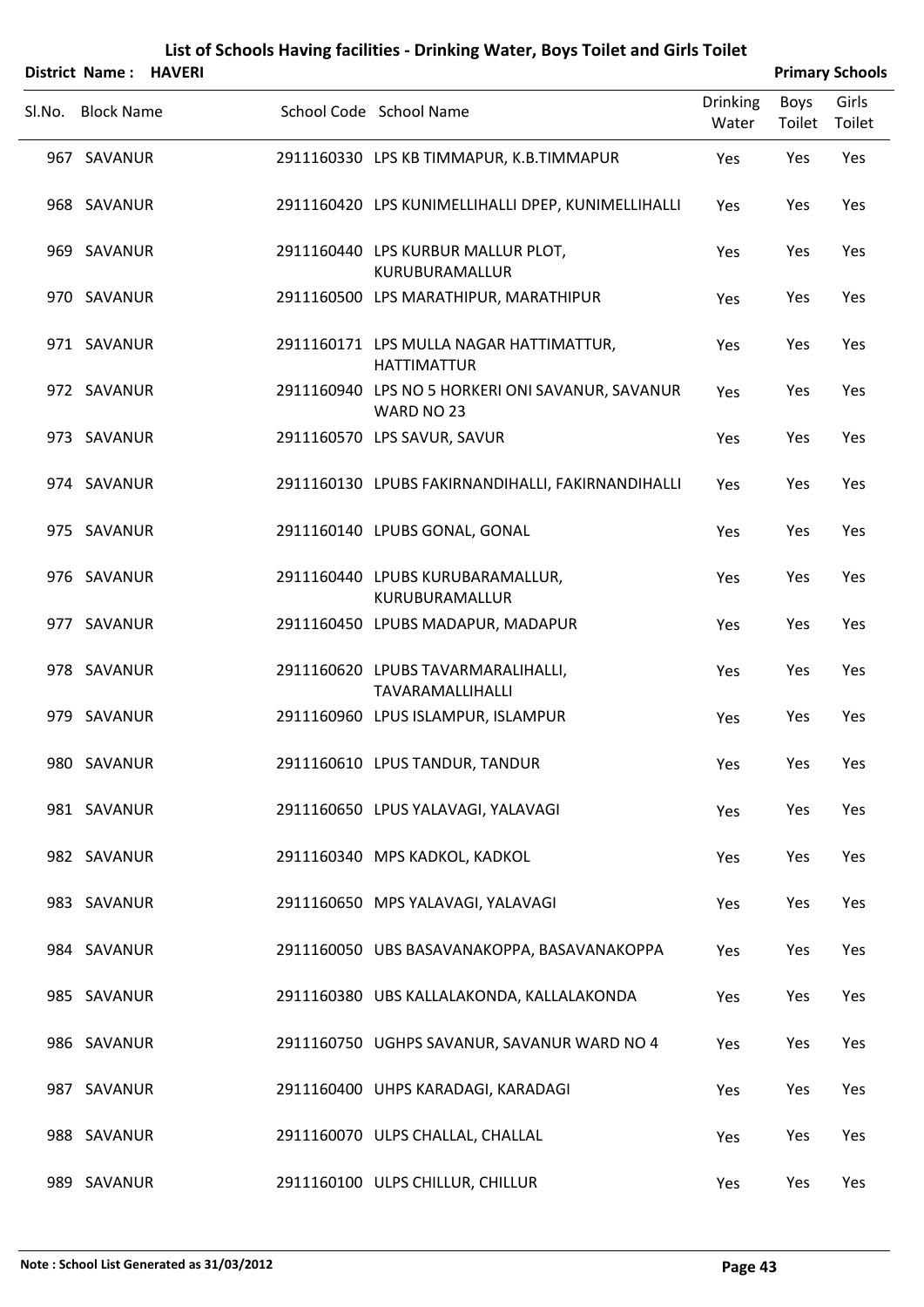# List of Schools Having facilities - Drinking Water, Boys Toilet and Girls Toilet

**District Name : HAVERI** | **Primary Schools**

| Sl.No. | Block Name | School Code | School Name | Drinking Water | Boys Toilet | Girls Toilet |
|---|---|---|---|---|---|---|
| 967 | SAVANUR | 2911160330 | LPS KB TIMMAPUR, K.B.TIMMAPUR | Yes | Yes | Yes |
| 968 | SAVANUR | 2911160420 | LPS KUNIMELLIHALLI DPEP, KUNIMELLIHALLI | Yes | Yes | Yes |
| 969 | SAVANUR | 2911160440 | LPS KURBUR MALLUR PLOT, KURUBURAMALLUR | Yes | Yes | Yes |
| 970 | SAVANUR | 2911160500 | LPS MARATHIPUR, MARATHIPUR | Yes | Yes | Yes |
| 971 | SAVANUR | 2911160171 | LPS MULLA NAGAR HATTIMATTUR, HATTIMATTUR | Yes | Yes | Yes |
| 972 | SAVANUR | 2911160940 | LPS NO 5 HORKERI ONI SAVANUR, SAVANUR WARD NO 23 | Yes | Yes | Yes |
| 973 | SAVANUR | 2911160570 | LPS SAVUR, SAVUR | Yes | Yes | Yes |
| 974 | SAVANUR | 2911160130 | LPUBS FAKIRNANDIHALLI, FAKIRNANDIHALLI | Yes | Yes | Yes |
| 975 | SAVANUR | 2911160140 | LPUBS GONAL, GONAL | Yes | Yes | Yes |
| 976 | SAVANUR | 2911160440 | LPUBS KURUBARAMALLUR, KURUBURAMALLUR | Yes | Yes | Yes |
| 977 | SAVANUR | 2911160450 | LPUBS MADAPUR, MADAPUR | Yes | Yes | Yes |
| 978 | SAVANUR | 2911160620 | LPUBS TAVARMARALIHALLI, TAVARAMALLIHALLI | Yes | Yes | Yes |
| 979 | SAVANUR | 2911160960 | LPUS ISLAMPUR, ISLAMPUR | Yes | Yes | Yes |
| 980 | SAVANUR | 2911160610 | LPUS TANDUR, TANDUR | Yes | Yes | Yes |
| 981 | SAVANUR | 2911160650 | LPUS YALAVAGI, YALAVAGI | Yes | Yes | Yes |
| 982 | SAVANUR | 2911160340 | MPS KADKOL, KADKOL | Yes | Yes | Yes |
| 983 | SAVANUR | 2911160650 | MPS YALAVAGI, YALAVAGI | Yes | Yes | Yes |
| 984 | SAVANUR | 2911160050 | UBS BASAVANAKOPPA, BASAVANAKOPPA | Yes | Yes | Yes |
| 985 | SAVANUR | 2911160380 | UBS KALLALAKONDA, KALLALAKONDA | Yes | Yes | Yes |
| 986 | SAVANUR | 2911160750 | UGHPS SAVANUR, SAVANUR WARD NO 4 | Yes | Yes | Yes |
| 987 | SAVANUR | 2911160400 | UHPS KARADAGI, KARADAGI | Yes | Yes | Yes |
| 988 | SAVANUR | 2911160070 | ULPS CHALLAL, CHALLAL | Yes | Yes | Yes |
| 989 | SAVANUR | 2911160100 | ULPS CHILLUR, CHILLUR | Yes | Yes | Yes |

**Note : School List Generated as 31/03/2012**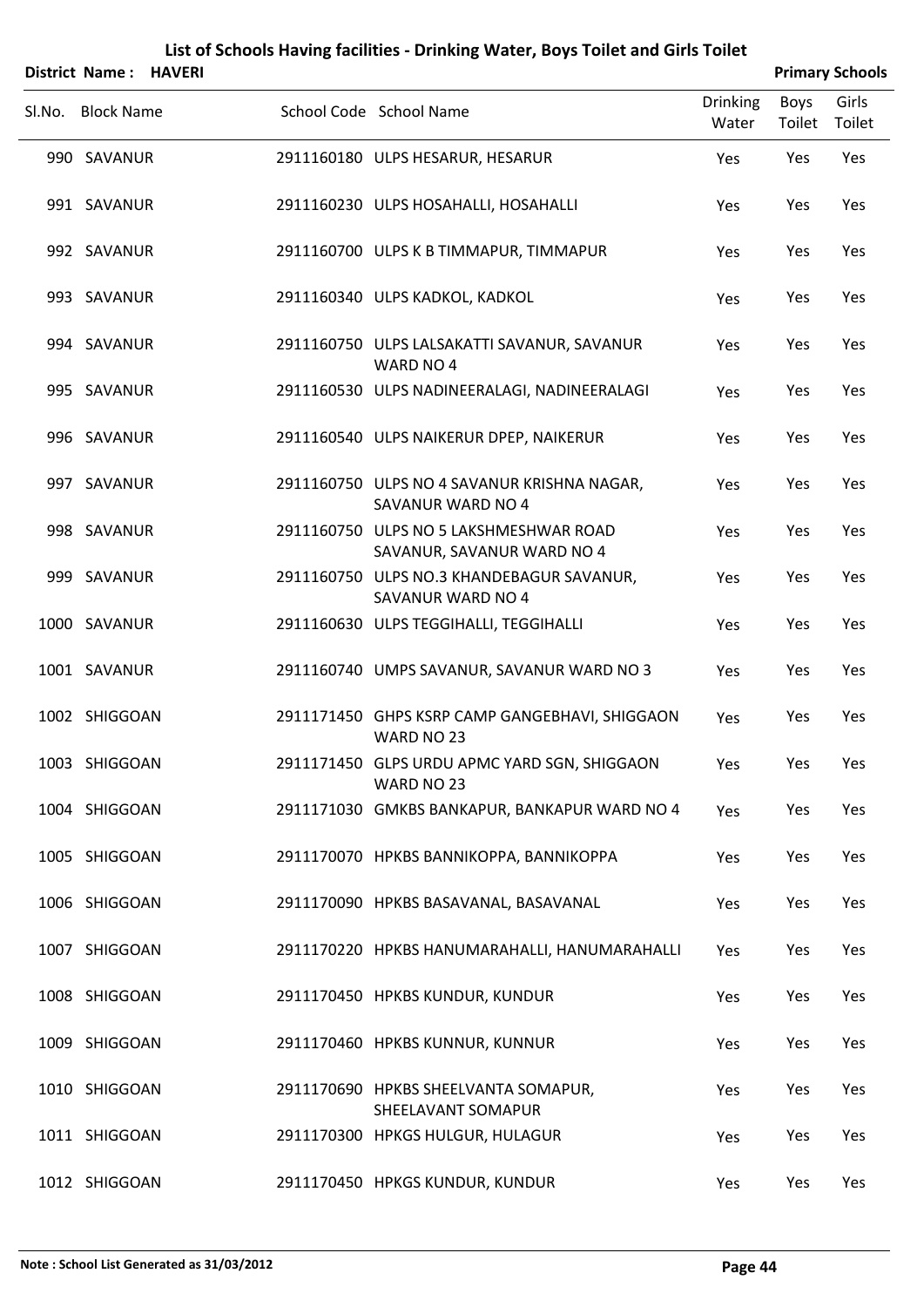# List of Schools Having facilities - Drinking Water, Boys Toilet and Girls Toilet

**District Name : HAVERI** **Primary Schools**

| Sl.No. | Block Name | School Code | School Name | Drinking Water | Boys Toilet | Girls Toilet |
|---|---|---|---|---|---|---|
| 990 | SAVANUR | 2911160180 | ULPS HESARUR, HESARUR | Yes | Yes | Yes |
| 991 | SAVANUR | 2911160230 | ULPS HOSAHALLI, HOSAHALLI | Yes | Yes | Yes |
| 992 | SAVANUR | 2911160700 | ULPS K B TIMMAPUR, TIMMAPUR | Yes | Yes | Yes |
| 993 | SAVANUR | 2911160340 | ULPS KADKOL, KADKOL | Yes | Yes | Yes |
| 994 | SAVANUR | 2911160750 | ULPS LALSAKATTI SAVANUR, SAVANUR WARD NO 4 | Yes | Yes | Yes |
| 995 | SAVANUR | 2911160530 | ULPS NADINEERALAGI, NADINEERALAGI | Yes | Yes | Yes |
| 996 | SAVANUR | 2911160540 | ULPS NAIKERUR DPEP, NAIKERUR | Yes | Yes | Yes |
| 997 | SAVANUR | 2911160750 | ULPS NO 4 SAVANUR KRISHNA NAGAR, SAVANUR WARD NO 4 | Yes | Yes | Yes |
| 998 | SAVANUR | 2911160750 | ULPS NO 5 LAKSHMESHWAR ROAD SAVANUR, SAVANUR WARD NO 4 | Yes | Yes | Yes |
| 999 | SAVANUR | 2911160750 | ULPS NO.3 KHANDEBAGUR SAVANUR, SAVANUR WARD NO 4 | Yes | Yes | Yes |
| 1000 | SAVANUR | 2911160630 | ULPS TEGGIHALLI, TEGGIHALLI | Yes | Yes | Yes |
| 1001 | SAVANUR | 2911160740 | UMPS SAVANUR, SAVANUR WARD NO 3 | Yes | Yes | Yes |
| 1002 | SHIGGOAN | 2911171450 | GHPS KSRP CAMP GANGEBHAVI, SHIGGAON WARD NO 23 | Yes | Yes | Yes |
| 1003 | SHIGGOAN | 2911171450 | GLPS URDU APMC YARD SGN, SHIGGAON WARD NO 23 | Yes | Yes | Yes |
| 1004 | SHIGGOAN | 2911171030 | GMKBS BANKAPUR, BANKAPUR WARD NO 4 | Yes | Yes | Yes |
| 1005 | SHIGGOAN | 2911170070 | HPKBS BANNIKOPPA, BANNIKOPPA | Yes | Yes | Yes |
| 1006 | SHIGGOAN | 2911170090 | HPKBS BASAVANAL, BASAVANAL | Yes | Yes | Yes |
| 1007 | SHIGGOAN | 2911170220 | HPKBS HANUMARAHALLI, HANUMARAHALLI | Yes | Yes | Yes |
| 1008 | SHIGGOAN | 2911170450 | HPKBS KUNDUR, KUNDUR | Yes | Yes | Yes |
| 1009 | SHIGGOAN | 2911170460 | HPKBS KUNNUR, KUNNUR | Yes | Yes | Yes |
| 1010 | SHIGGOAN | 2911170690 | HPKBS SHEELVANTA SOMAPUR, SHEELAVANT SOMAPUR | Yes | Yes | Yes |
| 1011 | SHIGGOAN | 2911170300 | HPKGS HULGUR, HULAGUR | Yes | Yes | Yes |
| 1012 | SHIGGOAN | 2911170450 | HPKGS KUNDUR, KUNDUR | Yes | Yes | Yes |

**Note : School List Generated as 31/03/2012**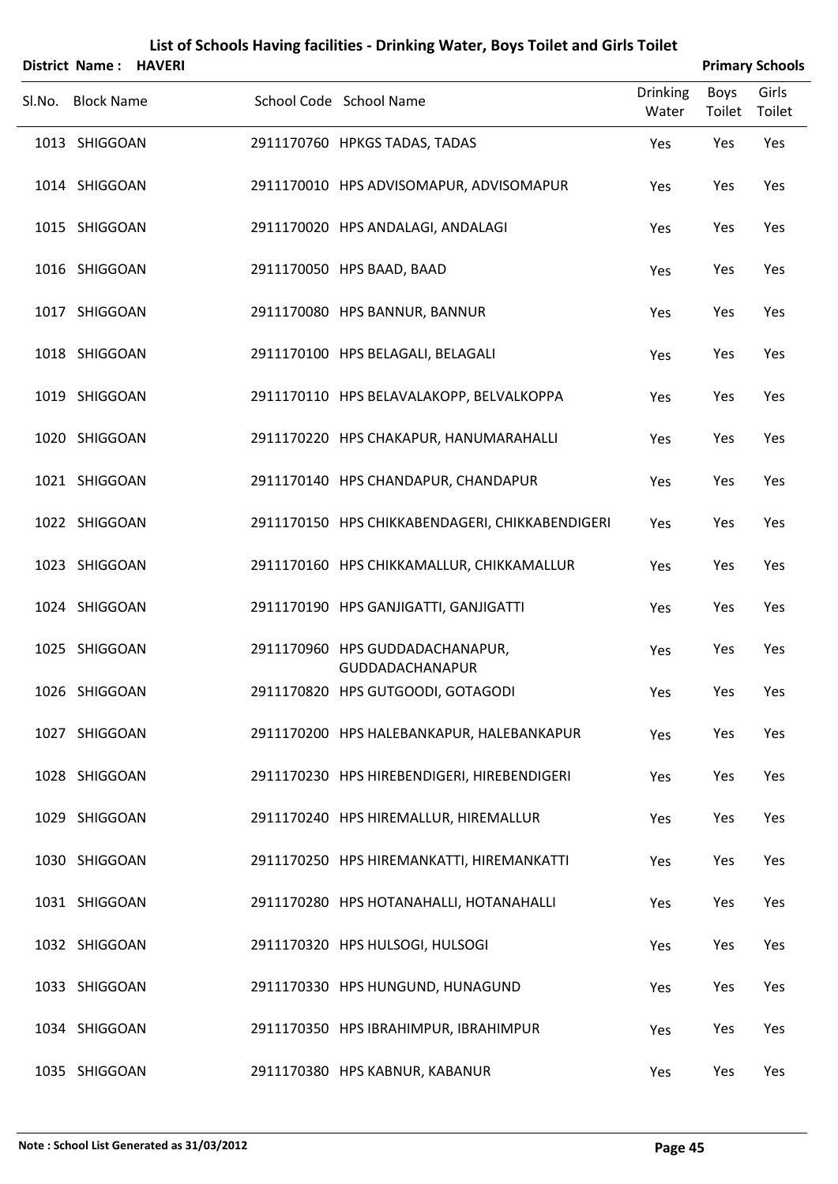# List of Schools Having facilities - Drinking Water, Boys Toilet and Girls Toilet

**District Name : HAVERI** | **Primary Schools**

| Sl.No. | Block Name | School Code | School Name | Drinking Water | Boys Toilet | Girls Toilet |
|---|---|---|---|---|---|---|
| 1013 | SHIGGOAN | 2911170760 | HPKGS TADAS, TADAS | Yes | Yes | Yes |
| 1014 | SHIGGOAN | 2911170010 | HPS ADVISOMAPUR, ADVISOMAPUR | Yes | Yes | Yes |
| 1015 | SHIGGOAN | 2911170020 | HPS ANDALAGI, ANDALAGI | Yes | Yes | Yes |
| 1016 | SHIGGOAN | 2911170050 | HPS BAAD, BAAD | Yes | Yes | Yes |
| 1017 | SHIGGOAN | 2911170080 | HPS BANNUR, BANNUR | Yes | Yes | Yes |
| 1018 | SHIGGOAN | 2911170100 | HPS BELAGALI, BELAGALI | Yes | Yes | Yes |
| 1019 | SHIGGOAN | 2911170110 | HPS BELAVALAKOPP, BELVALKOPPA | Yes | Yes | Yes |
| 1020 | SHIGGOAN | 2911170220 | HPS CHAKAPUR, HANUMARAHALLI | Yes | Yes | Yes |
| 1021 | SHIGGOAN | 2911170140 | HPS CHANDAPUR, CHANDAPUR | Yes | Yes | Yes |
| 1022 | SHIGGOAN | 2911170150 | HPS CHIKKABENDAGERI, CHIKKABENDIGERI | Yes | Yes | Yes |
| 1023 | SHIGGOAN | 2911170160 | HPS CHIKKAMALLUR, CHIKKAMALLUR | Yes | Yes | Yes |
| 1024 | SHIGGOAN | 2911170190 | HPS GANJIGATTI, GANJIGATTI | Yes | Yes | Yes |
| 1025 | SHIGGOAN | 2911170960 | HPS GUDDADACHANAPUR, GUDDADACHANAPUR | Yes | Yes | Yes |
| 1026 | SHIGGOAN | 2911170820 | HPS GUTGOODI, GOTAGODI | Yes | Yes | Yes |
| 1027 | SHIGGOAN | 2911170200 | HPS HALEBANKAPUR, HALEBANKAPUR | Yes | Yes | Yes |
| 1028 | SHIGGOAN | 2911170230 | HPS HIREBENDIGERI, HIREBENDIGERI | Yes | Yes | Yes |
| 1029 | SHIGGOAN | 2911170240 | HPS HIREMALLUR, HIREMALLUR | Yes | Yes | Yes |
| 1030 | SHIGGOAN | 2911170250 | HPS HIREMANKATTI, HIREMANKATTI | Yes | Yes | Yes |
| 1031 | SHIGGOAN | 2911170280 | HPS HOTANAHALLI, HOTANAHALLI | Yes | Yes | Yes |
| 1032 | SHIGGOAN | 2911170320 | HPS HULSOGI, HULSOGI | Yes | Yes | Yes |
| 1033 | SHIGGOAN | 2911170330 | HPS HUNGUND, HUNAGUND | Yes | Yes | Yes |
| 1034 | SHIGGOAN | 2911170350 | HPS IBRAHIMPUR, IBRAHIMPUR | Yes | Yes | Yes |
| 1035 | SHIGGOAN | 2911170380 | HPS KABNUR, KABANUR | Yes | Yes | Yes |

**Note : School List Generated as 31/03/2012**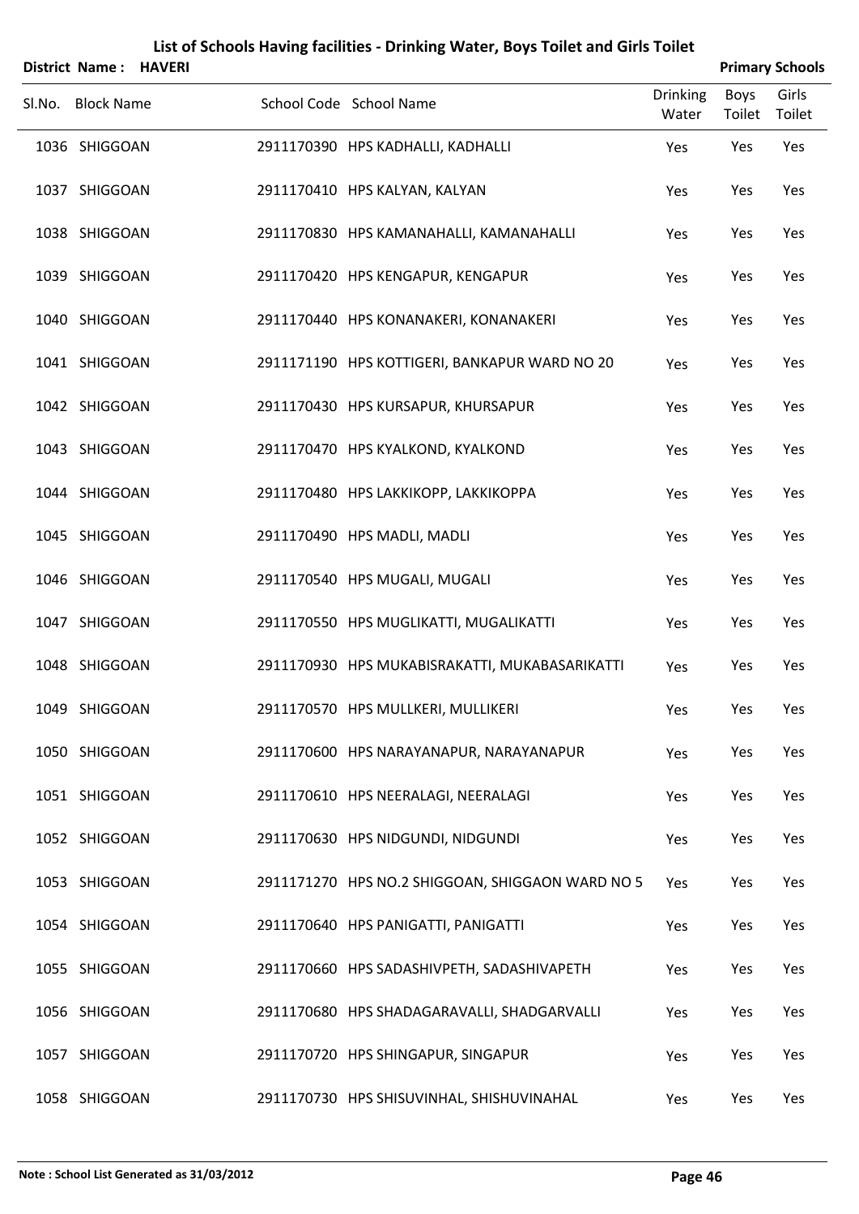# List of Schools Having facilities - Drinking Water, Boys Toilet and Girls Toilet

**District Name : HAVERI** | **Primary Schools**

| Sl.No. | Block Name | School Code | School Name | Drinking Water | Boys Toilet | Girls Toilet |
|---|---|---|---|---|---|---|
| 1036 | SHIGGOAN | 2911170390 | HPS KADHALLI, KADHALLI | Yes | Yes | Yes |
| 1037 | SHIGGOAN | 2911170410 | HPS KALYAN, KALYAN | Yes | Yes | Yes |
| 1038 | SHIGGOAN | 2911170830 | HPS KAMANAHALLI, KAMANAHALLI | Yes | Yes | Yes |
| 1039 | SHIGGOAN | 2911170420 | HPS KENGAPUR, KENGAPUR | Yes | Yes | Yes |
| 1040 | SHIGGOAN | 2911170440 | HPS KONANAKERI, KONANAKERI | Yes | Yes | Yes |
| 1041 | SHIGGOAN | 2911171190 | HPS KOTTIGERI, BANKAPUR WARD NO 20 | Yes | Yes | Yes |
| 1042 | SHIGGOAN | 2911170430 | HPS KURSAPUR, KHURSAPUR | Yes | Yes | Yes |
| 1043 | SHIGGOAN | 2911170470 | HPS KYALKOND, KYALKOND | Yes | Yes | Yes |
| 1044 | SHIGGOAN | 2911170480 | HPS LAKKIKOPP, LAKKIKOPPA | Yes | Yes | Yes |
| 1045 | SHIGGOAN | 2911170490 | HPS MADLI, MADLI | Yes | Yes | Yes |
| 1046 | SHIGGOAN | 2911170540 | HPS MUGALI, MUGALI | Yes | Yes | Yes |
| 1047 | SHIGGOAN | 2911170550 | HPS MUGLIKATTI, MUGALIKATTI | Yes | Yes | Yes |
| 1048 | SHIGGOAN | 2911170930 | HPS MUKABISRAKATTI, MUKABASARIKATTI | Yes | Yes | Yes |
| 1049 | SHIGGOAN | 2911170570 | HPS MULLKERI, MULLIKERI | Yes | Yes | Yes |
| 1050 | SHIGGOAN | 2911170600 | HPS NARAYANAPUR, NARAYANAPUR | Yes | Yes | Yes |
| 1051 | SHIGGOAN | 2911170610 | HPS NEERALAGI, NEERALAGI | Yes | Yes | Yes |
| 1052 | SHIGGOAN | 2911170630 | HPS NIDGUNDI, NIDGUNDI | Yes | Yes | Yes |
| 1053 | SHIGGOAN | 2911171270 | HPS NO.2 SHIGGOAN, SHIGGAON WARD NO 5 | Yes | Yes | Yes |
| 1054 | SHIGGOAN | 2911170640 | HPS PANIGATTI, PANIGATTI | Yes | Yes | Yes |
| 1055 | SHIGGOAN | 2911170660 | HPS SADASHIVPETH, SADASHIVAPETH | Yes | Yes | Yes |
| 1056 | SHIGGOAN | 2911170680 | HPS SHADAGARAVALLI, SHADGARVALLI | Yes | Yes | Yes |
| 1057 | SHIGGOAN | 2911170720 | HPS SHINGAPUR, SINGAPUR | Yes | Yes | Yes |
| 1058 | SHIGGOAN | 2911170730 | HPS SHISUVINHAL, SHISHUVINAHAL | Yes | Yes | Yes |

**Note : School List Generated as 31/03/2012**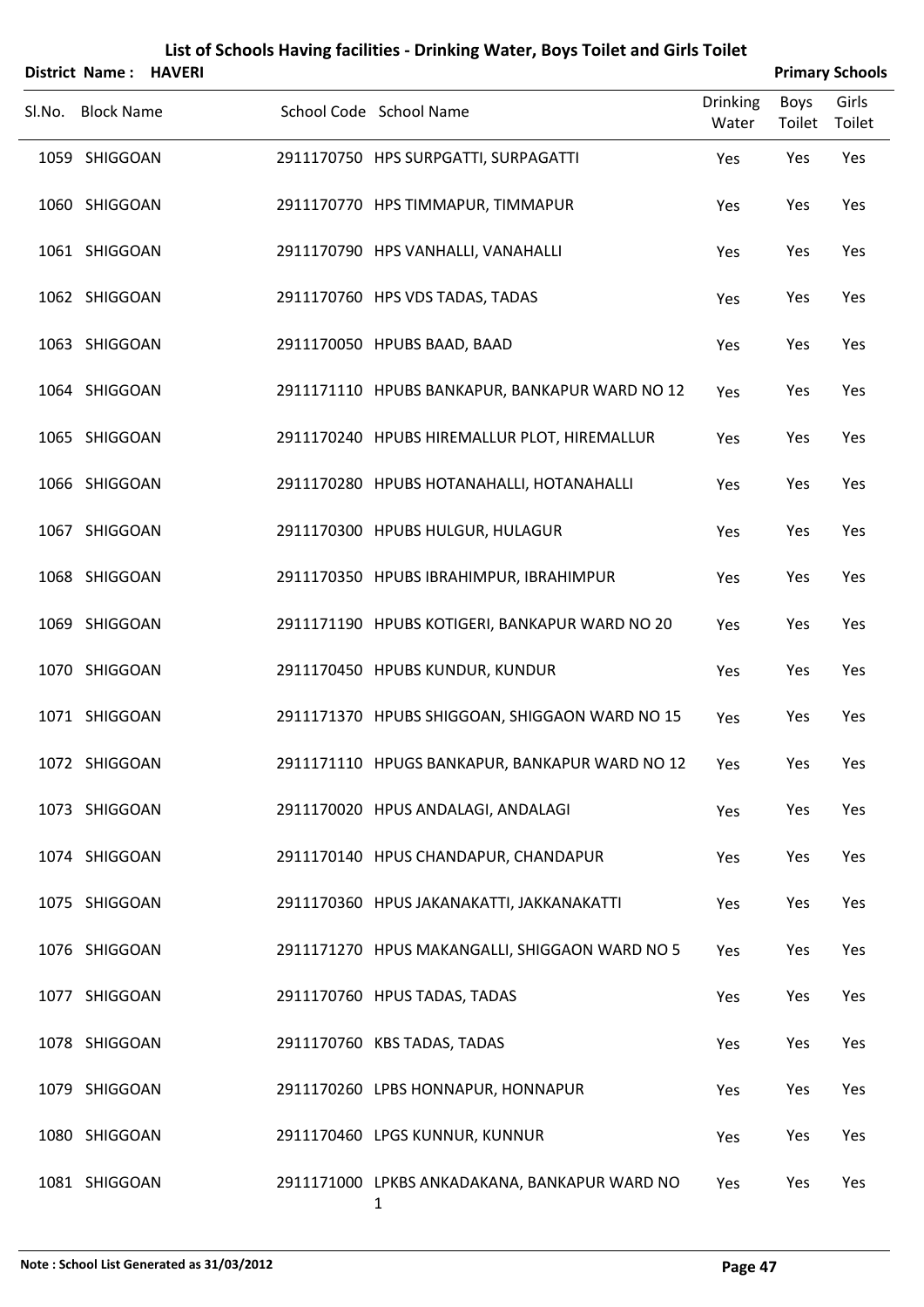## List of Schools Having facilities - Drinking Water, Boys Toilet and Girls Toilet

**District Name : HAVERI** **Primary Schools**

| Sl.No. | Block Name | School Code | School Name | Drinking Water | Boys Toilet | Girls Toilet |
|---|---|---|---|---|---|---|
| 1059 | SHIGGOAN | 2911170750 | HPS SURPGATTI, SURPAGATTI | Yes | Yes | Yes |
| 1060 | SHIGGOAN | 2911170770 | HPS TIMMAPUR, TIMMAPUR | Yes | Yes | Yes |
| 1061 | SHIGGOAN | 2911170790 | HPS VANHALLI, VANAHALLI | Yes | Yes | Yes |
| 1062 | SHIGGOAN | 2911170760 | HPS VDS TADAS, TADAS | Yes | Yes | Yes |
| 1063 | SHIGGOAN | 2911170050 | HPUBS BAAD, BAAD | Yes | Yes | Yes |
| 1064 | SHIGGOAN | 2911171110 | HPUBS BANKAPUR, BANKAPUR WARD NO 12 | Yes | Yes | Yes |
| 1065 | SHIGGOAN | 2911170240 | HPUBS HIREMALLUR PLOT, HIREMALLUR | Yes | Yes | Yes |
| 1066 | SHIGGOAN | 2911170280 | HPUBS HOTANAHALLI, HOTANAHALLI | Yes | Yes | Yes |
| 1067 | SHIGGOAN | 2911170300 | HPUBS HULGUR, HULAGUR | Yes | Yes | Yes |
| 1068 | SHIGGOAN | 2911170350 | HPUBS IBRAHIMPUR, IBRAHIMPUR | Yes | Yes | Yes |
| 1069 | SHIGGOAN | 2911171190 | HPUBS KOTIGERI, BANKAPUR WARD NO 20 | Yes | Yes | Yes |
| 1070 | SHIGGOAN | 2911170450 | HPUBS KUNDUR, KUNDUR | Yes | Yes | Yes |
| 1071 | SHIGGOAN | 2911171370 | HPUBS SHIGGOAN, SHIGGAON WARD NO 15 | Yes | Yes | Yes |
| 1072 | SHIGGOAN | 2911171110 | HPUGS BANKAPUR, BANKAPUR WARD NO 12 | Yes | Yes | Yes |
| 1073 | SHIGGOAN | 2911170020 | HPUS ANDALAGI, ANDALAGI | Yes | Yes | Yes |
| 1074 | SHIGGOAN | 2911170140 | HPUS CHANDAPUR, CHANDAPUR | Yes | Yes | Yes |
| 1075 | SHIGGOAN | 2911170360 | HPUS JAKANAKATTI, JAKKANAKATTI | Yes | Yes | Yes |
| 1076 | SHIGGOAN | 2911171270 | HPUS MAKANGALLI, SHIGGAON WARD NO 5 | Yes | Yes | Yes |
| 1077 | SHIGGOAN | 2911170760 | HPUS TADAS, TADAS | Yes | Yes | Yes |
| 1078 | SHIGGOAN | 2911170760 | KBS TADAS, TADAS | Yes | Yes | Yes |
| 1079 | SHIGGOAN | 2911170260 | LPBS HONNAPUR, HONNAPUR | Yes | Yes | Yes |
| 1080 | SHIGGOAN | 2911170460 | LPGS KUNNUR, KUNNUR | Yes | Yes | Yes |
| 1081 | SHIGGOAN | 2911171000 | LPKBS ANKADAKANA, BANKAPUR WARD NO 1 | Yes | Yes | Yes |

**Note : School List Generated as 31/03/2012**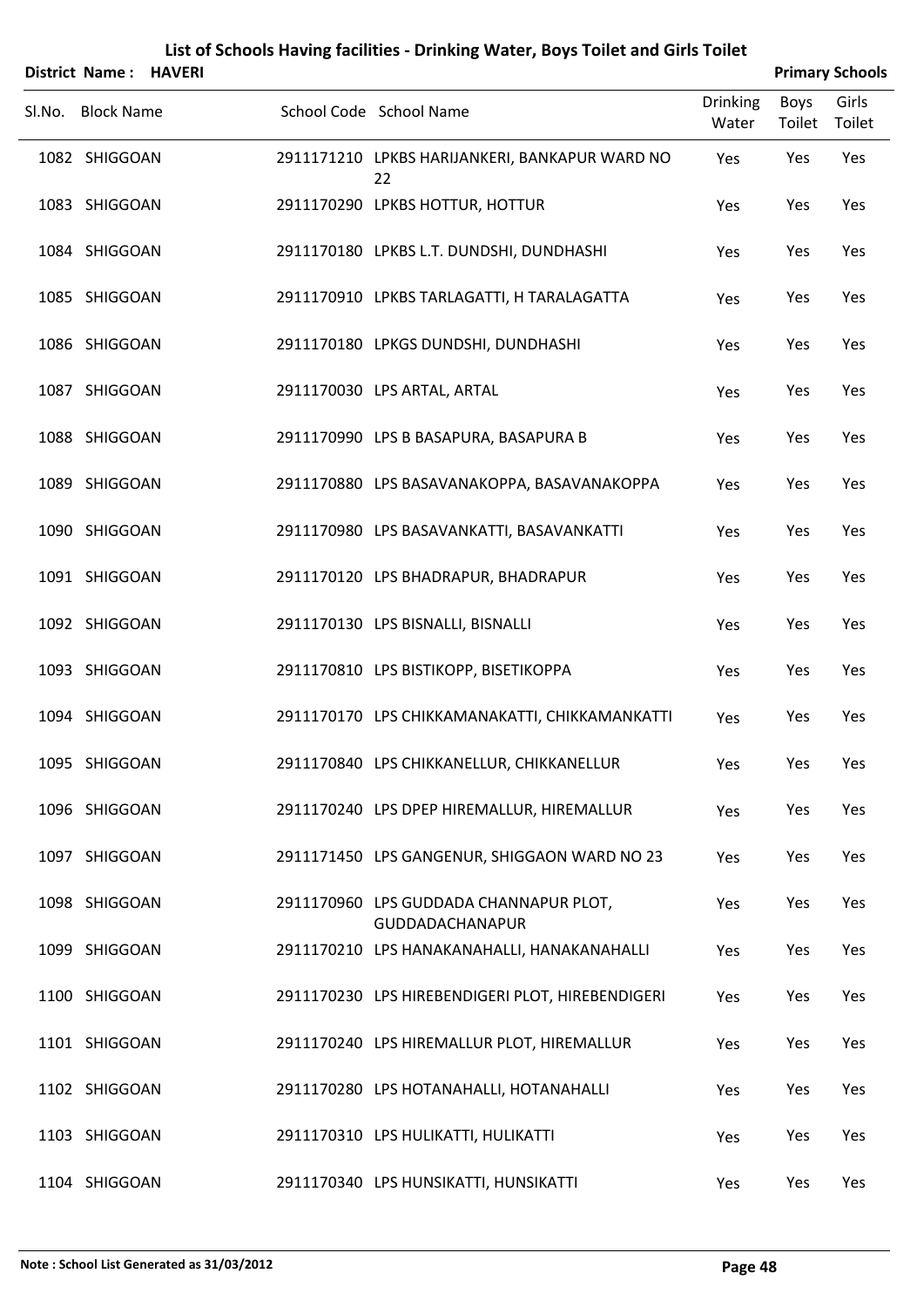# List of Schools Having facilities - Drinking Water, Boys Toilet and Girls Toilet

**District Name : HAVERI** **Primary Schools**

| Sl.No. | Block Name | School Code | School Name | Drinking Water | Boys Toilet | Girls Toilet |
|---|---|---|---|---|---|---|
| 1082 | SHIGGOAN | 2911171210 | LPKBS HARIJANKERI, BANKAPUR WARD NO 22 | Yes | Yes | Yes |
| 1083 | SHIGGOAN | 2911170290 | LPKBS HOTTUR, HOTTUR | Yes | Yes | Yes |
| 1084 | SHIGGOAN | 2911170180 | LPKBS L.T. DUNDSHI, DUNDHASHI | Yes | Yes | Yes |
| 1085 | SHIGGOAN | 2911170910 | LPKBS TARLAGATTI, H TARALAGATTA | Yes | Yes | Yes |
| 1086 | SHIGGOAN | 2911170180 | LPKGS DUNDSHI, DUNDHASHI | Yes | Yes | Yes |
| 1087 | SHIGGOAN | 2911170030 | LPS ARTAL, ARTAL | Yes | Yes | Yes |
| 1088 | SHIGGOAN | 2911170990 | LPS B BASAPURA, BASAPURA B | Yes | Yes | Yes |
| 1089 | SHIGGOAN | 2911170880 | LPS BASAVANAKOPPA, BASAVANAKOPPA | Yes | Yes | Yes |
| 1090 | SHIGGOAN | 2911170980 | LPS BASAVANKATTI, BASAVANKATTI | Yes | Yes | Yes |
| 1091 | SHIGGOAN | 2911170120 | LPS BHADRAPUR, BHADRAPUR | Yes | Yes | Yes |
| 1092 | SHIGGOAN | 2911170130 | LPS BISNALLI, BISNALLI | Yes | Yes | Yes |
| 1093 | SHIGGOAN | 2911170810 | LPS BISTIKOPP, BISETIKOPPA | Yes | Yes | Yes |
| 1094 | SHIGGOAN | 2911170170 | LPS CHIKKAMANAKATTI, CHIKKAMANKATTI | Yes | Yes | Yes |
| 1095 | SHIGGOAN | 2911170840 | LPS CHIKKANELLUR, CHIKKANELLUR | Yes | Yes | Yes |
| 1096 | SHIGGOAN | 2911170240 | LPS DPEP HIREMALLUR, HIREMALLUR | Yes | Yes | Yes |
| 1097 | SHIGGOAN | 2911171450 | LPS GANGENUR, SHIGGAON WARD NO 23 | Yes | Yes | Yes |
| 1098 | SHIGGOAN | 2911170960 | LPS GUDDADA CHANNAPUR PLOT, GUDDADACHANAPUR | Yes | Yes | Yes |
| 1099 | SHIGGOAN | 2911170210 | LPS HANAKANAHALLI, HANAKANAHALLI | Yes | Yes | Yes |
| 1100 | SHIGGOAN | 2911170230 | LPS HIREBENDIGERI PLOT, HIREBENDIGERI | Yes | Yes | Yes |
| 1101 | SHIGGOAN | 2911170240 | LPS HIREMALLUR PLOT, HIREMALLUR | Yes | Yes | Yes |
| 1102 | SHIGGOAN | 2911170280 | LPS HOTANAHALLI, HOTANAHALLI | Yes | Yes | Yes |
| 1103 | SHIGGOAN | 2911170310 | LPS HULIKATTI, HULIKATTI | Yes | Yes | Yes |
| 1104 | SHIGGOAN | 2911170340 | LPS HUNSIKATTI, HUNSIKATTI | Yes | Yes | Yes |

**Note : School List Generated as 31/03/2012**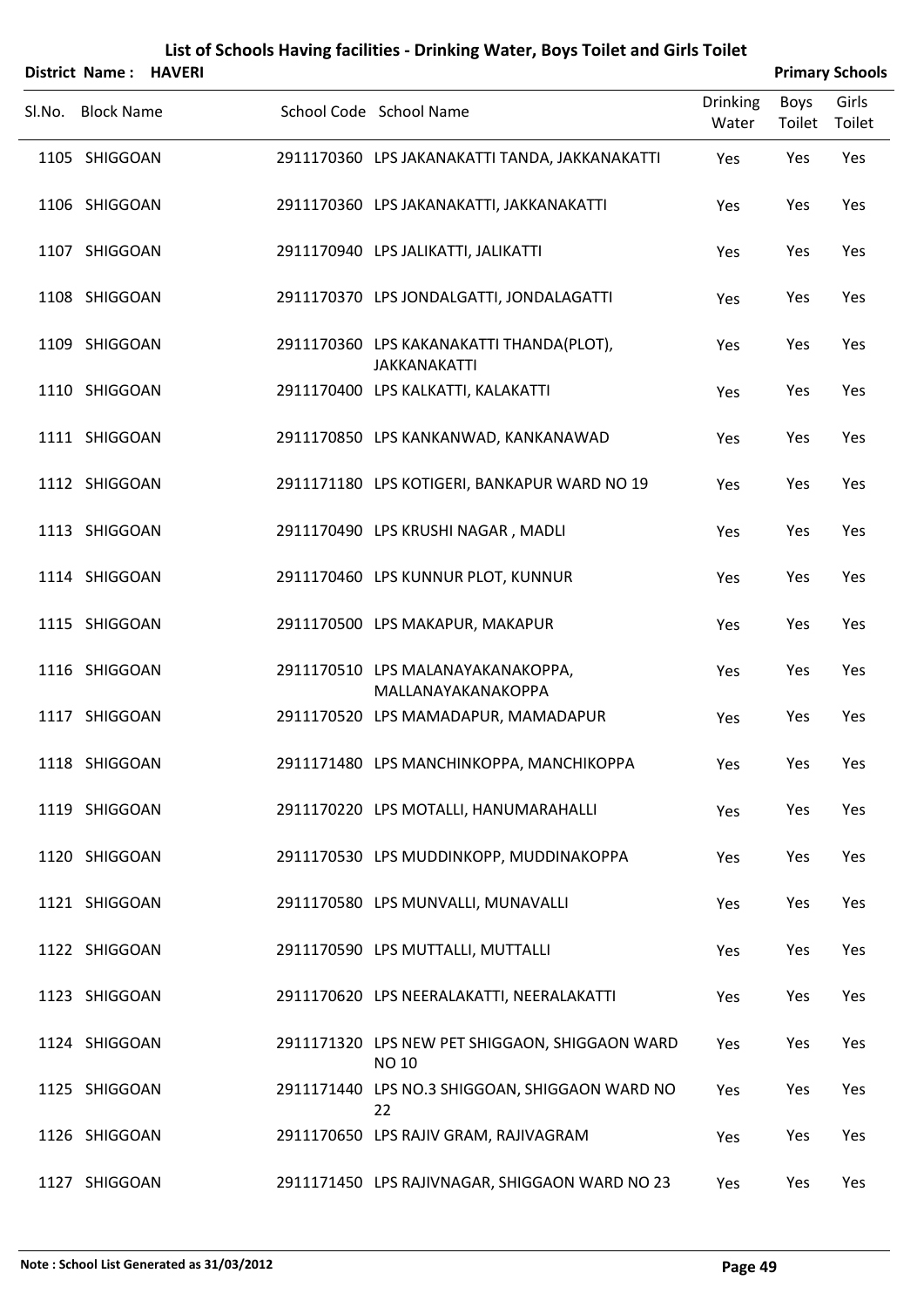# List of Schools Having facilities - Drinking Water, Boys Toilet and Girls Toilet

**District Name : HAVERI** **Primary Schools**

| Sl.No. | Block Name | School Code | School Name | Drinking Water | Boys Toilet | Girls Toilet |
|---|---|---|---|---|---|---|
| 1105 | SHIGGOAN | 2911170360 | LPS JAKANAKATTI TANDA, JAKKANAKATTI | Yes | Yes | Yes |
| 1106 | SHIGGOAN | 2911170360 | LPS JAKANAKATTI, JAKKANAKATTI | Yes | Yes | Yes |
| 1107 | SHIGGOAN | 2911170940 | LPS JALIKATTI, JALIKATTI | Yes | Yes | Yes |
| 1108 | SHIGGOAN | 2911170370 | LPS JONDALGATTI, JONDALAGATTI | Yes | Yes | Yes |
| 1109 | SHIGGOAN | 2911170360 | LPS KAKANAKATTI THANDA(PLOT), JAKKANAKATTI | Yes | Yes | Yes |
| 1110 | SHIGGOAN | 2911170400 | LPS KALKATTI, KALAKATTI | Yes | Yes | Yes |
| 1111 | SHIGGOAN | 2911170850 | LPS KANKANWAD, KANKANAWAD | Yes | Yes | Yes |
| 1112 | SHIGGOAN | 2911171180 | LPS KOTIGERI, BANKAPUR WARD NO 19 | Yes | Yes | Yes |
| 1113 | SHIGGOAN | 2911170490 | LPS KRUSHI NAGAR , MADLI | Yes | Yes | Yes |
| 1114 | SHIGGOAN | 2911170460 | LPS KUNNUR PLOT, KUNNUR | Yes | Yes | Yes |
| 1115 | SHIGGOAN | 2911170500 | LPS MAKAPUR, MAKAPUR | Yes | Yes | Yes |
| 1116 | SHIGGOAN | 2911170510 | LPS MALANAYAKANAKOPPA, MALLANAYAKANAKOPPA | Yes | Yes | Yes |
| 1117 | SHIGGOAN | 2911170520 | LPS MAMADAPUR, MAMADAPUR | Yes | Yes | Yes |
| 1118 | SHIGGOAN | 2911171480 | LPS MANCHINKOPPA, MANCHIKOPPA | Yes | Yes | Yes |
| 1119 | SHIGGOAN | 2911170220 | LPS MOTALLI, HANUMARAHALLI | Yes | Yes | Yes |
| 1120 | SHIGGOAN | 2911170530 | LPS MUDDINKOPP, MUDDINAKOPPA | Yes | Yes | Yes |
| 1121 | SHIGGOAN | 2911170580 | LPS MUNVALLI, MUNAVALLI | Yes | Yes | Yes |
| 1122 | SHIGGOAN | 2911170590 | LPS MUTTALLI, MUTTALLI | Yes | Yes | Yes |
| 1123 | SHIGGOAN | 2911170620 | LPS NEERALAKATTI, NEERALAKATTI | Yes | Yes | Yes |
| 1124 | SHIGGOAN | 2911171320 | LPS NEW PET SHIGGAON, SHIGGAON WARD NO 10 | Yes | Yes | Yes |
| 1125 | SHIGGOAN | 2911171440 | LPS NO.3 SHIGGOAN, SHIGGAON WARD NO 22 | Yes | Yes | Yes |
| 1126 | SHIGGOAN | 2911170650 | LPS RAJIV GRAM, RAJIVAGRAM | Yes | Yes | Yes |
| 1127 | SHIGGOAN | 2911171450 | LPS RAJIVNAGAR, SHIGGAON WARD NO 23 | Yes | Yes | Yes |

**Note : School List Generated as 31/03/2012**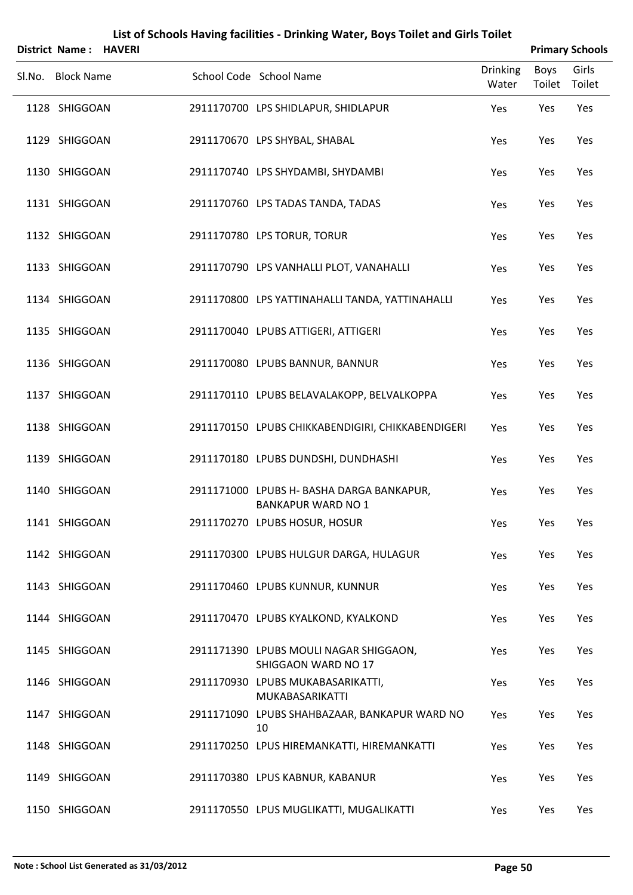# List of Schools Having facilities - Drinking Water, Boys Toilet and Girls Toilet

**District Name : HAVERI** **Primary Schools**

| Sl.No. | Block Name | School Code | School Name | Drinking Water | Boys Toilet | Girls Toilet |
|---|---|---|---|---|---|---|
| 1128 | SHIGGOAN | 2911170700 | LPS SHIDLAPUR, SHIDLAPUR | Yes | Yes | Yes |
| 1129 | SHIGGOAN | 2911170670 | LPS SHYBAL, SHABAL | Yes | Yes | Yes |
| 1130 | SHIGGOAN | 2911170740 | LPS SHYDAMBI, SHYDAMBI | Yes | Yes | Yes |
| 1131 | SHIGGOAN | 2911170760 | LPS TADAS TANDA, TADAS | Yes | Yes | Yes |
| 1132 | SHIGGOAN | 2911170780 | LPS TORUR, TORUR | Yes | Yes | Yes |
| 1133 | SHIGGOAN | 2911170790 | LPS VANHALLI PLOT, VANAHALLI | Yes | Yes | Yes |
| 1134 | SHIGGOAN | 2911170800 | LPS YATTINAHALLI TANDA, YATTINAHALLI | Yes | Yes | Yes |
| 1135 | SHIGGOAN | 2911170040 | LPUBS ATTIGERI, ATTIGERI | Yes | Yes | Yes |
| 1136 | SHIGGOAN | 2911170080 | LPUBS BANNUR, BANNUR | Yes | Yes | Yes |
| 1137 | SHIGGOAN | 2911170110 | LPUBS BELAVALAKOPP, BELVALKOPPA | Yes | Yes | Yes |
| 1138 | SHIGGOAN | 2911170150 | LPUBS CHIKKABENDIGIRI, CHIKKABENDIGERI | Yes | Yes | Yes |
| 1139 | SHIGGOAN | 2911170180 | LPUBS DUNDSHI, DUNDHASHI | Yes | Yes | Yes |
| 1140 | SHIGGOAN | 2911171000 | LPUBS H- BASHA DARGA BANKAPUR, BANKAPUR WARD NO 1 | Yes | Yes | Yes |
| 1141 | SHIGGOAN | 2911170270 | LPUBS HOSUR, HOSUR | Yes | Yes | Yes |
| 1142 | SHIGGOAN | 2911170300 | LPUBS HULGUR DARGA, HULAGUR | Yes | Yes | Yes |
| 1143 | SHIGGOAN | 2911170460 | LPUBS KUNNUR, KUNNUR | Yes | Yes | Yes |
| 1144 | SHIGGOAN | 2911170470 | LPUBS KYALKOND, KYALKOND | Yes | Yes | Yes |
| 1145 | SHIGGOAN | 2911171390 | LPUBS MOULI NAGAR SHIGGAON, SHIGGAON WARD NO 17 | Yes | Yes | Yes |
| 1146 | SHIGGOAN | 2911170930 | LPUBS MUKABASARIKATTI, MUKABASARIKATTI | Yes | Yes | Yes |
| 1147 | SHIGGOAN | 2911171090 | LPUBS SHAHBAZAAR, BANKAPUR WARD NO 10 | Yes | Yes | Yes |
| 1148 | SHIGGOAN | 2911170250 | LPUS HIREMANKATTI, HIREMANKATTI | Yes | Yes | Yes |
| 1149 | SHIGGOAN | 2911170380 | LPUS KABNUR, KABANUR | Yes | Yes | Yes |
| 1150 | SHIGGOAN | 2911170550 | LPUS MUGLIKATTI, MUGALIKATTI | Yes | Yes | Yes |

**Note : School List Generated as 31/03/2012**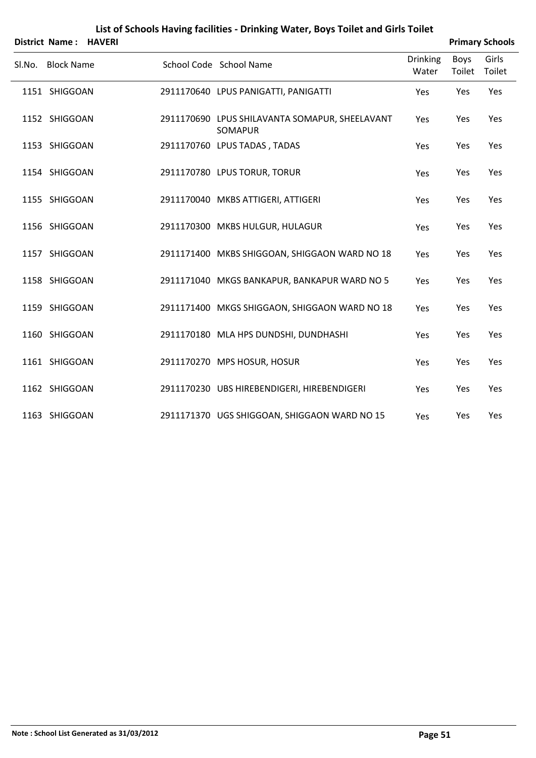# List of Schools Having facilities - Drinking Water, Boys Toilet and Girls Toilet

**District Name : HAVERI** **Primary Schools**

| Sl.No. | Block Name | School Code | School Name | Drinking Water | Boys Toilet | Girls Toilet |
|---|---|---|---|---|---|---|
| 1151 | SHIGGOAN | 2911170640 | LPUS PANIGATTI, PANIGATTI | Yes | Yes | Yes |
| 1152 | SHIGGOAN | 2911170690 | LPUS SHILAVANTA SOMAPUR, SHEELAVANT SOMAPUR | Yes | Yes | Yes |
| 1153 | SHIGGOAN | 2911170760 | LPUS TADAS , TADAS | Yes | Yes | Yes |
| 1154 | SHIGGOAN | 2911170780 | LPUS TORUR, TORUR | Yes | Yes | Yes |
| 1155 | SHIGGOAN | 2911170040 | MKBS ATTIGERI, ATTIGERI | Yes | Yes | Yes |
| 1156 | SHIGGOAN | 2911170300 | MKBS HULGUR, HULAGUR | Yes | Yes | Yes |
| 1157 | SHIGGOAN | 2911171400 | MKBS SHIGGOAN, SHIGGAON WARD NO 18 | Yes | Yes | Yes |
| 1158 | SHIGGOAN | 2911171040 | MKGS BANKAPUR, BANKAPUR WARD NO 5 | Yes | Yes | Yes |
| 1159 | SHIGGOAN | 2911171400 | MKGS SHIGGAON, SHIGGAON WARD NO 18 | Yes | Yes | Yes |
| 1160 | SHIGGOAN | 2911170180 | MLA HPS DUNDSHI, DUNDHASHI | Yes | Yes | Yes |
| 1161 | SHIGGOAN | 2911170270 | MPS HOSUR, HOSUR | Yes | Yes | Yes |
| 1162 | SHIGGOAN | 2911170230 | UBS HIREBENDIGERI, HIREBENDIGERI | Yes | Yes | Yes |
| 1163 | SHIGGOAN | 2911171370 | UGS SHIGGOAN, SHIGGAON WARD NO 15 | Yes | Yes | Yes |

**Note : School List Generated as 31/03/2012**